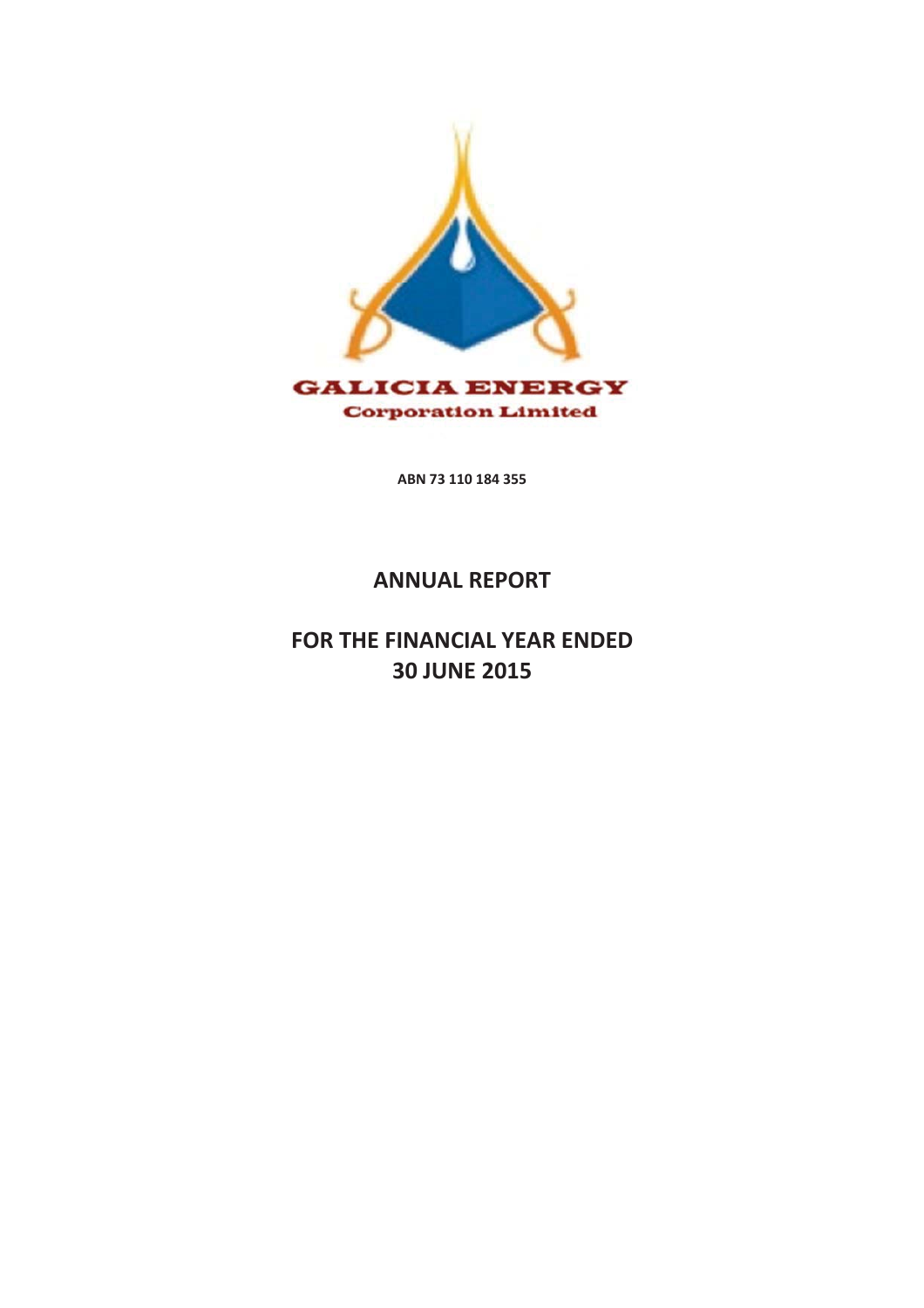GALICIA ENERGY
Corporation Limited

**ABN 73 110 184 355**

# ANNUAL REPORT

## FOR THE FINANCIAL YEAR ENDED 30 JUNE 2015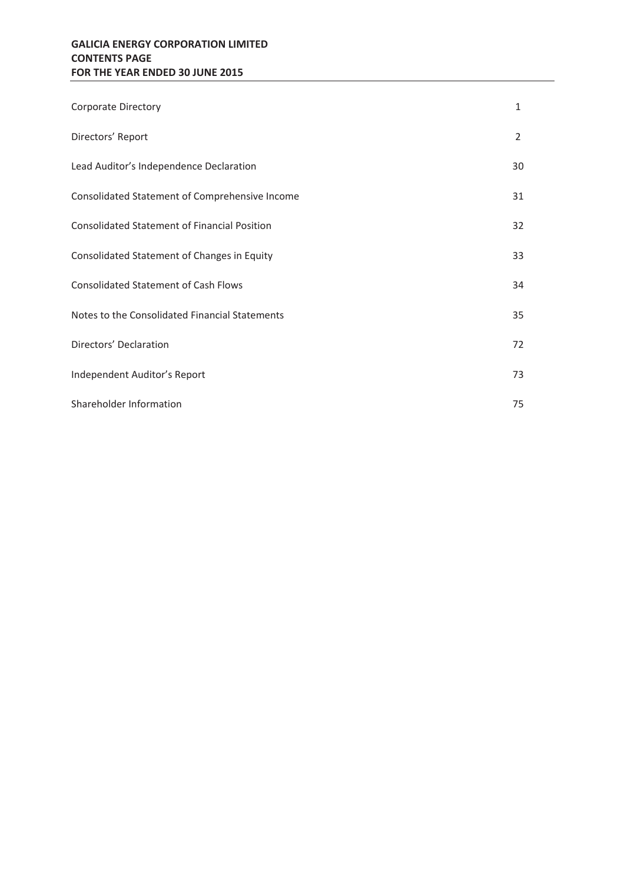**GALICIA ENERGY CORPORATION LIMITED**
**CONTENTS PAGE**
**FOR THE YEAR ENDED 30 JUNE 2015**

| | |
|---|---|
| Corporate Directory | 1 |
| Directors' Report | 2 |
| Lead Auditor's Independence Declaration | 30 |
| Consolidated Statement of Comprehensive Income | 31 |
| Consolidated Statement of Financial Position | 32 |
| Consolidated Statement of Changes in Equity | 33 |
| Consolidated Statement of Cash Flows | 34 |
| Notes to the Consolidated Financial Statements | 35 |
| Directors' Declaration | 72 |
| Independent Auditor's Report | 73 |
| Shareholder Information | 75 |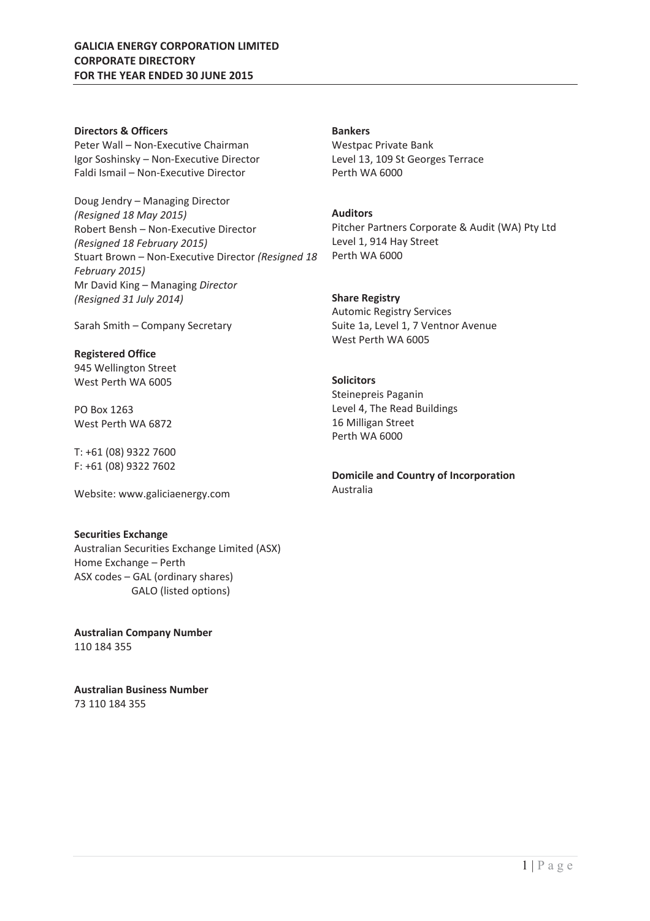# GALICIA ENERGY CORPORATION LIMITED
## CORPORATE DIRECTORY
## FOR THE YEAR ENDED 30 JUNE 2015

**Directors & Officers**
Peter Wall – Non-Executive Chairman
Igor Soshinsky – Non-Executive Director
Faldi Ismail – Non-Executive Director

Doug Jendry – Managing Director
*(Resigned 18 May 2015)*
Robert Bensh – Non-Executive Director
*(Resigned 18 February 2015)*
Stuart Brown – Non-Executive Director *(Resigned 18 February 2015)*
Mr David King – Managing *Director*
*(Resigned 31 July 2014)*

Sarah Smith – Company Secretary

**Registered Office**
945 Wellington Street
West Perth WA 6005

PO Box 1263
West Perth WA 6872

T: +61 (08) 9322 7600
F: +61 (08) 9322 7602

Website: www.galiciaenergy.com

**Securities Exchange**
Australian Securities Exchange Limited (ASX)
Home Exchange – Perth
ASX codes – GAL (ordinary shares)
GALO (listed options)

**Australian Company Number**
110 184 355

**Australian Business Number**
73 110 184 355

**Bankers**
Westpac Private Bank
Level 13, 109 St Georges Terrace
Perth WA 6000

**Auditors**
Pitcher Partners Corporate & Audit (WA) Pty Ltd
Level 1, 914 Hay Street
Perth WA 6000

**Share Registry**
Automic Registry Services
Suite 1a, Level 1, 7 Ventnor Avenue
West Perth WA 6005

**Solicitors**
Steinepreis Paganin
Level 4, The Read Buildings
16 Milligan Street
Perth WA 6000

**Domicile and Country of Incorporation**
Australia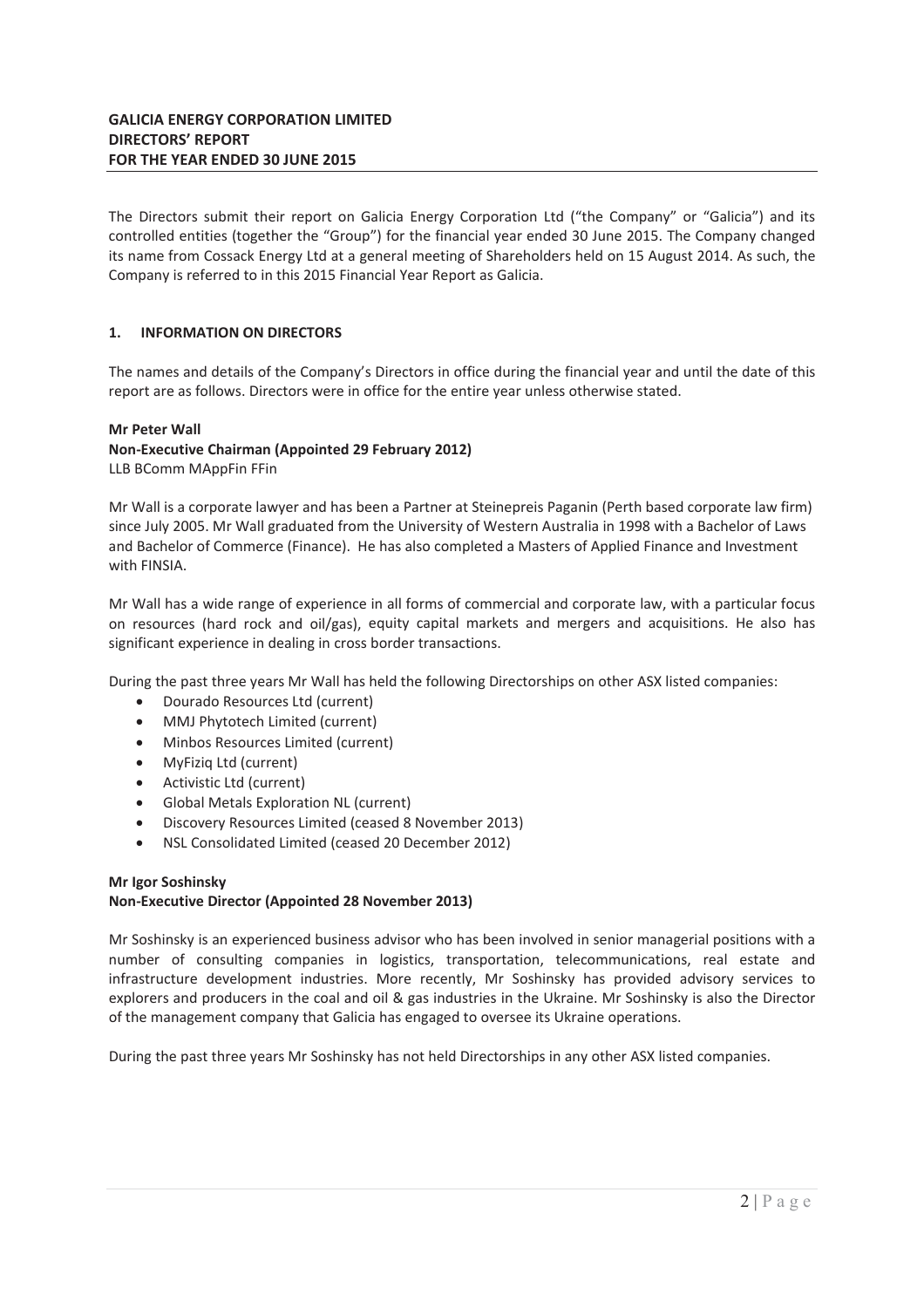**GALICIA ENERGY CORPORATION LIMITED**
**DIRECTORS' REPORT**
**FOR THE YEAR ENDED 30 JUNE 2015**

The Directors submit their report on Galicia Energy Corporation Ltd ("the Company" or "Galicia") and its controlled entities (together the "Group") for the financial year ended 30 June 2015. The Company changed its name from Cossack Energy Ltd at a general meeting of Shareholders held on 15 August 2014. As such, the Company is referred to in this 2015 Financial Year Report as Galicia.

## 1. INFORMATION ON DIRECTORS

The names and details of the Company's Directors in office during the financial year and until the date of this report are as follows. Directors were in office for the entire year unless otherwise stated.

**Mr Peter Wall**
**Non-Executive Chairman (Appointed 29 February 2012)**
LLB BComm MAppFin FFin

Mr Wall is a corporate lawyer and has been a Partner at Steinepreis Paganin (Perth based corporate law firm) since July 2005. Mr Wall graduated from the University of Western Australia in 1998 with a Bachelor of Laws and Bachelor of Commerce (Finance). He has also completed a Masters of Applied Finance and Investment with FINSIA.

Mr Wall has a wide range of experience in all forms of commercial and corporate law, with a particular focus on resources (hard rock and oil/gas), equity capital markets and mergers and acquisitions. He also has significant experience in dealing in cross border transactions.

During the past three years Mr Wall has held the following Directorships on other ASX listed companies:

- Dourado Resources Ltd (current)
- MMJ Phytotech Limited (current)
- Minbos Resources Limited (current)
- MyFiziq Ltd (current)
- Activistic Ltd (current)
- Global Metals Exploration NL (current)
- Discovery Resources Limited (ceased 8 November 2013)
- NSL Consolidated Limited (ceased 20 December 2012)

**Mr Igor Soshinsky**
**Non-Executive Director (Appointed 28 November 2013)**

Mr Soshinsky is an experienced business advisor who has been involved in senior managerial positions with a number of consulting companies in logistics, transportation, telecommunications, real estate and infrastructure development industries. More recently, Mr Soshinsky has provided advisory services to explorers and producers in the coal and oil & gas industries in the Ukraine. Mr Soshinsky is also the Director of the management company that Galicia has engaged to oversee its Ukraine operations.

During the past three years Mr Soshinsky has not held Directorships in any other ASX listed companies.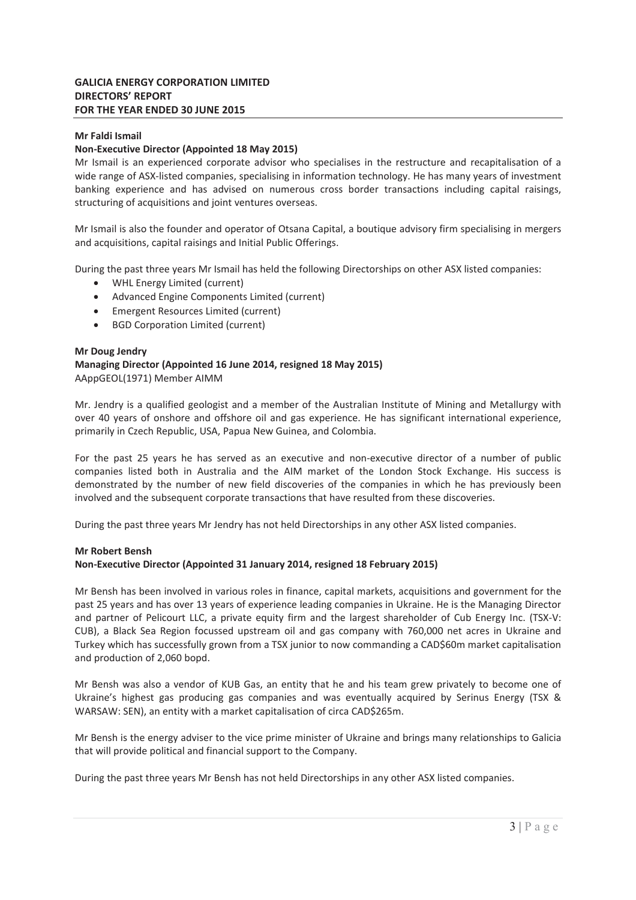**Mr Faldi Ismail**

**Non-Executive Director (Appointed 18 May 2015)**

Mr Ismail is an experienced corporate advisor who specialises in the restructure and recapitalisation of a wide range of ASX-listed companies, specialising in information technology. He has many years of investment banking experience and has advised on numerous cross border transactions including capital raisings, structuring of acquisitions and joint ventures overseas.

Mr Ismail is also the founder and operator of Otsana Capital, a boutique advisory firm specialising in mergers and acquisitions, capital raisings and Initial Public Offerings.

During the past three years Mr Ismail has held the following Directorships on other ASX listed companies:

- WHL Energy Limited (current)
- Advanced Engine Components Limited (current)
- Emergent Resources Limited (current)
- BGD Corporation Limited (current)

**Mr Doug Jendry**

**Managing Director (Appointed 16 June 2014, resigned 18 May 2015)**

AAppGEOL(1971) Member AIMM

Mr. Jendry is a qualified geologist and a member of the Australian Institute of Mining and Metallurgy with over 40 years of onshore and offshore oil and gas experience. He has significant international experience, primarily in Czech Republic, USA, Papua New Guinea, and Colombia.

For the past 25 years he has served as an executive and non-executive director of a number of public companies listed both in Australia and the AIM market of the London Stock Exchange. His success is demonstrated by the number of new field discoveries of the companies in which he has previously been involved and the subsequent corporate transactions that have resulted from these discoveries.

During the past three years Mr Jendry has not held Directorships in any other ASX listed companies.

**Mr Robert Bensh**

**Non-Executive Director (Appointed 31 January 2014, resigned 18 February 2015)**

Mr Bensh has been involved in various roles in finance, capital markets, acquisitions and government for the past 25 years and has over 13 years of experience leading companies in Ukraine. He is the Managing Director and partner of Pelicourt LLC, a private equity firm and the largest shareholder of Cub Energy Inc. (TSX-V: CUB), a Black Sea Region focussed upstream oil and gas company with 760,000 net acres in Ukraine and Turkey which has successfully grown from a TSX junior to now commanding a CAD$60m market capitalisation and production of 2,060 bopd.

Mr Bensh was also a vendor of KUB Gas, an entity that he and his team grew privately to become one of Ukraine's highest gas producing gas companies and was eventually acquired by Serinus Energy (TSX & WARSAW: SEN), an entity with a market capitalisation of circa CAD$265m.

Mr Bensh is the energy adviser to the vice prime minister of Ukraine and brings many relationships to Galicia that will provide political and financial support to the Company.

During the past three years Mr Bensh has not held Directorships in any other ASX listed companies.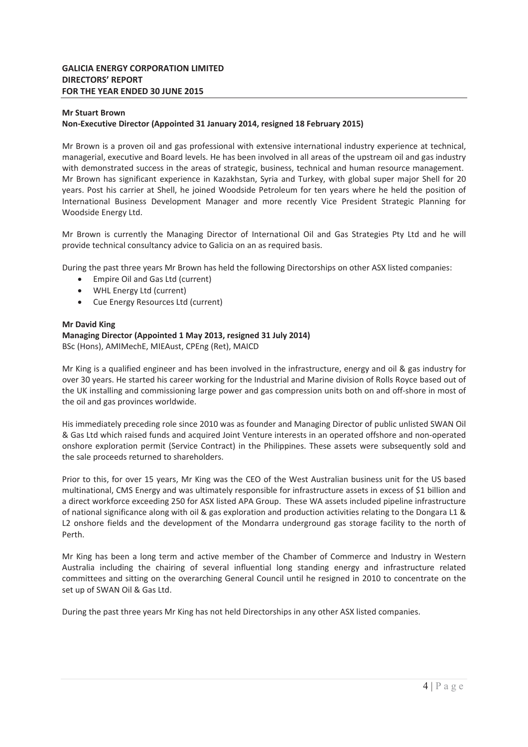**Mr Stuart Brown**
**Non-Executive Director (Appointed 31 January 2014, resigned 18 February 2015)**

Mr Brown is a proven oil and gas professional with extensive international industry experience at technical, managerial, executive and Board levels. He has been involved in all areas of the upstream oil and gas industry with demonstrated success in the areas of strategic, business, technical and human resource management. Mr Brown has significant experience in Kazakhstan, Syria and Turkey, with global super major Shell for 20 years. Post his carrier at Shell, he joined Woodside Petroleum for ten years where he held the position of International Business Development Manager and more recently Vice President Strategic Planning for Woodside Energy Ltd.

Mr Brown is currently the Managing Director of International Oil and Gas Strategies Pty Ltd and he will provide technical consultancy advice to Galicia on an as required basis.

During the past three years Mr Brown has held the following Directorships on other ASX listed companies:

- Empire Oil and Gas Ltd (current)
- WHL Energy Ltd (current)
- Cue Energy Resources Ltd (current)

**Mr David King**
**Managing Director (Appointed 1 May 2013, resigned 31 July 2014)**
BSc (Hons), AMIMechE, MIEAust, CPEng (Ret), MAICD

Mr King is a qualified engineer and has been involved in the infrastructure, energy and oil & gas industry for over 30 years. He started his career working for the Industrial and Marine division of Rolls Royce based out of the UK installing and commissioning large power and gas compression units both on and off-shore in most of the oil and gas provinces worldwide.

His immediately preceding role since 2010 was as founder and Managing Director of public unlisted SWAN Oil & Gas Ltd which raised funds and acquired Joint Venture interests in an operated offshore and non-operated onshore exploration permit (Service Contract) in the Philippines. These assets were subsequently sold and the sale proceeds returned to shareholders.

Prior to this, for over 15 years, Mr King was the CEO of the West Australian business unit for the US based multinational, CMS Energy and was ultimately responsible for infrastructure assets in excess of $1 billion and a direct workforce exceeding 250 for ASX listed APA Group. These WA assets included pipeline infrastructure of national significance along with oil & gas exploration and production activities relating to the Dongara L1 & L2 onshore fields and the development of the Mondarra underground gas storage facility to the north of Perth.

Mr King has been a long term and active member of the Chamber of Commerce and Industry in Western Australia including the chairing of several influential long standing energy and infrastructure related committees and sitting on the overarching General Council until he resigned in 2010 to concentrate on the set up of SWAN Oil & Gas Ltd.

During the past three years Mr King has not held Directorships in any other ASX listed companies.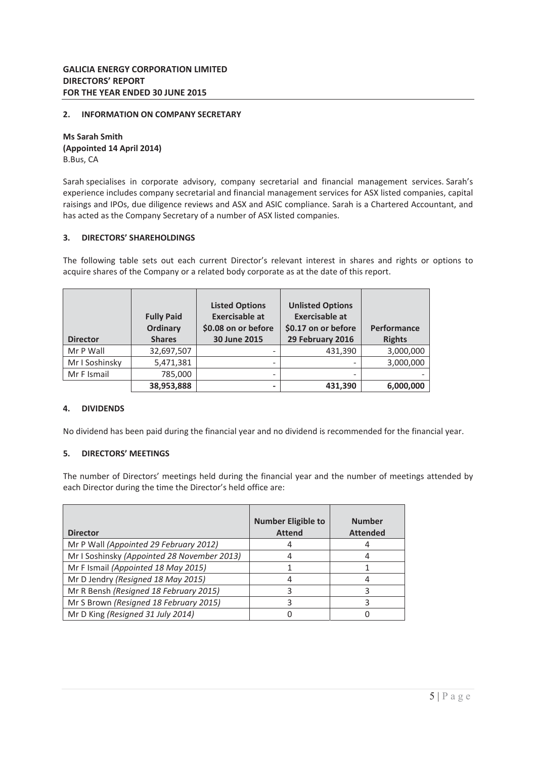**GALICIA ENERGY CORPORATION LIMITED**
**DIRECTORS' REPORT**
**FOR THE YEAR ENDED 30 JUNE 2015**

## 2. INFORMATION ON COMPANY SECRETARY

**Ms Sarah Smith**
**(Appointed 14 April 2014)**
B.Bus, CA

Sarah specialises in corporate advisory, company secretarial and financial management services. Sarah's experience includes company secretarial and financial management services for ASX listed companies, capital raisings and IPOs, due diligence reviews and ASX and ASIC compliance. Sarah is a Chartered Accountant, and has acted as the Company Secretary of a number of ASX listed companies.

## 3. DIRECTORS' SHAREHOLDINGS

The following table sets out each current Director's relevant interest in shares and rights or options to acquire shares of the Company or a related body corporate as at the date of this report.

| Director | Fully Paid Ordinary Shares | Listed Options Exercisable at $0.08 on or before 30 June 2015 | Unlisted Options Exercisable at $0.17 on or before 29 February 2016 | Performance Rights |
|---|---|---|---|---|
| Mr P Wall | 32,697,507 | - | 431,390 | 3,000,000 |
| Mr I Soshinsky | 5,471,381 | - | - | 3,000,000 |
| Mr F Ismail | 785,000 | - | - | - |
| | **38,953,888** | **-** | **431,390** | **6,000,000** |

## 4. DIVIDENDS

No dividend has been paid during the financial year and no dividend is recommended for the financial year.

## 5. DIRECTORS' MEETINGS

The number of Directors' meetings held during the financial year and the number of meetings attended by each Director during the time the Director's held office are:

| Director | Number Eligible to Attend | Number Attended |
|---|---|---|
| Mr P Wall *(Appointed 29 February 2012)* | 4 | 4 |
| Mr I Soshinsky *(Appointed 28 November 2013)* | 4 | 4 |
| Mr F Ismail *(Appointed 18 May 2015)* | 1 | 1 |
| Mr D Jendry *(Resigned 18 May 2015)* | 4 | 4 |
| Mr R Bensh *(Resigned 18 February 2015)* | 3 | 3 |
| Mr S Brown *(Resigned 18 February 2015)* | 3 | 3 |
| Mr D King *(Resigned 31 July 2014)* | 0 | 0 |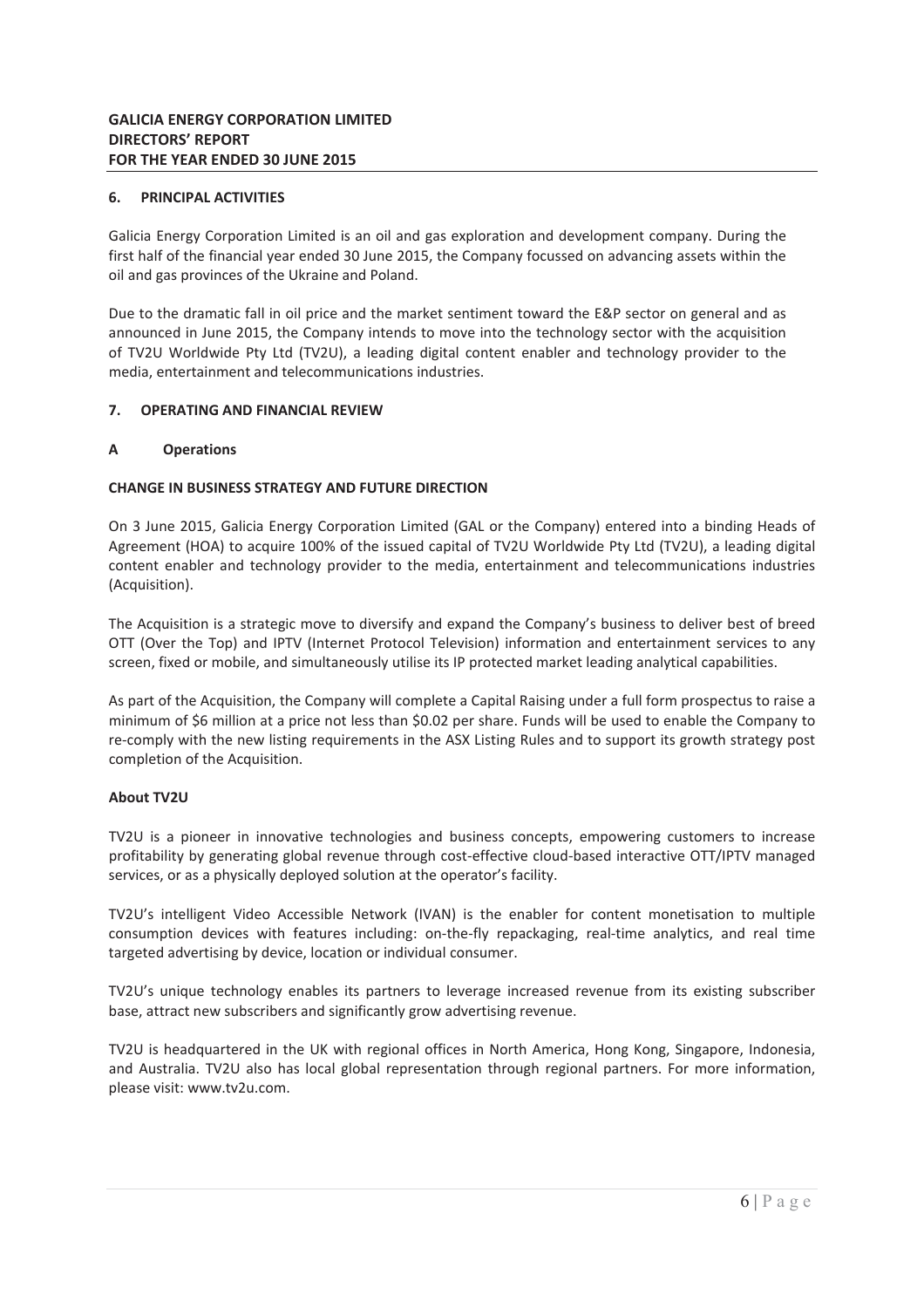## 6. PRINCIPAL ACTIVITIES

Galicia Energy Corporation Limited is an oil and gas exploration and development company. During the first half of the financial year ended 30 June 2015, the Company focussed on advancing assets within the oil and gas provinces of the Ukraine and Poland.

Due to the dramatic fall in oil price and the market sentiment toward the E&P sector on general and as announced in June 2015, the Company intends to move into the technology sector with the acquisition of TV2U Worldwide Pty Ltd (TV2U), a leading digital content enabler and technology provider to the media, entertainment and telecommunications industries.

## 7. OPERATING AND FINANCIAL REVIEW

### A Operations

**CHANGE IN BUSINESS STRATEGY AND FUTURE DIRECTION**

On 3 June 2015, Galicia Energy Corporation Limited (GAL or the Company) entered into a binding Heads of Agreement (HOA) to acquire 100% of the issued capital of TV2U Worldwide Pty Ltd (TV2U), a leading digital content enabler and technology provider to the media, entertainment and telecommunications industries (Acquisition).

The Acquisition is a strategic move to diversify and expand the Company's business to deliver best of breed OTT (Over the Top) and IPTV (Internet Protocol Television) information and entertainment services to any screen, fixed or mobile, and simultaneously utilise its IP protected market leading analytical capabilities.

As part of the Acquisition, the Company will complete a Capital Raising under a full form prospectus to raise a minimum of $6 million at a price not less than $0.02 per share. Funds will be used to enable the Company to re-comply with the new listing requirements in the ASX Listing Rules and to support its growth strategy post completion of the Acquisition.

**About TV2U**

TV2U is a pioneer in innovative technologies and business concepts, empowering customers to increase profitability by generating global revenue through cost-effective cloud-based interactive OTT/IPTV managed services, or as a physically deployed solution at the operator's facility.

TV2U's intelligent Video Accessible Network (IVAN) is the enabler for content monetisation to multiple consumption devices with features including: on-the-fly repackaging, real-time analytics, and real time targeted advertising by device, location or individual consumer.

TV2U's unique technology enables its partners to leverage increased revenue from its existing subscriber base, attract new subscribers and significantly grow advertising revenue.

TV2U is headquartered in the UK with regional offices in North America, Hong Kong, Singapore, Indonesia, and Australia. TV2U also has local global representation through regional partners. For more information, please visit: www.tv2u.com.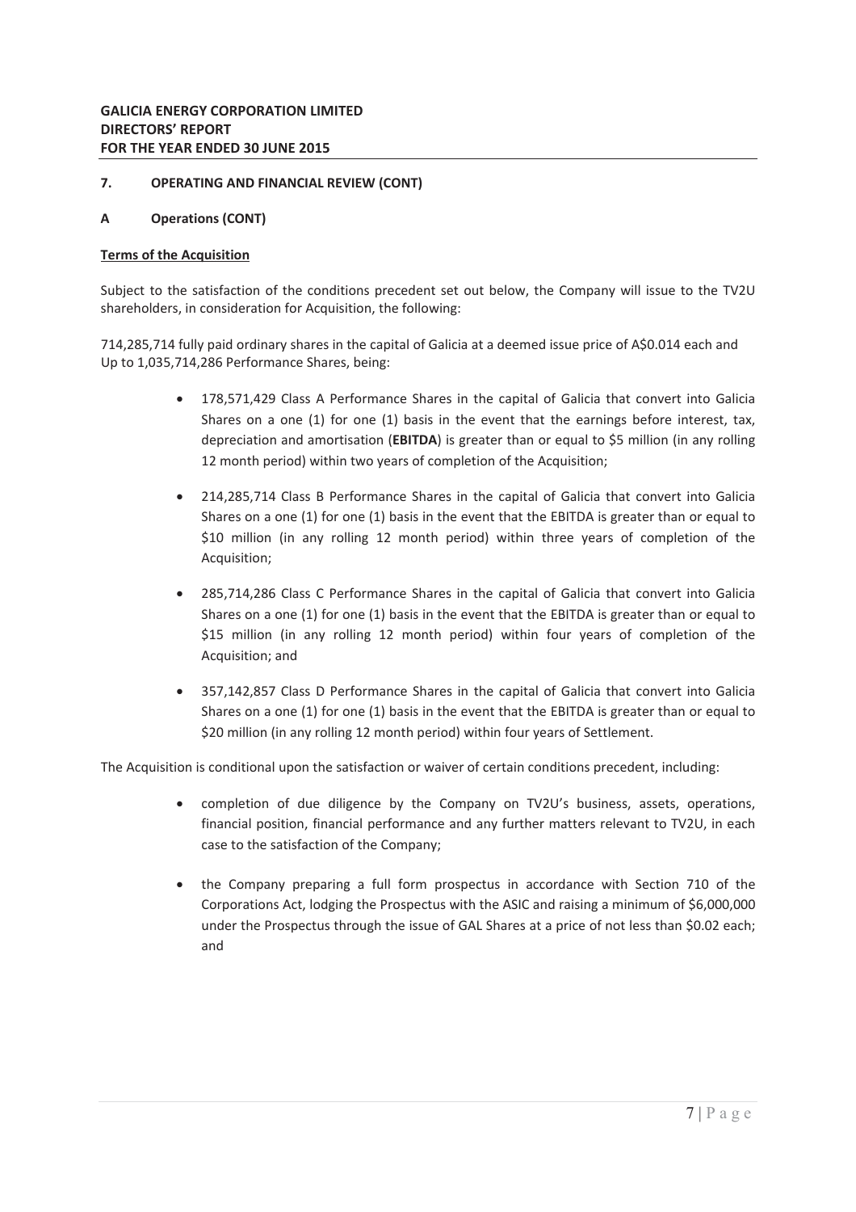## 7. OPERATING AND FINANCIAL REVIEW (CONT)

### A Operations (CONT)

**Terms of the Acquisition**

Subject to the satisfaction of the conditions precedent set out below, the Company will issue to the TV2U shareholders, in consideration for Acquisition, the following:

714,285,714 fully paid ordinary shares in the capital of Galicia at a deemed issue price of A$0.014 each and Up to 1,035,714,286 Performance Shares, being:

- 178,571,429 Class A Performance Shares in the capital of Galicia that convert into Galicia Shares on a one (1) for one (1) basis in the event that the earnings before interest, tax, depreciation and amortisation (**EBITDA**) is greater than or equal to $5 million (in any rolling 12 month period) within two years of completion of the Acquisition;
- 214,285,714 Class B Performance Shares in the capital of Galicia that convert into Galicia Shares on a one (1) for one (1) basis in the event that the EBITDA is greater than or equal to $10 million (in any rolling 12 month period) within three years of completion of the Acquisition;
- 285,714,286 Class C Performance Shares in the capital of Galicia that convert into Galicia Shares on a one (1) for one (1) basis in the event that the EBITDA is greater than or equal to $15 million (in any rolling 12 month period) within four years of completion of the Acquisition; and
- 357,142,857 Class D Performance Shares in the capital of Galicia that convert into Galicia Shares on a one (1) for one (1) basis in the event that the EBITDA is greater than or equal to $20 million (in any rolling 12 month period) within four years of Settlement.

The Acquisition is conditional upon the satisfaction or waiver of certain conditions precedent, including:

- completion of due diligence by the Company on TV2U's business, assets, operations, financial position, financial performance and any further matters relevant to TV2U, in each case to the satisfaction of the Company;
- the Company preparing a full form prospectus in accordance with Section 710 of the Corporations Act, lodging the Prospectus with the ASIC and raising a minimum of $6,000,000 under the Prospectus through the issue of GAL Shares at a price of not less than $0.02 each; and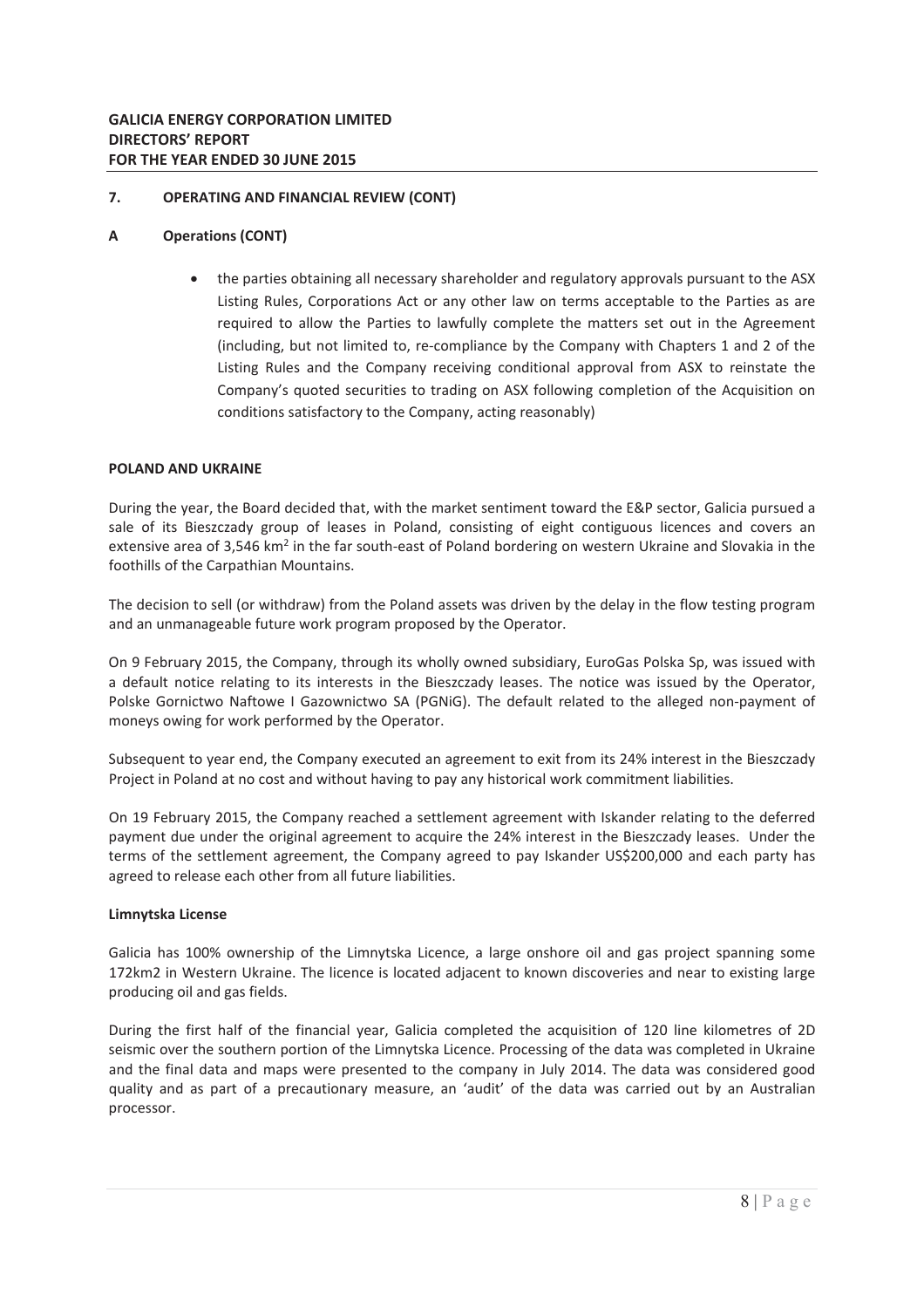## 7. OPERATING AND FINANCIAL REVIEW (CONT)

### A Operations (CONT)

- the parties obtaining all necessary shareholder and regulatory approvals pursuant to the ASX Listing Rules, Corporations Act or any other law on terms acceptable to the Parties as are required to allow the Parties to lawfully complete the matters set out in the Agreement (including, but not limited to, re-compliance by the Company with Chapters 1 and 2 of the Listing Rules and the Company receiving conditional approval from ASX to reinstate the Company's quoted securities to trading on ASX following completion of the Acquisition on conditions satisfactory to the Company, acting reasonably)

**POLAND AND UKRAINE**

During the year, the Board decided that, with the market sentiment toward the E&P sector, Galicia pursued a sale of its Bieszczady group of leases in Poland, consisting of eight contiguous licences and covers an extensive area of 3,546 $km^2$ in the far south-east of Poland bordering on western Ukraine and Slovakia in the foothills of the Carpathian Mountains.

The decision to sell (or withdraw) from the Poland assets was driven by the delay in the flow testing program and an unmanageable future work program proposed by the Operator.

On 9 February 2015, the Company, through its wholly owned subsidiary, EuroGas Polska Sp, was issued with a default notice relating to its interests in the Bieszczady leases. The notice was issued by the Operator, Polske Gornictwo Naftowe I Gazownictwo SA (PGNiG). The default related to the alleged non-payment of moneys owing for work performed by the Operator.

Subsequent to year end, the Company executed an agreement to exit from its 24% interest in the Bieszczady Project in Poland at no cost and without having to pay any historical work commitment liabilities.

On 19 February 2015, the Company reached a settlement agreement with Iskander relating to the deferred payment due under the original agreement to acquire the 24% interest in the Bieszczady leases. Under the terms of the settlement agreement, the Company agreed to pay Iskander US$200,000 and each party has agreed to release each other from all future liabilities.

**Limnytska License**

Galicia has 100% ownership of the Limnytska Licence, a large onshore oil and gas project spanning some 172km2 in Western Ukraine. The licence is located adjacent to known discoveries and near to existing large producing oil and gas fields.

During the first half of the financial year, Galicia completed the acquisition of 120 line kilometres of 2D seismic over the southern portion of the Limnytska Licence. Processing of the data was completed in Ukraine and the final data and maps were presented to the company in July 2014. The data was considered good quality and as part of a precautionary measure, an 'audit' of the data was carried out by an Australian processor.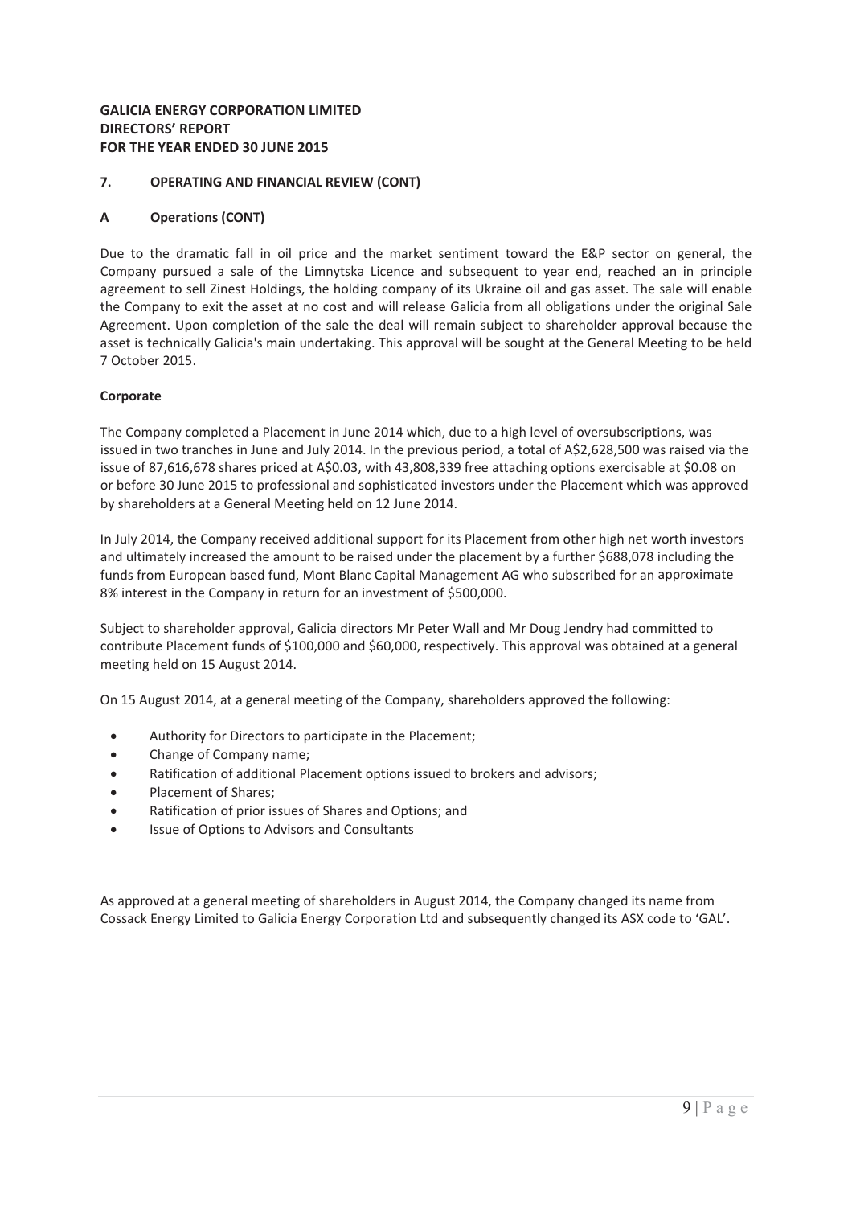## 7. OPERATING AND FINANCIAL REVIEW (CONT)

### A Operations (CONT)

Due to the dramatic fall in oil price and the market sentiment toward the E&P sector on general, the Company pursued a sale of the Limnytska Licence and subsequent to year end, reached an in principle agreement to sell Zinest Holdings, the holding company of its Ukraine oil and gas asset. The sale will enable the Company to exit the asset at no cost and will release Galicia from all obligations under the original Sale Agreement. Upon completion of the sale the deal will remain subject to shareholder approval because the asset is technically Galicia's main undertaking. This approval will be sought at the General Meeting to be held 7 October 2015.

**Corporate**

The Company completed a Placement in June 2014 which, due to a high level of oversubscriptions, was issued in two tranches in June and July 2014. In the previous period, a total of A$2,628,500 was raised via the issue of 87,616,678 shares priced at A$0.03, with 43,808,339 free attaching options exercisable at $0.08 on or before 30 June 2015 to professional and sophisticated investors under the Placement which was approved by shareholders at a General Meeting held on 12 June 2014.

In July 2014, the Company received additional support for its Placement from other high net worth investors and ultimately increased the amount to be raised under the placement by a further $688,078 including the funds from European based fund, Mont Blanc Capital Management AG who subscribed for an approximate 8% interest in the Company in return for an investment of $500,000.

Subject to shareholder approval, Galicia directors Mr Peter Wall and Mr Doug Jendry had committed to contribute Placement funds of $100,000 and $60,000, respectively. This approval was obtained at a general meeting held on 15 August 2014.

On 15 August 2014, at a general meeting of the Company, shareholders approved the following:

- Authority for Directors to participate in the Placement;
- Change of Company name;
- Ratification of additional Placement options issued to brokers and advisors;
- Placement of Shares;
- Ratification of prior issues of Shares and Options; and
- Issue of Options to Advisors and Consultants

As approved at a general meeting of shareholders in August 2014, the Company changed its name from Cossack Energy Limited to Galicia Energy Corporation Ltd and subsequently changed its ASX code to 'GAL'.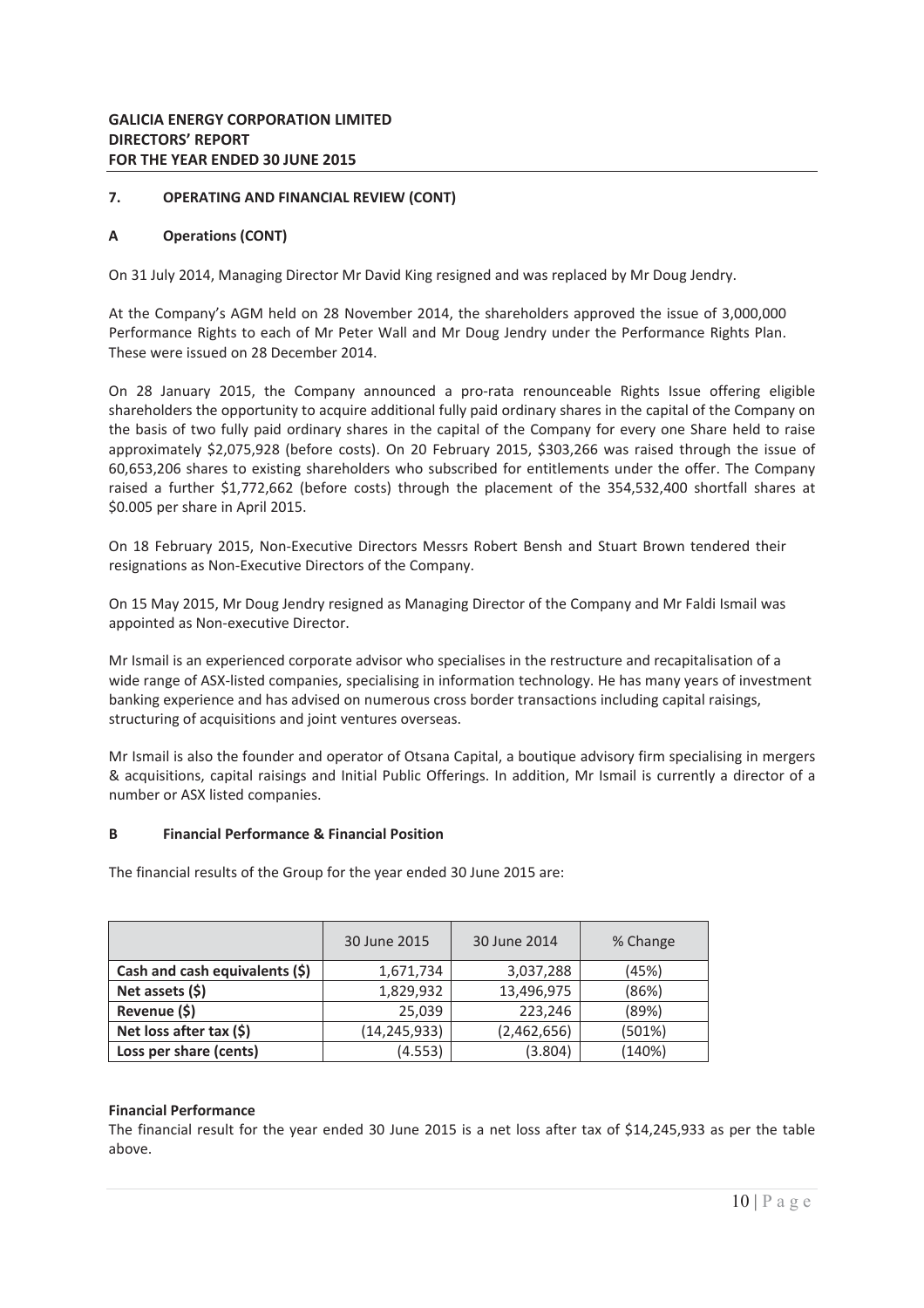## 7. OPERATING AND FINANCIAL REVIEW (CONT)

### A Operations (CONT)

On 31 July 2014, Managing Director Mr David King resigned and was replaced by Mr Doug Jendry.

At the Company's AGM held on 28 November 2014, the shareholders approved the issue of 3,000,000 Performance Rights to each of Mr Peter Wall and Mr Doug Jendry under the Performance Rights Plan. These were issued on 28 December 2014.

On 28 January 2015, the Company announced a pro-rata renounceable Rights Issue offering eligible shareholders the opportunity to acquire additional fully paid ordinary shares in the capital of the Company on the basis of two fully paid ordinary shares in the capital of the Company for every one Share held to raise approximately $2,075,928 (before costs). On 20 February 2015, $303,266 was raised through the issue of 60,653,206 shares to existing shareholders who subscribed for entitlements under the offer. The Company raised a further $1,772,662 (before costs) through the placement of the 354,532,400 shortfall shares at $0.005 per share in April 2015.

On 18 February 2015, Non-Executive Directors Messrs Robert Bensh and Stuart Brown tendered their resignations as Non-Executive Directors of the Company.

On 15 May 2015, Mr Doug Jendry resigned as Managing Director of the Company and Mr Faldi Ismail was appointed as Non-executive Director.

Mr Ismail is an experienced corporate advisor who specialises in the restructure and recapitalisation of a wide range of ASX-listed companies, specialising in information technology. He has many years of investment banking experience and has advised on numerous cross border transactions including capital raisings, structuring of acquisitions and joint ventures overseas.

Mr Ismail is also the founder and operator of Otsana Capital, a boutique advisory firm specialising in mergers & acquisitions, capital raisings and Initial Public Offerings. In addition, Mr Ismail is currently a director of a number or ASX listed companies.

### B Financial Performance & Financial Position

The financial results of the Group for the year ended 30 June 2015 are:

| | 30 June 2015 | 30 June 2014 | % Change |
|---|---|---|---|
| **Cash and cash equivalents ($)** | 1,671,734 | 3,037,288 | (45%) |
| **Net assets ($)** | 1,829,932 | 13,496,975 | (86%) |
| **Revenue ($)** | 25,039 | 223,246 | (89%) |
| **Net loss after tax ($)** | (14,245,933) | (2,462,656) | (501%) |
| **Loss per share (cents)** | (4.553) | (3.804) | (140%) |

**Financial Performance**

The financial result for the year ended 30 June 2015 is a net loss after tax of $14,245,933 as per the table above.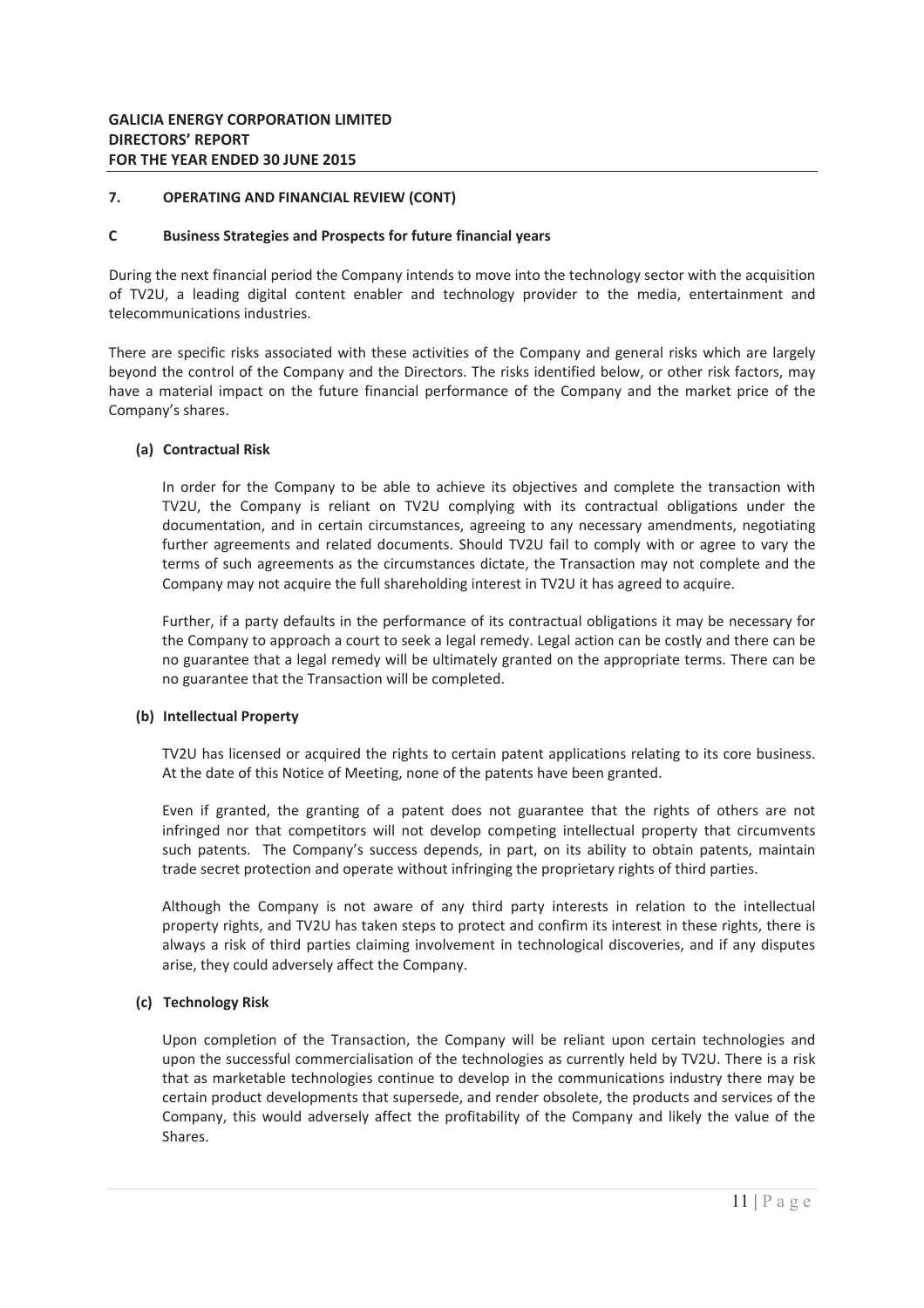## 7. OPERATING AND FINANCIAL REVIEW (CONT)

### C Business Strategies and Prospects for future financial years

During the next financial period the Company intends to move into the technology sector with the acquisition of TV2U, a leading digital content enabler and technology provider to the media, entertainment and telecommunications industries.

There are specific risks associated with these activities of the Company and general risks which are largely beyond the control of the Company and the Directors. The risks identified below, or other risk factors, may have a material impact on the future financial performance of the Company and the market price of the Company's shares.

#### (a) Contractual Risk

In order for the Company to be able to achieve its objectives and complete the transaction with TV2U, the Company is reliant on TV2U complying with its contractual obligations under the documentation, and in certain circumstances, agreeing to any necessary amendments, negotiating further agreements and related documents. Should TV2U fail to comply with or agree to vary the terms of such agreements as the circumstances dictate, the Transaction may not complete and the Company may not acquire the full shareholding interest in TV2U it has agreed to acquire.

Further, if a party defaults in the performance of its contractual obligations it may be necessary for the Company to approach a court to seek a legal remedy. Legal action can be costly and there can be no guarantee that a legal remedy will be ultimately granted on the appropriate terms. There can be no guarantee that the Transaction will be completed.

#### (b) Intellectual Property

TV2U has licensed or acquired the rights to certain patent applications relating to its core business. At the date of this Notice of Meeting, none of the patents have been granted.

Even if granted, the granting of a patent does not guarantee that the rights of others are not infringed nor that competitors will not develop competing intellectual property that circumvents such patents. The Company's success depends, in part, on its ability to obtain patents, maintain trade secret protection and operate without infringing the proprietary rights of third parties.

Although the Company is not aware of any third party interests in relation to the intellectual property rights, and TV2U has taken steps to protect and confirm its interest in these rights, there is always a risk of third parties claiming involvement in technological discoveries, and if any disputes arise, they could adversely affect the Company.

#### (c) Technology Risk

Upon completion of the Transaction, the Company will be reliant upon certain technologies and upon the successful commercialisation of the technologies as currently held by TV2U. There is a risk that as marketable technologies continue to develop in the communications industry there may be certain product developments that supersede, and render obsolete, the products and services of the Company, this would adversely affect the profitability of the Company and likely the value of the Shares.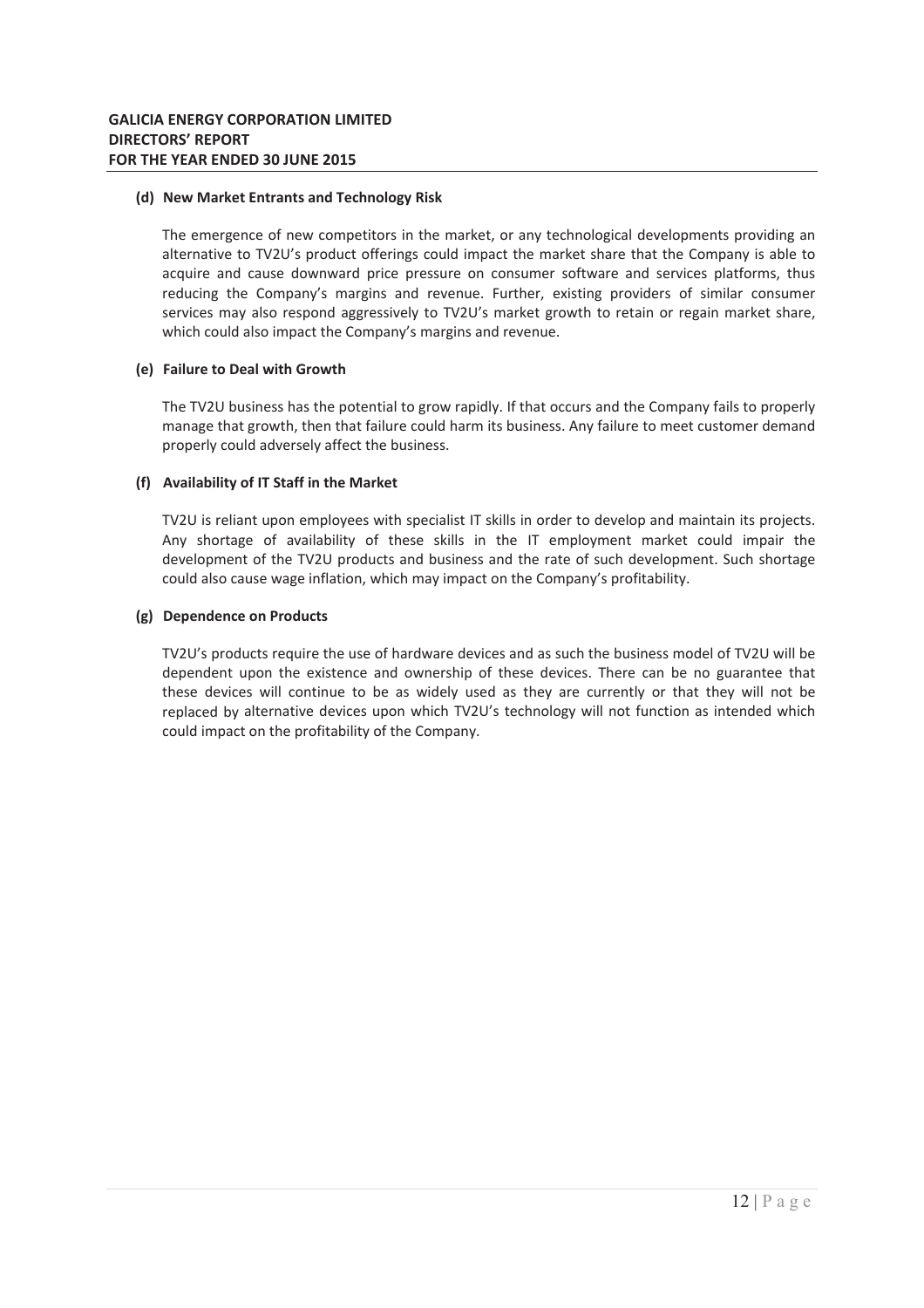#### (d) New Market Entrants and Technology Risk

The emergence of new competitors in the market, or any technological developments providing an alternative to TV2U's product offerings could impact the market share that the Company is able to acquire and cause downward price pressure on consumer software and services platforms, thus reducing the Company's margins and revenue. Further, existing providers of similar consumer services may also respond aggressively to TV2U's market growth to retain or regain market share, which could also impact the Company's margins and revenue.

#### (e) Failure to Deal with Growth

The TV2U business has the potential to grow rapidly. If that occurs and the Company fails to properly manage that growth, then that failure could harm its business. Any failure to meet customer demand properly could adversely affect the business.

#### (f) Availability of IT Staff in the Market

TV2U is reliant upon employees with specialist IT skills in order to develop and maintain its projects. Any shortage of availability of these skills in the IT employment market could impair the development of the TV2U products and business and the rate of such development. Such shortage could also cause wage inflation, which may impact on the Company's profitability.

#### (g) Dependence on Products

TV2U's products require the use of hardware devices and as such the business model of TV2U will be dependent upon the existence and ownership of these devices. There can be no guarantee that these devices will continue to be as widely used as they are currently or that they will not be replaced by alternative devices upon which TV2U's technology will not function as intended which could impact on the profitability of the Company.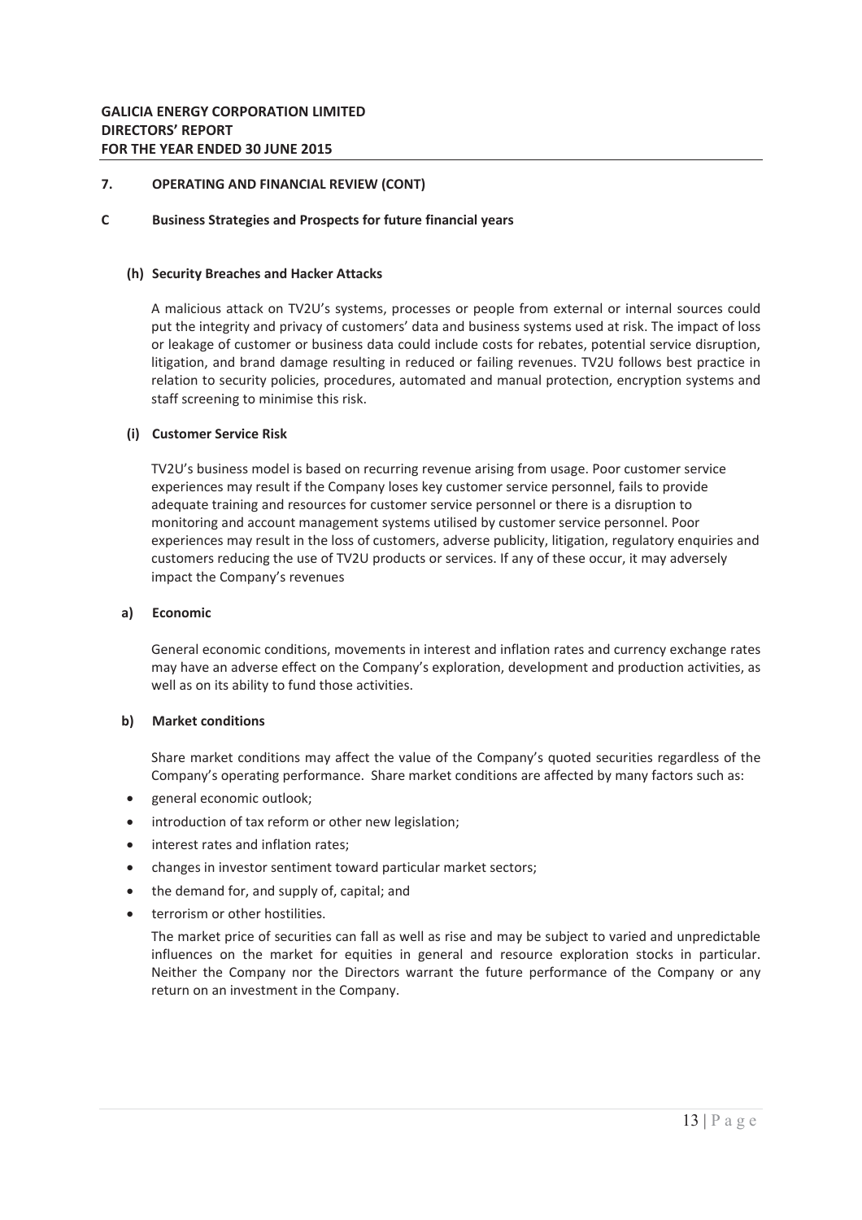## 7. OPERATING AND FINANCIAL REVIEW (CONT)

### C Business Strategies and Prospects for future financial years

#### (h) Security Breaches and Hacker Attacks

A malicious attack on TV2U's systems, processes or people from external or internal sources could put the integrity and privacy of customers' data and business systems used at risk. The impact of loss or leakage of customer or business data could include costs for rebates, potential service disruption, litigation, and brand damage resulting in reduced or failing revenues. TV2U follows best practice in relation to security policies, procedures, automated and manual protection, encryption systems and staff screening to minimise this risk.

#### (i) Customer Service Risk

TV2U's business model is based on recurring revenue arising from usage. Poor customer service experiences may result if the Company loses key customer service personnel, fails to provide adequate training and resources for customer service personnel or there is a disruption to monitoring and account management systems utilised by customer service personnel. Poor experiences may result in the loss of customers, adverse publicity, litigation, regulatory enquiries and customers reducing the use of TV2U products or services. If any of these occur, it may adversely impact the Company's revenues

#### a) Economic

General economic conditions, movements in interest and inflation rates and currency exchange rates may have an adverse effect on the Company's exploration, development and production activities, as well as on its ability to fund those activities.

#### b) Market conditions

Share market conditions may affect the value of the Company's quoted securities regardless of the Company's operating performance. Share market conditions are affected by many factors such as:

- general economic outlook;
- introduction of tax reform or other new legislation;
- interest rates and inflation rates;
- changes in investor sentiment toward particular market sectors;
- the demand for, and supply of, capital; and
- terrorism or other hostilities.

The market price of securities can fall as well as rise and may be subject to varied and unpredictable influences on the market for equities in general and resource exploration stocks in particular. Neither the Company nor the Directors warrant the future performance of the Company or any return on an investment in the Company.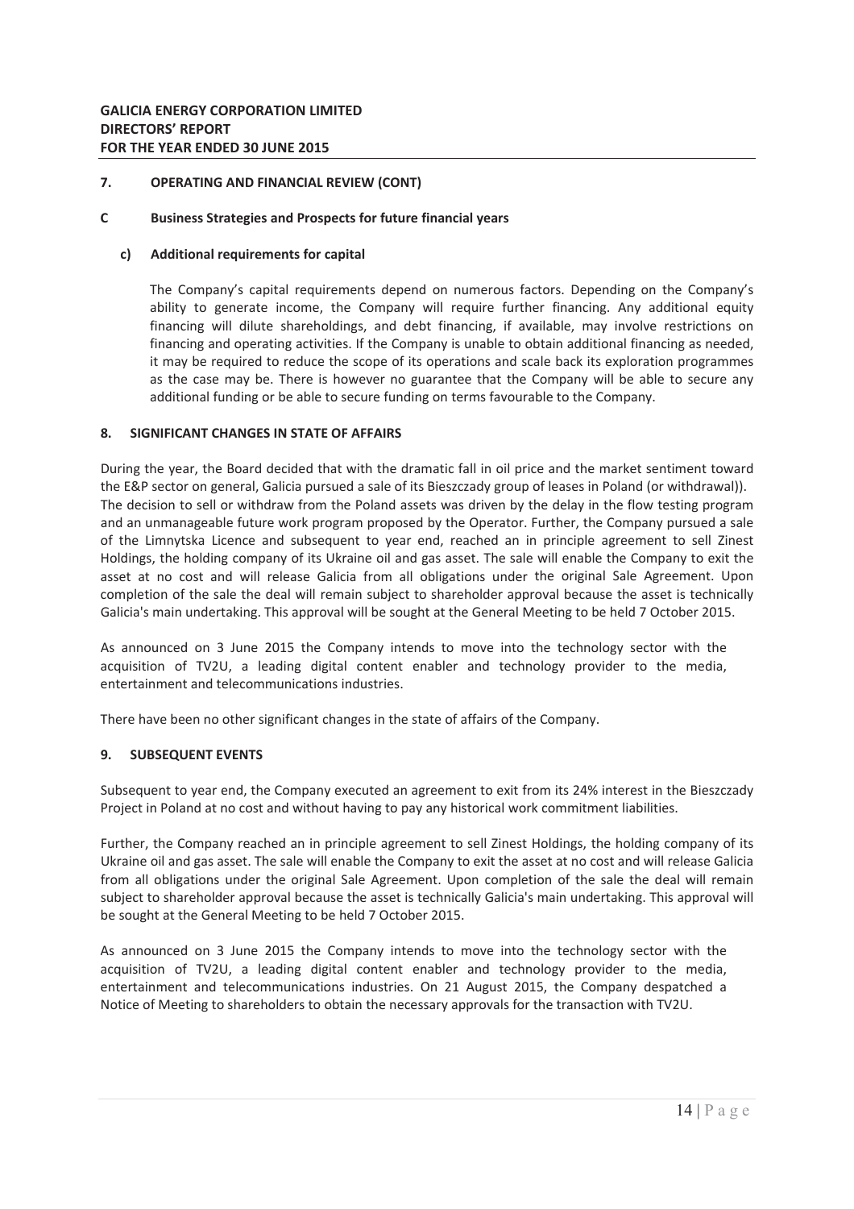## 7. OPERATING AND FINANCIAL REVIEW (CONT)

### C Business Strategies and Prospects for future financial years

#### c) Additional requirements for capital

The Company's capital requirements depend on numerous factors. Depending on the Company's ability to generate income, the Company will require further financing. Any additional equity financing will dilute shareholdings, and debt financing, if available, may involve restrictions on financing and operating activities. If the Company is unable to obtain additional financing as needed, it may be required to reduce the scope of its operations and scale back its exploration programmes as the case may be. There is however no guarantee that the Company will be able to secure any additional funding or be able to secure funding on terms favourable to the Company.

## 8. SIGNIFICANT CHANGES IN STATE OF AFFAIRS

During the year, the Board decided that with the dramatic fall in oil price and the market sentiment toward the E&P sector on general, Galicia pursued a sale of its Bieszczady group of leases in Poland (or withdrawal)). The decision to sell or withdraw from the Poland assets was driven by the delay in the flow testing program and an unmanageable future work program proposed by the Operator. Further, the Company pursued a sale of the Limnytska Licence and subsequent to year end, reached an in principle agreement to sell Zinest Holdings, the holding company of its Ukraine oil and gas asset. The sale will enable the Company to exit the asset at no cost and will release Galicia from all obligations under the original Sale Agreement. Upon completion of the sale the deal will remain subject to shareholder approval because the asset is technically Galicia's main undertaking. This approval will be sought at the General Meeting to be held 7 October 2015.

As announced on 3 June 2015 the Company intends to move into the technology sector with the acquisition of TV2U, a leading digital content enabler and technology provider to the media, entertainment and telecommunications industries.

There have been no other significant changes in the state of affairs of the Company.

## 9. SUBSEQUENT EVENTS

Subsequent to year end, the Company executed an agreement to exit from its 24% interest in the Bieszczady Project in Poland at no cost and without having to pay any historical work commitment liabilities.

Further, the Company reached an in principle agreement to sell Zinest Holdings, the holding company of its Ukraine oil and gas asset. The sale will enable the Company to exit the asset at no cost and will release Galicia from all obligations under the original Sale Agreement. Upon completion of the sale the deal will remain subject to shareholder approval because the asset is technically Galicia's main undertaking. This approval will be sought at the General Meeting to be held 7 October 2015.

As announced on 3 June 2015 the Company intends to move into the technology sector with the acquisition of TV2U, a leading digital content enabler and technology provider to the media, entertainment and telecommunications industries. On 21 August 2015, the Company despatched a Notice of Meeting to shareholders to obtain the necessary approvals for the transaction with TV2U.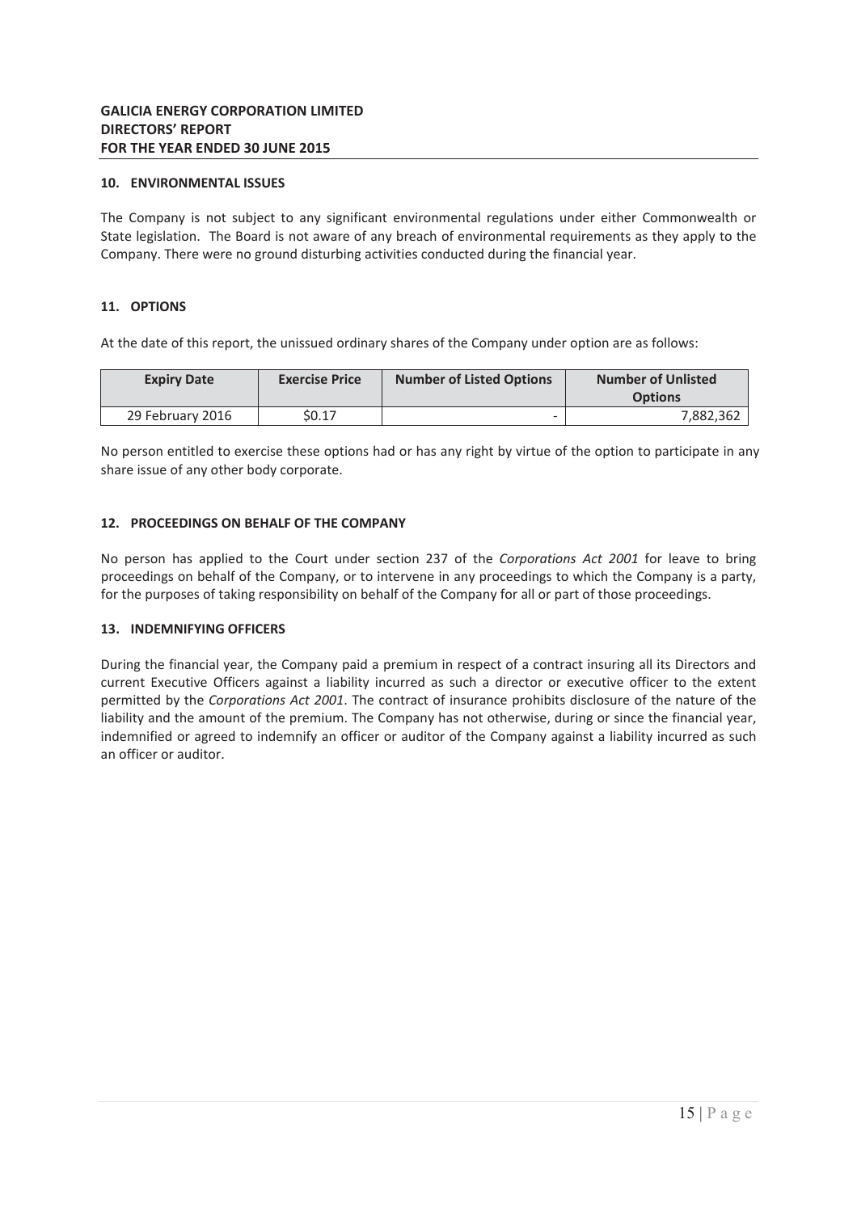**GALICIA ENERGY CORPORATION LIMITED**
**DIRECTORS' REPORT**
**FOR THE YEAR ENDED 30 JUNE 2015**

## 10. ENVIRONMENTAL ISSUES

The Company is not subject to any significant environmental regulations under either Commonwealth or State legislation. The Board is not aware of any breach of environmental requirements as they apply to the Company. There were no ground disturbing activities conducted during the financial year.

## 11. OPTIONS

At the date of this report, the unissued ordinary shares of the Company under option are as follows:

| Expiry Date | Exercise Price | Number of Listed Options | Number of Unlisted Options |
|---|---|---|---|
| 29 February 2016 | $0.17 | - | 7,882,362 |

No person entitled to exercise these options had or has any right by virtue of the option to participate in any share issue of any other body corporate.

## 12. PROCEEDINGS ON BEHALF OF THE COMPANY

No person has applied to the Court under section 237 of the *Corporations Act 2001* for leave to bring proceedings on behalf of the Company, or to intervene in any proceedings to which the Company is a party, for the purposes of taking responsibility on behalf of the Company for all or part of those proceedings.

## 13. INDEMNIFYING OFFICERS

During the financial year, the Company paid a premium in respect of a contract insuring all its Directors and current Executive Officers against a liability incurred as such a director or executive officer to the extent permitted by the *Corporations Act 2001*. The contract of insurance prohibits disclosure of the nature of the liability and the amount of the premium. The Company has not otherwise, during or since the financial year, indemnified or agreed to indemnify an officer or auditor of the Company against a liability incurred as such an officer or auditor.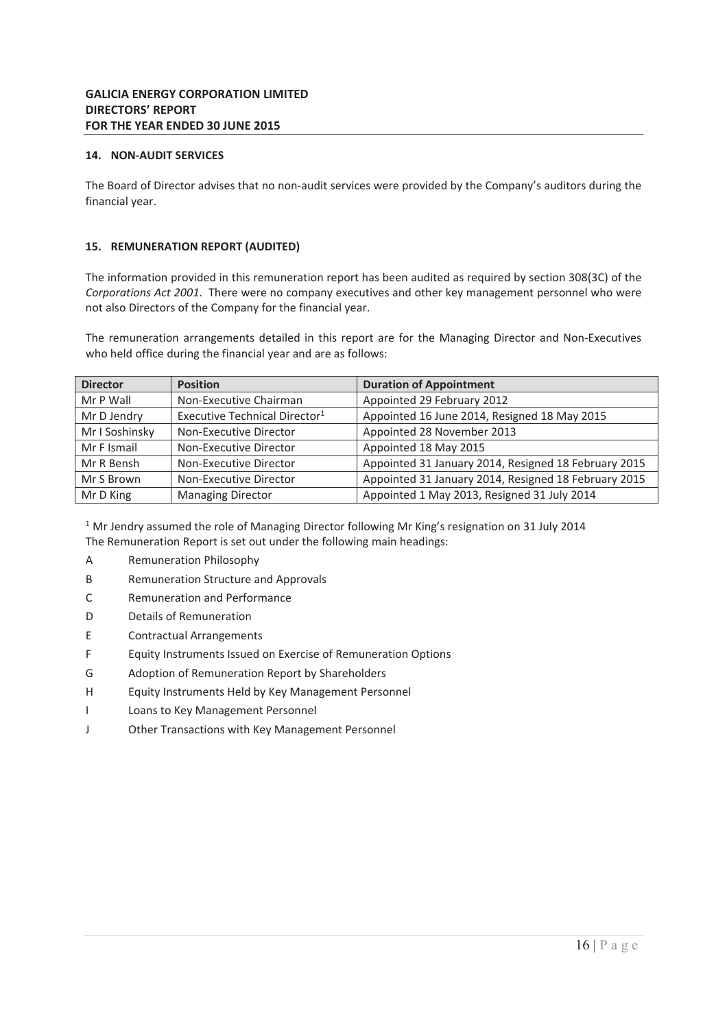## 14. NON-AUDIT SERVICES

The Board of Director advises that no non-audit services were provided by the Company's auditors during the financial year.

## 15. REMUNERATION REPORT (AUDITED)

The information provided in this remuneration report has been audited as required by section 308(3C) of the *Corporations Act 2001*. There were no company executives and other key management personnel who were not also Directors of the Company for the financial year.

The remuneration arrangements detailed in this report are for the Managing Director and Non-Executives who held office during the financial year and are as follows:

| Director | Position | Duration of Appointment |
|---|---|---|
| Mr P Wall | Non-Executive Chairman | Appointed 29 February 2012 |
| Mr D Jendry | Executive Technical Director[1] | Appointed 16 June 2014, Resigned 18 May 2015 |
| Mr I Soshinsky | Non-Executive Director | Appointed 28 November 2013 |
| Mr F Ismail | Non-Executive Director | Appointed 18 May 2015 |
| Mr R Bensh | Non-Executive Director | Appointed 31 January 2014, Resigned 18 February 2015 |
| Mr S Brown | Non-Executive Director | Appointed 31 January 2014, Resigned 18 February 2015 |
| Mr D King | Managing Director | Appointed 1 May 2013, Resigned 31 July 2014 |

[1] Mr Jendry assumed the role of Managing Director following Mr King's resignation on 31 July 2014

The Remuneration Report is set out under the following main headings:

- A Remuneration Philosophy
- B Remuneration Structure and Approvals
- C Remuneration and Performance
- D Details of Remuneration
- E Contractual Arrangements
- F Equity Instruments Issued on Exercise of Remuneration Options
- G Adoption of Remuneration Report by Shareholders
- H Equity Instruments Held by Key Management Personnel
- I Loans to Key Management Personnel
- J Other Transactions with Key Management Personnel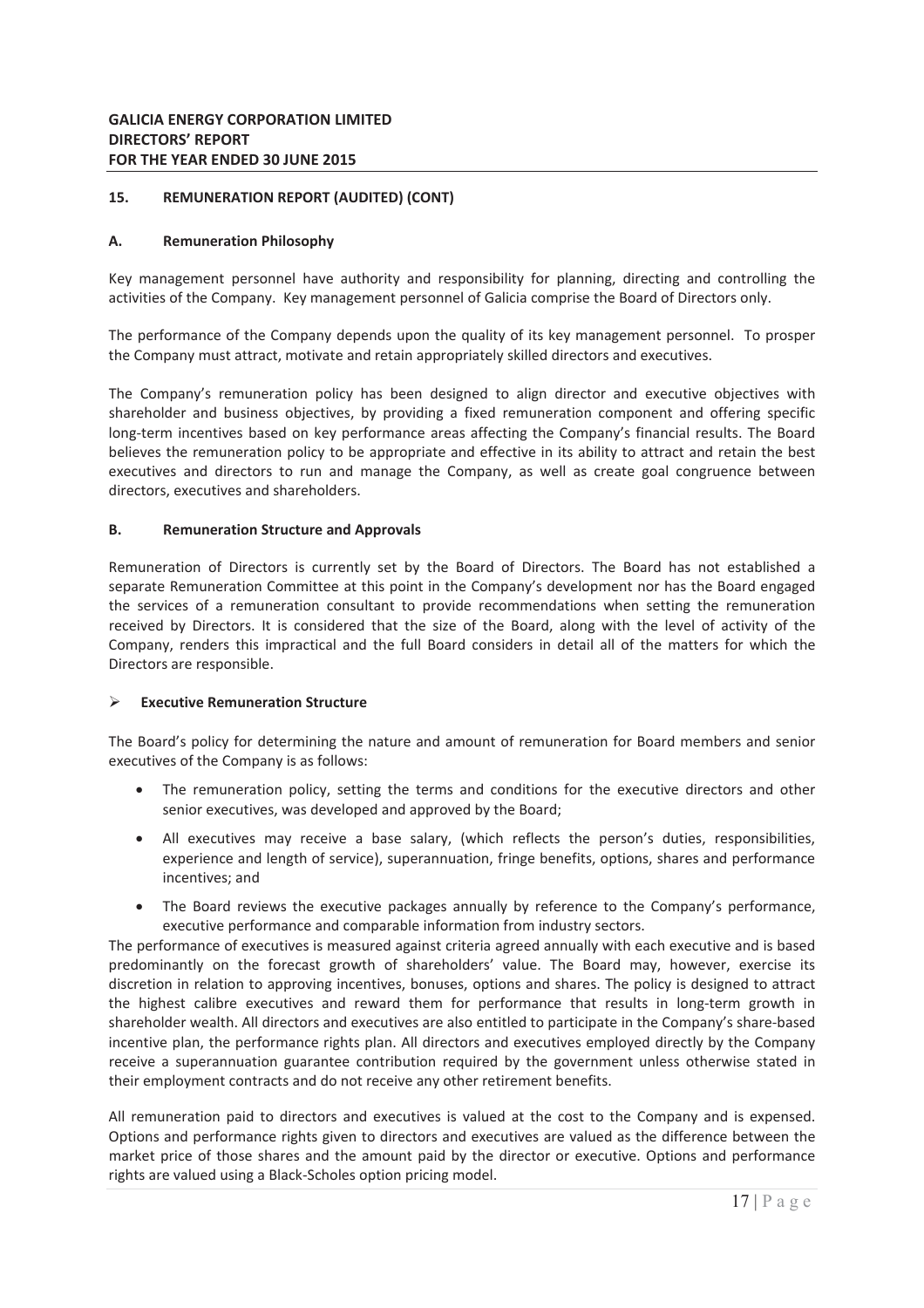## 15. REMUNERATION REPORT (AUDITED) (CONT)

### A. Remuneration Philosophy

Key management personnel have authority and responsibility for planning, directing and controlling the activities of the Company. Key management personnel of Galicia comprise the Board of Directors only.

The performance of the Company depends upon the quality of its key management personnel. To prosper the Company must attract, motivate and retain appropriately skilled directors and executives.

The Company's remuneration policy has been designed to align director and executive objectives with shareholder and business objectives, by providing a fixed remuneration component and offering specific long-term incentives based on key performance areas affecting the Company's financial results. The Board believes the remuneration policy to be appropriate and effective in its ability to attract and retain the best executives and directors to run and manage the Company, as well as create goal congruence between directors, executives and shareholders.

### B. Remuneration Structure and Approvals

Remuneration of Directors is currently set by the Board of Directors. The Board has not established a separate Remuneration Committee at this point in the Company's development nor has the Board engaged the services of a remuneration consultant to provide recommendations when setting the remuneration received by Directors. It is considered that the size of the Board, along with the level of activity of the Company, renders this impractical and the full Board considers in detail all of the matters for which the Directors are responsible.

- **Executive Remuneration Structure**

The Board's policy for determining the nature and amount of remuneration for Board members and senior executives of the Company is as follows:

- The remuneration policy, setting the terms and conditions for the executive directors and other senior executives, was developed and approved by the Board;
- All executives may receive a base salary, (which reflects the person's duties, responsibilities, experience and length of service), superannuation, fringe benefits, options, shares and performance incentives; and
- The Board reviews the executive packages annually by reference to the Company's performance, executive performance and comparable information from industry sectors.

The performance of executives is measured against criteria agreed annually with each executive and is based predominantly on the forecast growth of shareholders' value. The Board may, however, exercise its discretion in relation to approving incentives, bonuses, options and shares. The policy is designed to attract the highest calibre executives and reward them for performance that results in long-term growth in shareholder wealth. All directors and executives are also entitled to participate in the Company's share-based incentive plan, the performance rights plan. All directors and executives employed directly by the Company receive a superannuation guarantee contribution required by the government unless otherwise stated in their employment contracts and do not receive any other retirement benefits.

All remuneration paid to directors and executives is valued at the cost to the Company and is expensed. Options and performance rights given to directors and executives are valued as the difference between the market price of those shares and the amount paid by the director or executive. Options and performance rights are valued using a Black-Scholes option pricing model.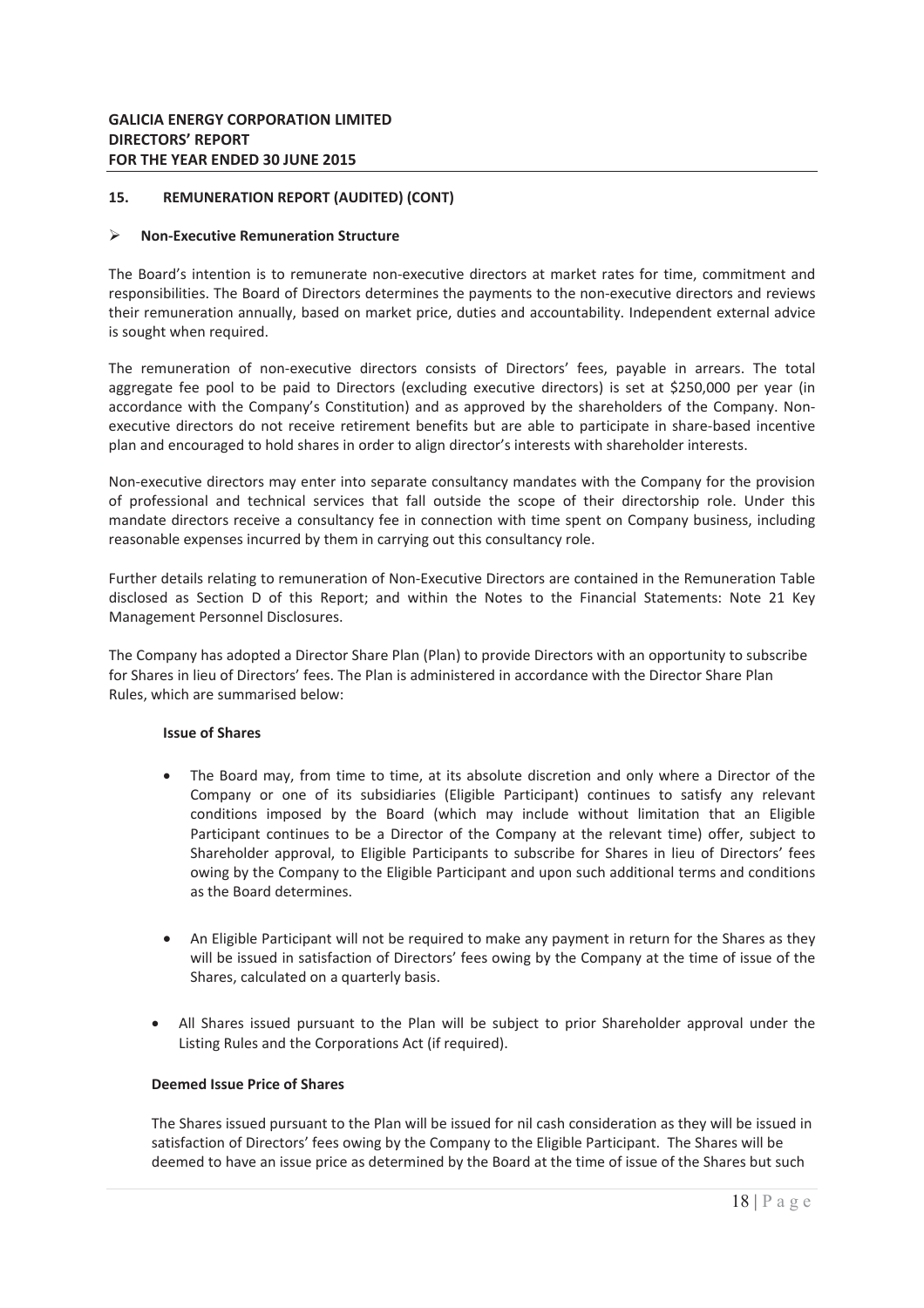## 15. REMUNERATION REPORT (AUDITED) (CONT)

- **Non-Executive Remuneration Structure**

The Board's intention is to remunerate non-executive directors at market rates for time, commitment and responsibilities. The Board of Directors determines the payments to the non-executive directors and reviews their remuneration annually, based on market price, duties and accountability. Independent external advice is sought when required.

The remuneration of non-executive directors consists of Directors' fees, payable in arrears. The total aggregate fee pool to be paid to Directors (excluding executive directors) is set at $250,000 per year (in accordance with the Company's Constitution) and as approved by the shareholders of the Company. Non-executive directors do not receive retirement benefits but are able to participate in share-based incentive plan and encouraged to hold shares in order to align director's interests with shareholder interests.

Non-executive directors may enter into separate consultancy mandates with the Company for the provision of professional and technical services that fall outside the scope of their directorship role. Under this mandate directors receive a consultancy fee in connection with time spent on Company business, including reasonable expenses incurred by them in carrying out this consultancy role.

Further details relating to remuneration of Non-Executive Directors are contained in the Remuneration Table disclosed as Section D of this Report; and within the Notes to the Financial Statements: Note 21 Key Management Personnel Disclosures.

The Company has adopted a Director Share Plan (Plan) to provide Directors with an opportunity to subscribe for Shares in lieu of Directors' fees. The Plan is administered in accordance with the Director Share Plan Rules, which are summarised below:

**Issue of Shares**

- The Board may, from time to time, at its absolute discretion and only where a Director of the Company or one of its subsidiaries (Eligible Participant) continues to satisfy any relevant conditions imposed by the Board (which may include without limitation that an Eligible Participant continues to be a Director of the Company at the relevant time) offer, subject to Shareholder approval, to Eligible Participants to subscribe for Shares in lieu of Directors' fees owing by the Company to the Eligible Participant and upon such additional terms and conditions as the Board determines.

- An Eligible Participant will not be required to make any payment in return for the Shares as they will be issued in satisfaction of Directors' fees owing by the Company at the time of issue of the Shares, calculated on a quarterly basis.

- All Shares issued pursuant to the Plan will be subject to prior Shareholder approval under the Listing Rules and the Corporations Act (if required).

**Deemed Issue Price of Shares**

The Shares issued pursuant to the Plan will be issued for nil cash consideration as they will be issued in satisfaction of Directors' fees owing by the Company to the Eligible Participant. The Shares will be deemed to have an issue price as determined by the Board at the time of issue of the Shares but such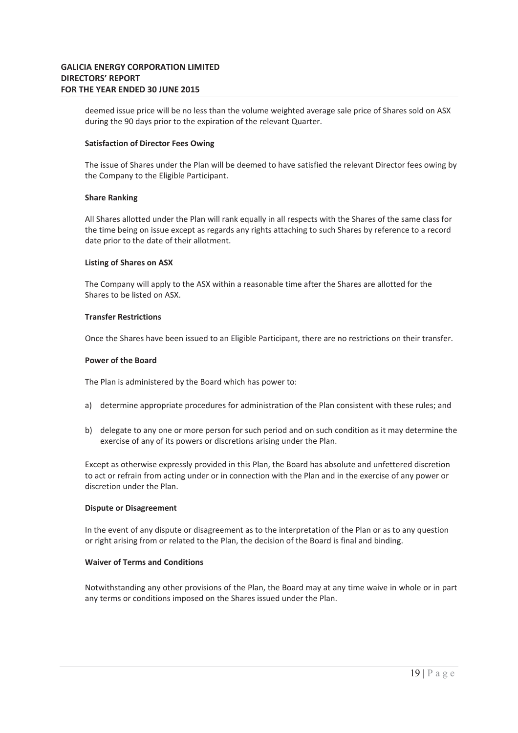deemed issue price will be no less than the volume weighted average sale price of Shares sold on ASX during the 90 days prior to the expiration of the relevant Quarter.

**Satisfaction of Director Fees Owing**

The issue of Shares under the Plan will be deemed to have satisfied the relevant Director fees owing by the Company to the Eligible Participant.

**Share Ranking**

All Shares allotted under the Plan will rank equally in all respects with the Shares of the same class for the time being on issue except as regards any rights attaching to such Shares by reference to a record date prior to the date of their allotment.

**Listing of Shares on ASX**

The Company will apply to the ASX within a reasonable time after the Shares are allotted for the Shares to be listed on ASX.

**Transfer Restrictions**

Once the Shares have been issued to an Eligible Participant, there are no restrictions on their transfer.

**Power of the Board**

The Plan is administered by the Board which has power to:

a) determine appropriate procedures for administration of the Plan consistent with these rules; and

b) delegate to any one or more person for such period and on such condition as it may determine the exercise of any of its powers or discretions arising under the Plan.

Except as otherwise expressly provided in this Plan, the Board has absolute and unfettered discretion to act or refrain from acting under or in connection with the Plan and in the exercise of any power or discretion under the Plan.

**Dispute or Disagreement**

In the event of any dispute or disagreement as to the interpretation of the Plan or as to any question or right arising from or related to the Plan, the decision of the Board is final and binding.

**Waiver of Terms and Conditions**

Notwithstanding any other provisions of the Plan, the Board may at any time waive in whole or in part any terms or conditions imposed on the Shares issued under the Plan.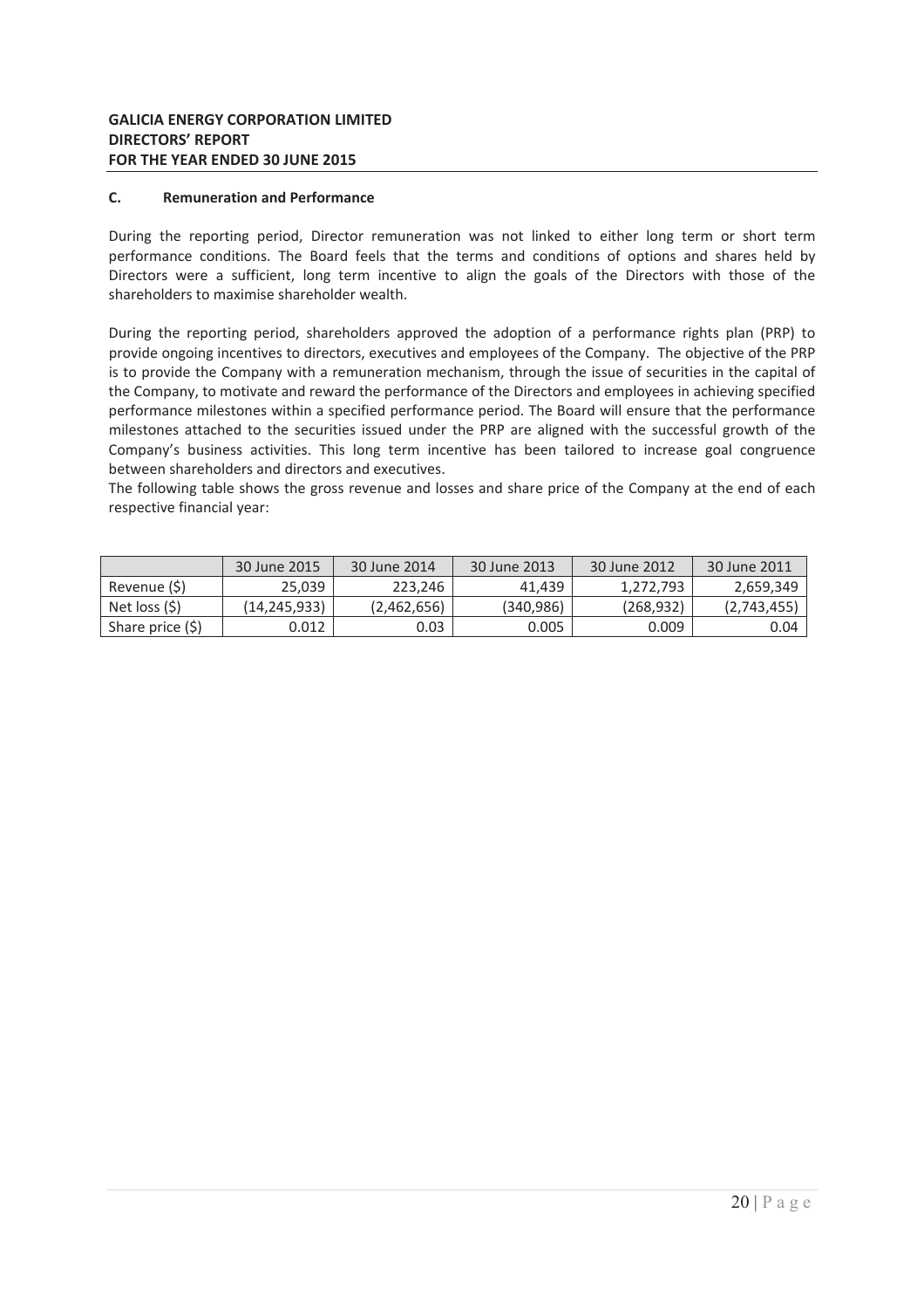# GALICIA ENERGY CORPORATION LIMITED
# DIRECTORS' REPORT
# FOR THE YEAR ENDED 30 JUNE 2015

## C. Remuneration and Performance

During the reporting period, Director remuneration was not linked to either long term or short term performance conditions. The Board feels that the terms and conditions of options and shares held by Directors were a sufficient, long term incentive to align the goals of the Directors with those of the shareholders to maximise shareholder wealth.

During the reporting period, shareholders approved the adoption of a performance rights plan (PRP) to provide ongoing incentives to directors, executives and employees of the Company. The objective of the PRP is to provide the Company with a remuneration mechanism, through the issue of securities in the capital of the Company, to motivate and reward the performance of the Directors and employees in achieving specified performance milestones within a specified performance period. The Board will ensure that the performance milestones attached to the securities issued under the PRP are aligned with the successful growth of the Company's business activities. This long term incentive has been tailored to increase goal congruence between shareholders and directors and executives.
The following table shows the gross revenue and losses and share price of the Company at the end of each respective financial year:

| | 30 June 2015 | 30 June 2014 | 30 June 2013 | 30 June 2012 | 30 June 2011 |
|---|---|---|---|---|---|
| Revenue ($) | 25,039 | 223,246 | 41,439 | 1,272,793 | 2,659,349 |
| Net loss ($) | (14,245,933) | (2,462,656) | (340,986) | (268,932) | (2,743,455) |
| Share price ($) | 0.012 | 0.03 | 0.005 | 0.009 | 0.04 |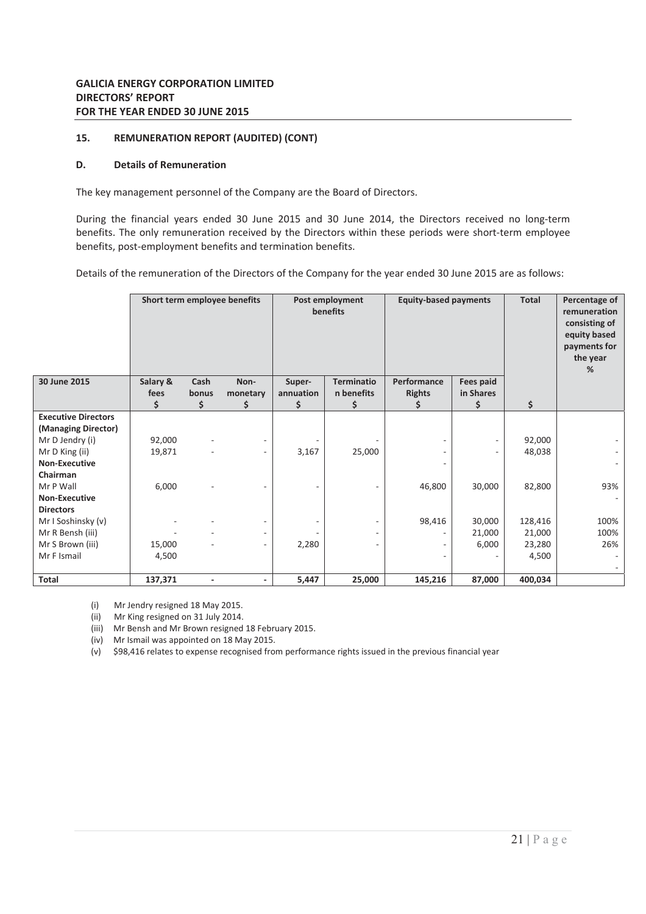## GALICIA ENERGY CORPORATION LIMITED
## DIRECTORS' REPORT
## FOR THE YEAR ENDED 30 JUNE 2015

### 15. REMUNERATION REPORT (AUDITED) (CONT)

### D. Details of Remuneration

The key management personnel of the Company are the Board of Directors.

During the financial years ended 30 June 2015 and 30 June 2014, the Directors received no long-term benefits. The only remuneration received by the Directors within these periods were short-term employee benefits, post-employment benefits and termination benefits.

Details of the remuneration of the Directors of the Company for the year ended 30 June 2015 are as follows:

| | Short term employee benefits | | | Post employment benefits | | Equity-based payments | | Total | Percentage of remuneration consisting of equity based payments for the year % |
|---|---|---|---|---|---|---|---|---|---|
| **30 June 2015** | **Salary & fees $** | **Cash bonus $** | **Non-monetary $** | **Super-annuation $** | **Termination benefits $** | **Performance Rights $** | **Fees paid in Shares $** | **$** | |
| **Executive Directors (Managing Director)** | | | | | | | | | |
| Mr D Jendry (i) | 92,000 | - | - | - | - | - | - | 92,000 | - |
| Mr D King (ii) | 19,871 | - | - | 3,167 | 25,000 | - | - | 48,038 | - |
| **Non-Executive Chairman** | | | | | | - | | | - |
| Mr P Wall | 6,000 | - | - | - | - | 46,800 | 30,000 | 82,800 | 93% |
| **Non-Executive Directors** | | | | | | | | | - |
| Mr I Soshinsky (v) | - | - | - | - | - | 98,416 | 30,000 | 128,416 | 100% |
| Mr R Bensh (iii) | - | - | - | - | - | - | 21,000 | 21,000 | 100% |
| Mr S Brown (iii) | 15,000 | - | - | 2,280 | - | - | 6,000 | 23,280 | 26% |
| Mr F Ismail | 4,500 | | | | | - | - | 4,500 | - |
| | | | | | | | | | - |
| **Total** | **137,371** | **-** | **-** | **5,447** | **25,000** | **145,216** | **87,000** | **400,034** | |

(i) Mr Jendry resigned 18 May 2015.
(ii) Mr King resigned on 31 July 2014.
(iii) Mr Bensh and Mr Brown resigned 18 February 2015.
(iv) Mr Ismail was appointed on 18 May 2015.
(v) $98,416 relates to expense recognised from performance rights issued in the previous financial year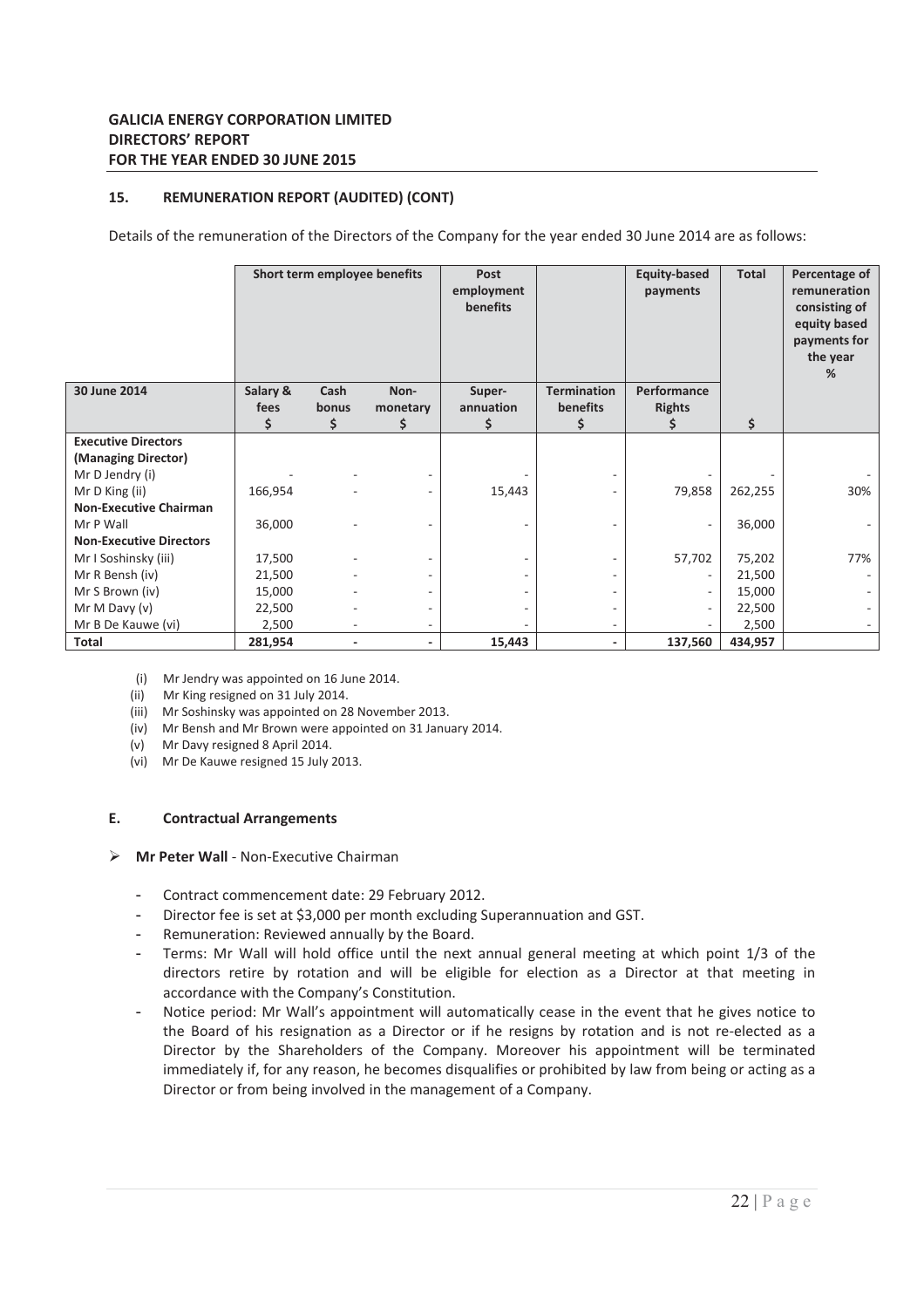**GALICIA ENERGY CORPORATION LIMITED**
**DIRECTORS' REPORT**
**FOR THE YEAR ENDED 30 JUNE 2015**

### 15. REMUNERATION REPORT (AUDITED) (CONT)

Details of the remuneration of the Directors of the Company for the year ended 30 June 2014 are as follows:

| | Short term employee benefits | | | Post employment benefits | | Equity-based payments | Total | Percentage of remuneration consisting of equity based payments for the year % |
|---|---|---|---|---|---|---|---|---|
| **30 June 2014** | **Salary & fees $** | **Cash bonus $** | **Non-monetary $** | **Super-annuation $** | **Termination benefits $** | **Performance Rights $** | **$** | |
| **Executive Directors (Managing Director)** | | | | | | | | |
| Mr D Jendry (i) | - | - | - | - | - | - | - | - |
| Mr D King (ii) | 166,954 | - | - | 15,443 | - | 79,858 | 262,255 | 30% |
| **Non-Executive Chairman** | | | | | | | | |
| Mr P Wall | 36,000 | - | - | - | - | - | 36,000 | - |
| **Non-Executive Directors** | | | | | | | | |
| Mr I Soshinsky (iii) | 17,500 | - | - | - | - | 57,702 | 75,202 | 77% |
| Mr R Bensh (iv) | 21,500 | - | - | - | - | - | 21,500 | - |
| Mr S Brown (iv) | 15,000 | - | - | - | - | - | 15,000 | - |
| Mr M Davy (v) | 22,500 | - | - | - | - | - | 22,500 | - |
| Mr B De Kauwe (vi) | 2,500 | - | - | - | - | - | 2,500 | - |
| **Total** | **281,954** | **-** | **-** | **15,443** | **-** | **137,560** | **434,957** | |

(i) Mr Jendry was appointed on 16 June 2014.
(ii) Mr King resigned on 31 July 2014.
(iii) Mr Soshinsky was appointed on 28 November 2013.
(iv) Mr Bensh and Mr Brown were appointed on 31 January 2014.
(v) Mr Davy resigned 8 April 2014.
(vi) Mr De Kauwe resigned 15 July 2013.

### E. Contractual Arrangements

- **Mr Peter Wall** - Non-Executive Chairman
  - Contract commencement date: 29 February 2012.
  - Director fee is set at $3,000 per month excluding Superannuation and GST.
  - Remuneration: Reviewed annually by the Board.
  - Terms: Mr Wall will hold office until the next annual general meeting at which point 1/3 of the directors retire by rotation and will be eligible for election as a Director at that meeting in accordance with the Company's Constitution.
  - Notice period: Mr Wall's appointment will automatically cease in the event that he gives notice to the Board of his resignation as a Director or if he resigns by rotation and is not re-elected as a Director by the Shareholders of the Company. Moreover his appointment will be terminated immediately if, for any reason, he becomes disqualifies or prohibited by law from being or acting as a Director or from being involved in the management of a Company.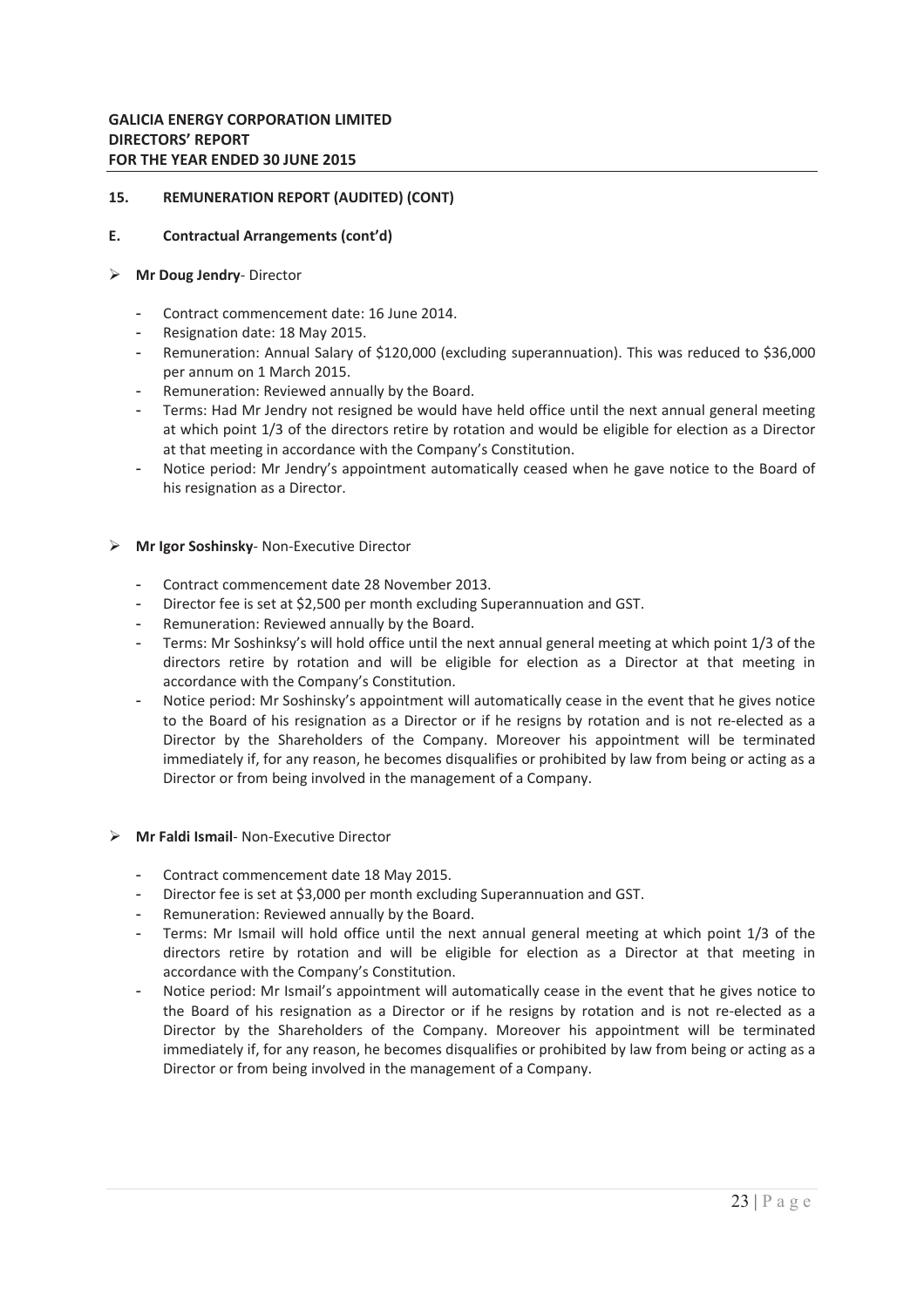## 15. REMUNERATION REPORT (AUDITED) (CONT)

### E. Contractual Arrangements (cont'd)

- **Mr Doug Jendry**- Director

  - Contract commencement date: 16 June 2014.
  - Resignation date: 18 May 2015.
  - Remuneration: Annual Salary of $120,000 (excluding superannuation). This was reduced to $36,000 per annum on 1 March 2015.
  - Remuneration: Reviewed annually by the Board.
  - Terms: Had Mr Jendry not resigned be would have held office until the next annual general meeting at which point 1/3 of the directors retire by rotation and would be eligible for election as a Director at that meeting in accordance with the Company's Constitution.
  - Notice period: Mr Jendry's appointment automatically ceased when he gave notice to the Board of his resignation as a Director.

- **Mr Igor Soshinsky**- Non-Executive Director

  - Contract commencement date 28 November 2013.
  - Director fee is set at $2,500 per month excluding Superannuation and GST.
  - Remuneration: Reviewed annually by the Board.
  - Terms: Mr Soshinksy's will hold office until the next annual general meeting at which point 1/3 of the directors retire by rotation and will be eligible for election as a Director at that meeting in accordance with the Company's Constitution.
  - Notice period: Mr Soshinsky's appointment will automatically cease in the event that he gives notice to the Board of his resignation as a Director or if he resigns by rotation and is not re-elected as a Director by the Shareholders of the Company. Moreover his appointment will be terminated immediately if, for any reason, he becomes disqualifies or prohibited by law from being or acting as a Director or from being involved in the management of a Company.

- **Mr Faldi Ismail**- Non-Executive Director

  - Contract commencement date 18 May 2015.
  - Director fee is set at $3,000 per month excluding Superannuation and GST.
  - Remuneration: Reviewed annually by the Board.
  - Terms: Mr Ismail will hold office until the next annual general meeting at which point 1/3 of the directors retire by rotation and will be eligible for election as a Director at that meeting in accordance with the Company's Constitution.
  - Notice period: Mr Ismail's appointment will automatically cease in the event that he gives notice to the Board of his resignation as a Director or if he resigns by rotation and is not re-elected as a Director by the Shareholders of the Company. Moreover his appointment will be terminated immediately if, for any reason, he becomes disqualifies or prohibited by law from being or acting as a Director or from being involved in the management of a Company.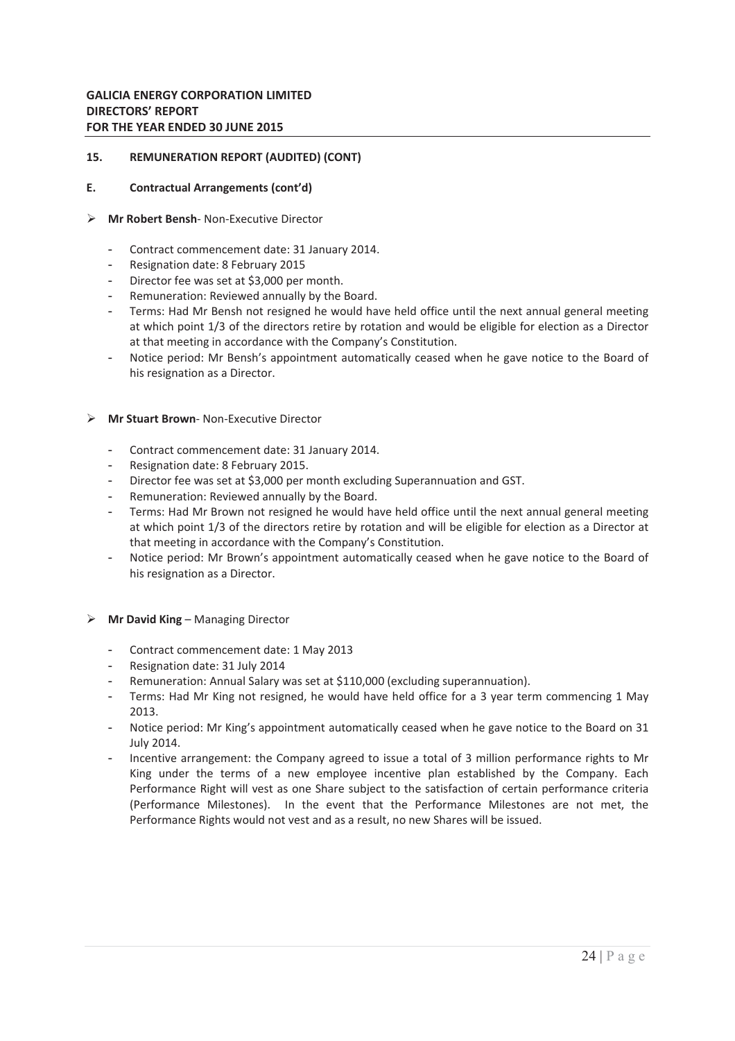**GALICIA ENERGY CORPORATION LIMITED**
**DIRECTORS' REPORT**
**FOR THE YEAR ENDED 30 JUNE 2015**

**15. REMUNERATION REPORT (AUDITED) (CONT)**

**E. Contractual Arrangements (cont'd)**

- **Mr Robert Bensh**- Non-Executive Director

  - Contract commencement date: 31 January 2014.
  - Resignation date: 8 February 2015
  - Director fee was set at $3,000 per month.
  - Remuneration: Reviewed annually by the Board.
  - Terms: Had Mr Bensh not resigned he would have held office until the next annual general meeting at which point 1/3 of the directors retire by rotation and would be eligible for election as a Director at that meeting in accordance with the Company's Constitution.
  - Notice period: Mr Bensh's appointment automatically ceased when he gave notice to the Board of his resignation as a Director.

- **Mr Stuart Brown**- Non-Executive Director

  - Contract commencement date: 31 January 2014.
  - Resignation date: 8 February 2015.
  - Director fee was set at $3,000 per month excluding Superannuation and GST.
  - Remuneration: Reviewed annually by the Board.
  - Terms: Had Mr Brown not resigned he would have held office until the next annual general meeting at which point 1/3 of the directors retire by rotation and will be eligible for election as a Director at that meeting in accordance with the Company's Constitution.
  - Notice period: Mr Brown's appointment automatically ceased when he gave notice to the Board of his resignation as a Director.

- **Mr David King** – Managing Director

  - Contract commencement date: 1 May 2013
  - Resignation date: 31 July 2014
  - Remuneration: Annual Salary was set at $110,000 (excluding superannuation).
  - Terms: Had Mr King not resigned, he would have held office for a 3 year term commencing 1 May 2013.
  - Notice period: Mr King's appointment automatically ceased when he gave notice to the Board on 31 July 2014.
  - Incentive arrangement: the Company agreed to issue a total of 3 million performance rights to Mr King under the terms of a new employee incentive plan established by the Company. Each Performance Right will vest as one Share subject to the satisfaction of certain performance criteria (Performance Milestones). In the event that the Performance Milestones are not met, the Performance Rights would not vest and as a result, no new Shares will be issued.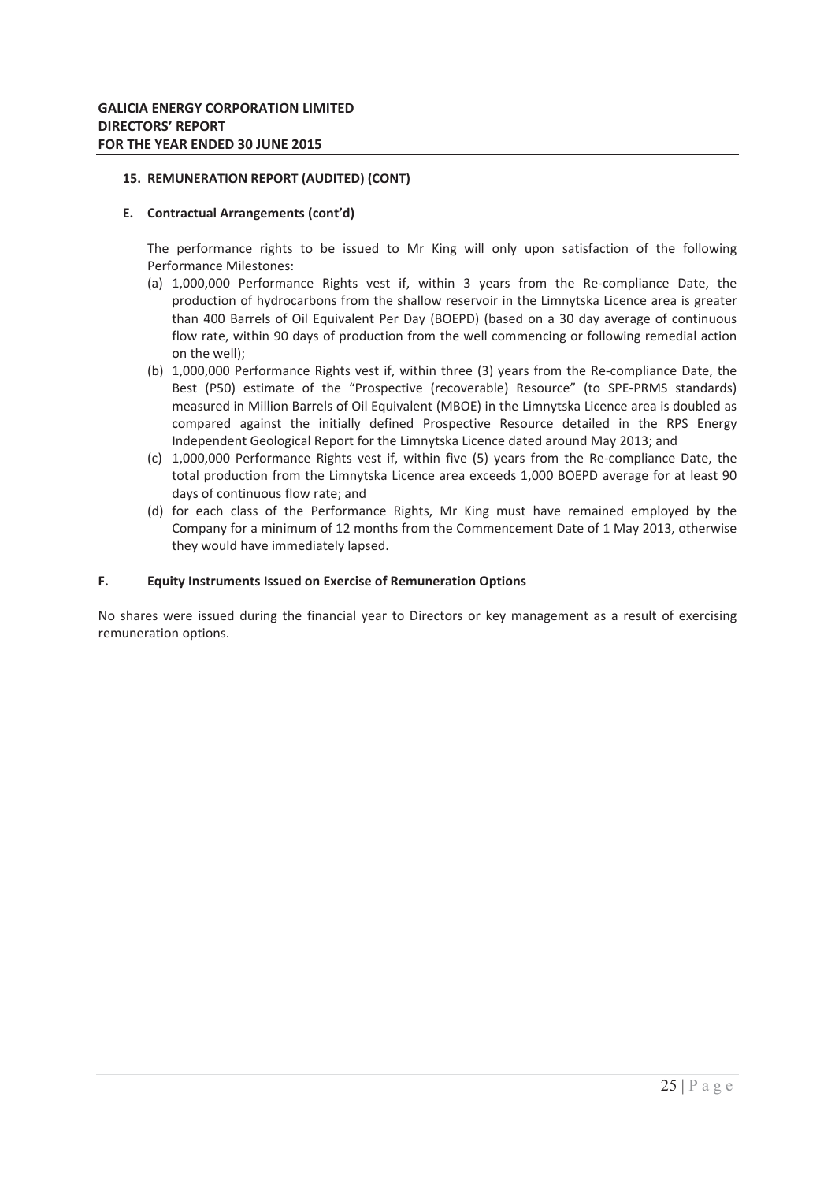**15. REMUNERATION REPORT (AUDITED) (CONT)**

**E. Contractual Arrangements (cont'd)**

The performance rights to be issued to Mr King will only upon satisfaction of the following Performance Milestones:

(a) 1,000,000 Performance Rights vest if, within 3 years from the Re-compliance Date, the production of hydrocarbons from the shallow reservoir in the Limnytska Licence area is greater than 400 Barrels of Oil Equivalent Per Day (BOEPD) (based on a 30 day average of continuous flow rate, within 90 days of production from the well commencing or following remedial action on the well);

(b) 1,000,000 Performance Rights vest if, within three (3) years from the Re-compliance Date, the Best (P50) estimate of the "Prospective (recoverable) Resource" (to SPE-PRMS standards) measured in Million Barrels of Oil Equivalent (MBOE) in the Limnytska Licence area is doubled as compared against the initially defined Prospective Resource detailed in the RPS Energy Independent Geological Report for the Limnytska Licence dated around May 2013; and

(c) 1,000,000 Performance Rights vest if, within five (5) years from the Re-compliance Date, the total production from the Limnytska Licence area exceeds 1,000 BOEPD average for at least 90 days of continuous flow rate; and

(d) for each class of the Performance Rights, Mr King must have remained employed by the Company for a minimum of 12 months from the Commencement Date of 1 May 2013, otherwise they would have immediately lapsed.

**F. Equity Instruments Issued on Exercise of Remuneration Options**

No shares were issued during the financial year to Directors or key management as a result of exercising remuneration options.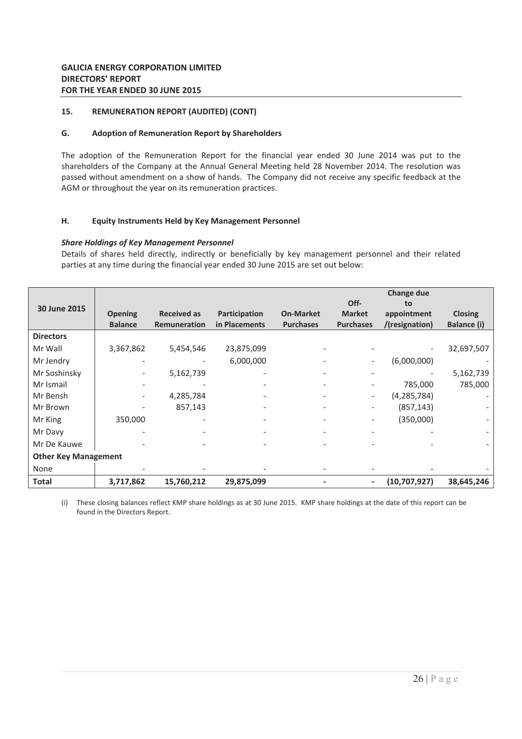**GALICIA ENERGY CORPORATION LIMITED**
**DIRECTORS' REPORT**
**FOR THE YEAR ENDED 30 JUNE 2015**

## 15. REMUNERATION REPORT (AUDITED) (CONT)

### G. Adoption of Remuneration Report by Shareholders

The adoption of the Remuneration Report for the financial year ended 30 June 2014 was put to the shareholders of the Company at the Annual General Meeting held 28 November 2014. The resolution was passed without amendment on a show of hands. The Company did not receive any specific feedback at the AGM or throughout the year on its remuneration practices.

### H. Equity Instruments Held by Key Management Personnel

***Share Holdings of Key Management Personnel***

Details of shares held directly, indirectly or beneficially by key management personnel and their related parties at any time during the financial year ended 30 June 2015 are set out below:

| 30 June 2015 | Opening Balance | Received as Remuneration | Participation in Placements | On-Market Purchases | Off-Market Purchases | Change due to appointment /(resignation) | Closing Balance (i) |
|---|---|---|---|---|---|---|---|
| **Directors** | | | | | | | |
| Mr Wall | 3,367,862 | 5,454,546 | 23,875,099 | - | - | - | 32,697,507 |
| Mr Jendry | - | - | 6,000,000 | - | - | (6,000,000) | - |
| Mr Soshinsky | - | 5,162,739 | - | - | - | - | 5,162,739 |
| Mr Ismail | - | - | - | - | - | 785,000 | 785,000 |
| Mr Bensh | - | 4,285,784 | - | - | - | (4,285,784) | - |
| Mr Brown | - | 857,143 | - | - | - | (857,143) | - |
| Mr King | 350,000 | - | - | - | - | (350,000) | - |
| Mr Davy | - | - | - | - | - | - | - |
| Mr De Kauwe | - | - | - | - | - | - | - |
| **Other Key Management** | | | | | | | |
| None | - | - | - | - | - | - | - |
| **Total** | **3,717,862** | **15,760,212** | **29,875,099** | **-** | **-** | **(10,707,927)** | **38,645,246** |

(i) These closing balances reflect KMP share holdings as at 30 June 2015. KMP share holdings at the date of this report can be found in the Directors Report.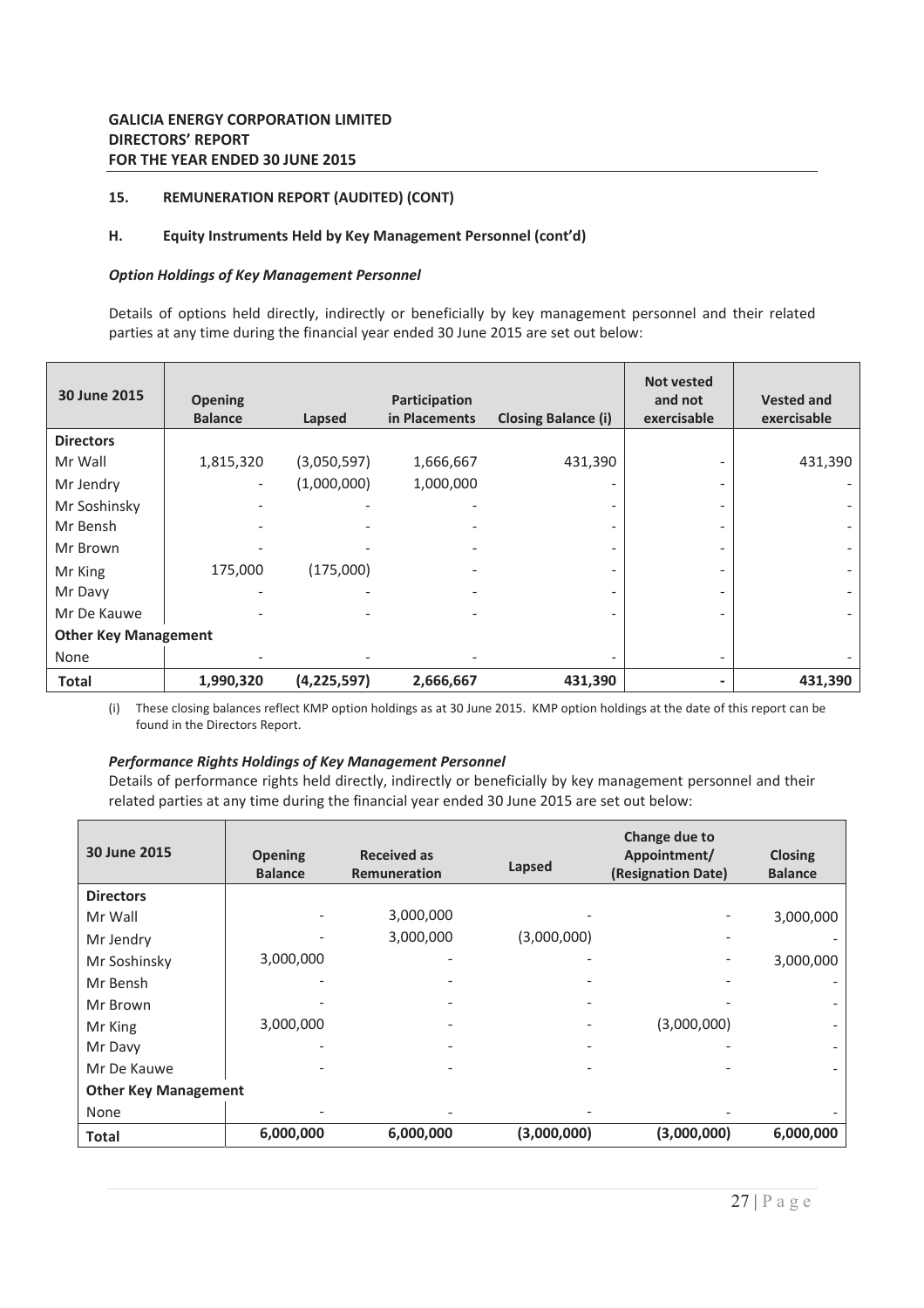**GALICIA ENERGY CORPORATION LIMITED**
**DIRECTORS' REPORT**
**FOR THE YEAR ENDED 30 JUNE 2015**

## 15. REMUNERATION REPORT (AUDITED) (CONT)

### H. Equity Instruments Held by Key Management Personnel (cont'd)

***Option Holdings of Key Management Personnel***

Details of options held directly, indirectly or beneficially by key management personnel and their related parties at any time during the financial year ended 30 June 2015 are set out below:

| 30 June 2015 | Opening Balance | Lapsed | Participation in Placements | Closing Balance (i) | Not vested and not exercisable | Vested and exercisable |
|---|---|---|---|---|---|---|
| **Directors** | | | | | | |
| Mr Wall | 1,815,320 | (3,050,597) | 1,666,667 | 431,390 | - | 431,390 |
| Mr Jendry | - | (1,000,000) | 1,000,000 | - | - | - |
| Mr Soshinsky | - | - | - | - | - | - |
| Mr Bensh | - | - | - | - | - | - |
| Mr Brown | - | - | - | - | - | - |
| Mr King | 175,000 | (175,000) | - | - | - | - |
| Mr Davy | - | - | - | - | - | - |
| Mr De Kauwe | - | - | - | - | - | - |
| **Other Key Management** | | | | | | |
| None | - | - | - | - | - | - |
| **Total** | **1,990,320** | **(4,225,597)** | **2,666,667** | **431,390** | **-** | **431,390** |

(i) These closing balances reflect KMP option holdings as at 30 June 2015. KMP option holdings at the date of this report can be found in the Directors Report.

***Performance Rights Holdings of Key Management Personnel***

Details of performance rights held directly, indirectly or beneficially by key management personnel and their related parties at any time during the financial year ended 30 June 2015 are set out below:

| 30 June 2015 | Opening Balance | Received as Remuneration | Lapsed | Change due to Appointment/ (Resignation Date) | Closing Balance |
|---|---|---|---|---|---|
| **Directors** | | | | | |
| Mr Wall | - | 3,000,000 | - | - | 3,000,000 |
| Mr Jendry | - | 3,000,000 | (3,000,000) | - | - |
| Mr Soshinsky | 3,000,000 | - | - | - | 3,000,000 |
| Mr Bensh | - | - | - | - | - |
| Mr Brown | - | - | - | - | - |
| Mr King | 3,000,000 | - | - | (3,000,000) | - |
| Mr Davy | - | - | - | - | - |
| Mr De Kauwe | - | - | - | - | - |
| **Other Key Management** | | | | | |
| None | - | - | - | - | - |
| **Total** | **6,000,000** | **6,000,000** | **(3,000,000)** | **(3,000,000)** | **6,000,000** |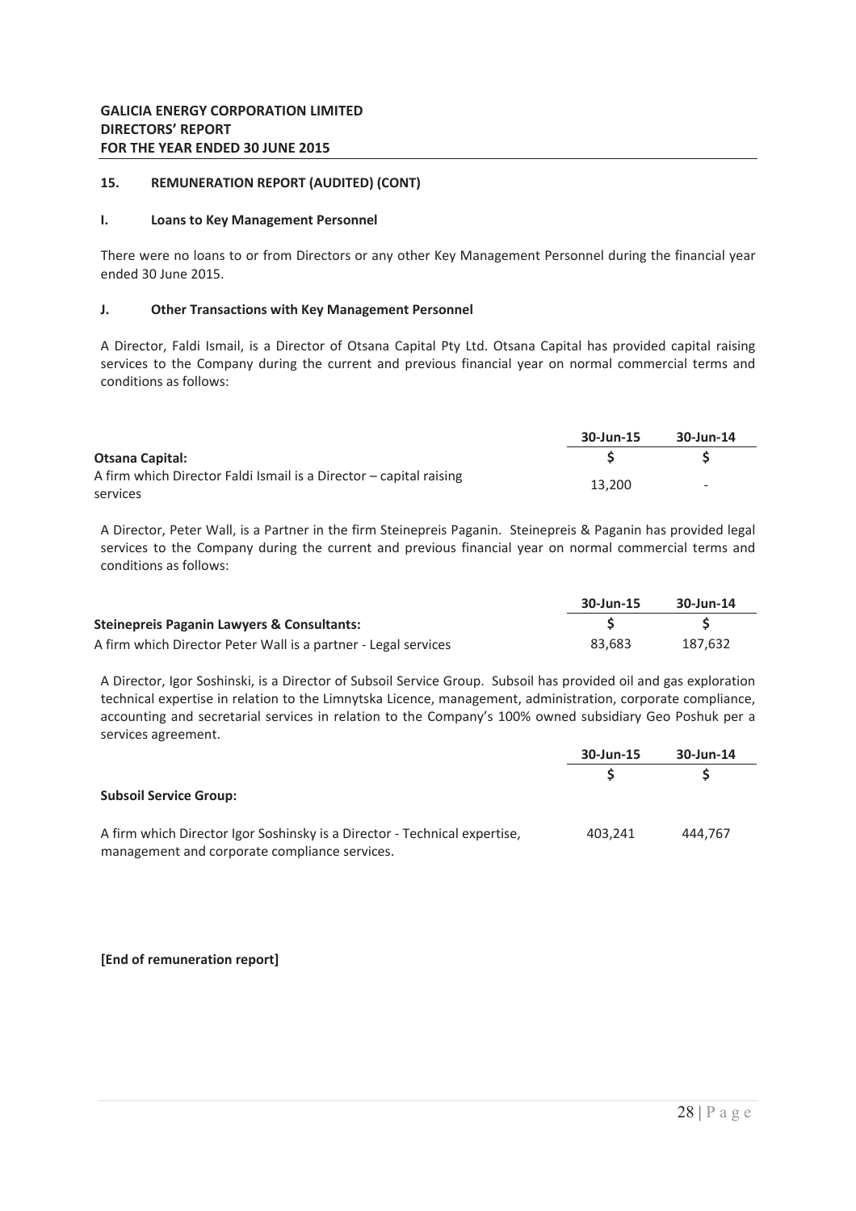**GALICIA ENERGY CORPORATION LIMITED**
**DIRECTORS' REPORT**
**FOR THE YEAR ENDED 30 JUNE 2015**

## 15. REMUNERATION REPORT (AUDITED) (CONT)

### I. Loans to Key Management Personnel

There were no loans to or from Directors or any other Key Management Personnel during the financial year ended 30 June 2015.

### J. Other Transactions with Key Management Personnel

A Director, Faldi Ismail, is a Director of Otsana Capital Pty Ltd. Otsana Capital has provided capital raising services to the Company during the current and previous financial year on normal commercial terms and conditions as follows:

| | 30-Jun-15 | 30-Jun-14 |
|---|---|---|
| **Otsana Capital:** | $ | $ |
| A firm which Director Faldi Ismail is a Director – capital raising services | 13,200 | - |

A Director, Peter Wall, is a Partner in the firm Steinepreis Paganin. Steinepreis & Paganin has provided legal services to the Company during the current and previous financial year on normal commercial terms and conditions as follows:

| | 30-Jun-15 | 30-Jun-14 |
|---|---|---|
| **Steinepreis Paganin Lawyers & Consultants:** | $ | $ |
| A firm which Director Peter Wall is a partner - Legal services | 83,683 | 187,632 |

A Director, Igor Soshinski, is a Director of Subsoil Service Group. Subsoil has provided oil and gas exploration technical expertise in relation to the Limnytska Licence, management, administration, corporate compliance, accounting and secretarial services in relation to the Company's 100% owned subsidiary Geo Poshuk per a services agreement.

| | 30-Jun-15 | 30-Jun-14 |
|---|---|---|
| | $ | $ |
| **Subsoil Service Group:** | | |
| A firm which Director Igor Soshinsky is a Director - Technical expertise, management and corporate compliance services. | 403,241 | 444,767 |

**[End of remuneration report]**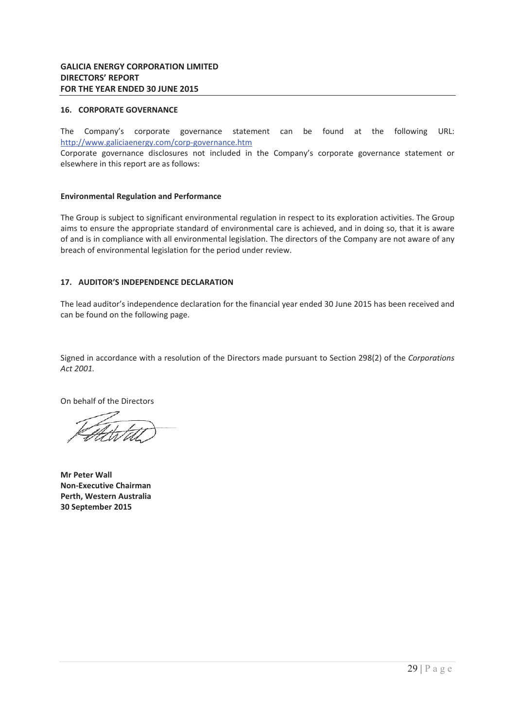**GALICIA ENERGY CORPORATION LIMITED**
**DIRECTORS' REPORT**
**FOR THE YEAR ENDED 30 JUNE 2015**

## 16. CORPORATE GOVERNANCE

The Company's corporate governance statement can be found at the following URL: http://www.galiciaenergy.com/corp-governance.htm

Corporate governance disclosures not included in the Company's corporate governance statement or elsewhere in this report are as follows:

### Environmental Regulation and Performance

The Group is subject to significant environmental regulation in respect to its exploration activities. The Group aims to ensure the appropriate standard of environmental care is achieved, and in doing so, that it is aware of and is in compliance with all environmental legislation. The directors of the Company are not aware of any breach of environmental legislation for the period under review.

## 17. AUDITOR'S INDEPENDENCE DECLARATION

The lead auditor's independence declaration for the financial year ended 30 June 2015 has been received and can be found on the following page.

Signed in accordance with a resolution of the Directors made pursuant to Section 298(2) of the *Corporations Act 2001.*

On behalf of the Directors

**Mr Peter Wall**
**Non-Executive Chairman**
**Perth, Western Australia**
**30 September 2015**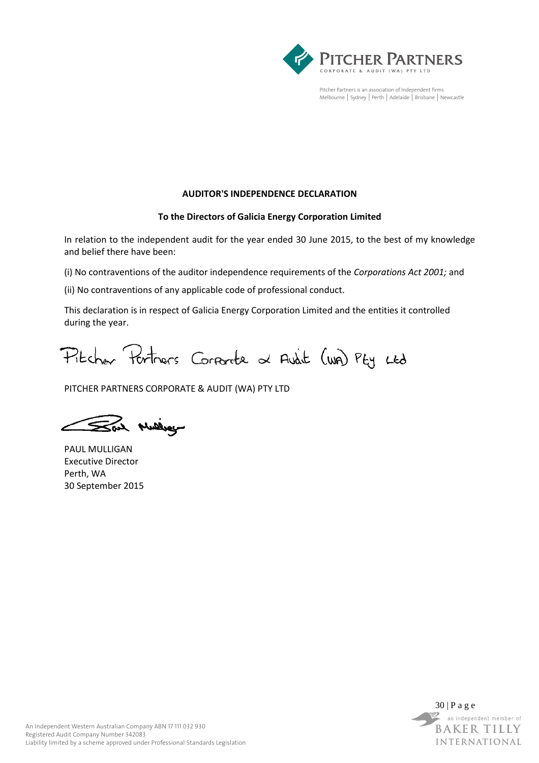**AUDITOR'S INDEPENDENCE DECLARATION**

**To the Directors of Galicia Energy Corporation Limited**

In relation to the independent audit for the year ended 30 June 2015, to the best of my knowledge and belief there have been:

(i) No contraventions of the auditor independence requirements of the *Corporations Act 2001;* and

(ii) No contraventions of any applicable code of professional conduct.

This declaration is in respect of Galicia Energy Corporation Limited and the entities it controlled during the year.

Pitcher Partners Corporate & Audit (WA) Pty Ltd

PITCHER PARTNERS CORPORATE & AUDIT (WA) PTY LTD

PAUL MULLIGAN
Executive Director
Perth, WA
30 September 2015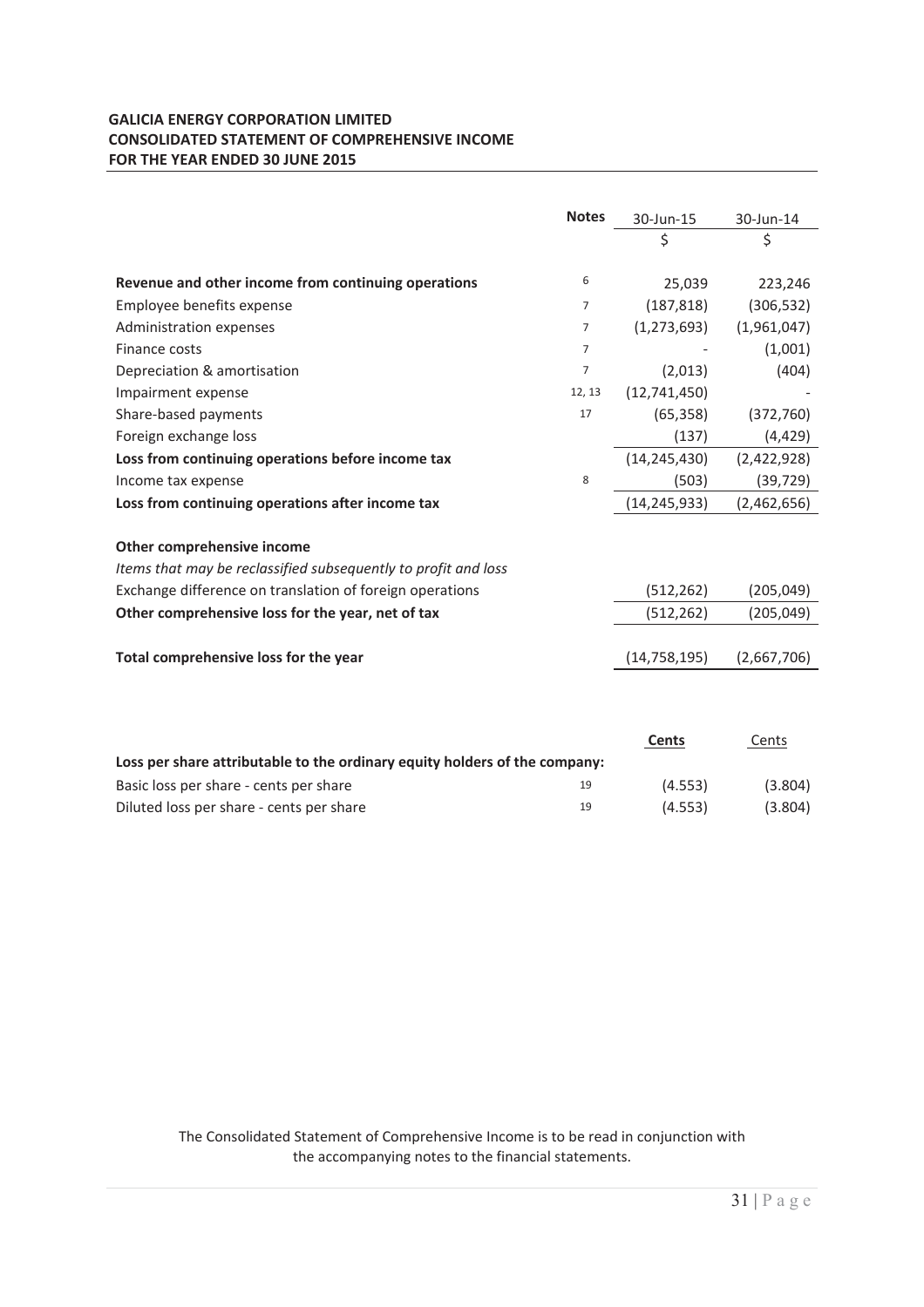**GALICIA ENERGY CORPORATION LIMITED**
**CONSOLIDATED STATEMENT OF COMPREHENSIVE INCOME**
**FOR THE YEAR ENDED 30 JUNE 2015**

| | Notes | 30-Jun-15 | 30-Jun-14 |
|---|---|---|---|
| | | $ | $ |
| **Revenue and other income from continuing operations** | 6 | 25,039 | 223,246 |
| Employee benefits expense | 7 | (187,818) | (306,532) |
| Administration expenses | 7 | (1,273,693) | (1,961,047) |
| Finance costs | 7 | - | (1,001) |
| Depreciation & amortisation | 7 | (2,013) | (404) |
| Impairment expense | 12, 13 | (12,741,450) | - |
| Share-based payments | 17 | (65,358) | (372,760) |
| Foreign exchange loss | | (137) | (4,429) |
| **Loss from continuing operations before income tax** | | (14,245,430) | (2,422,928) |
| Income tax expense | 8 | (503) | (39,729) |
| **Loss from continuing operations after income tax** | | (14,245,933) | (2,462,656) |
| | | | |
| **Other comprehensive income** | | | |
| *Items that may be reclassified subsequently to profit and loss* | | | |
| Exchange difference on translation of foreign operations | | (512,262) | (205,049) |
| **Other comprehensive loss for the year, net of tax** | | (512,262) | (205,049) |
| | | | |
| **Total comprehensive loss for the year** | | (14,758,195) | (2,667,706) |

| | | **Cents** | Cents |
|---|---|---|---|
| **Loss per share attributable to the ordinary equity holders of the company:** | | | |
| Basic loss per share - cents per share | 19 | (4.553) | (3.804) |
| Diluted loss per share - cents per share | 19 | (4.553) | (3.804) |

The Consolidated Statement of Comprehensive Income is to be read in conjunction with the accompanying notes to the financial statements.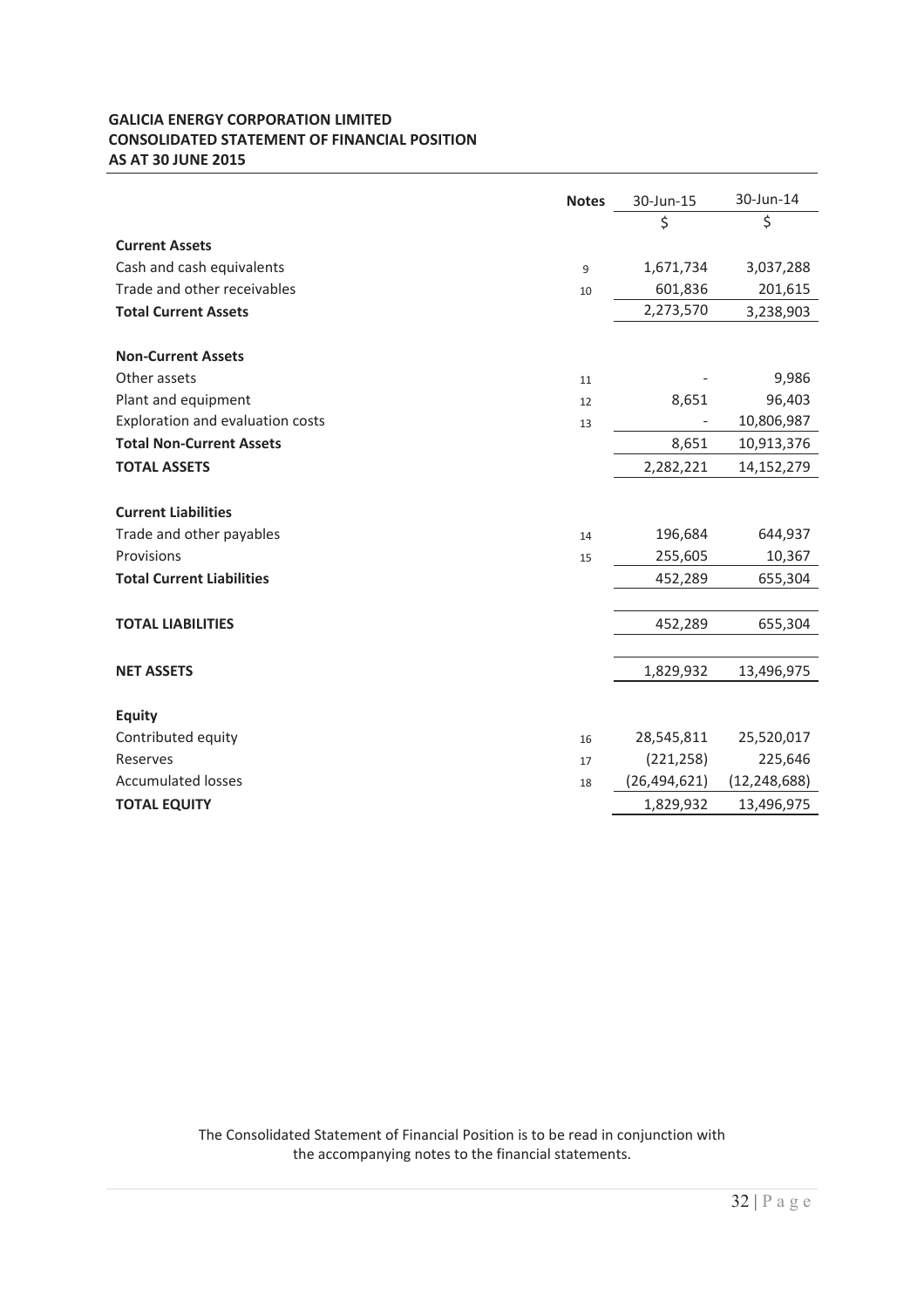**GALICIA ENERGY CORPORATION LIMITED**
**CONSOLIDATED STATEMENT OF FINANCIAL POSITION**
**AS AT 30 JUNE 2015**

| | Notes | 30-Jun-15 | 30-Jun-14 |
|---|---|---|---|
| | | $ | $ |
| **Current Assets** | | | |
| Cash and cash equivalents | 9 | 1,671,734 | 3,037,288 |
| Trade and other receivables | 10 | 601,836 | 201,615 |
| **Total Current Assets** | | 2,273,570 | 3,238,903 |
| | | | |
| **Non-Current Assets** | | | |
| Other assets | 11 | - | 9,986 |
| Plant and equipment | 12 | 8,651 | 96,403 |
| Exploration and evaluation costs | 13 | - | 10,806,987 |
| **Total Non-Current Assets** | | 8,651 | 10,913,376 |
| **TOTAL ASSETS** | | 2,282,221 | 14,152,279 |
| | | | |
| **Current Liabilities** | | | |
| Trade and other payables | 14 | 196,684 | 644,937 |
| Provisions | 15 | 255,605 | 10,367 |
| **Total Current Liabilities** | | 452,289 | 655,304 |
| | | | |
| **TOTAL LIABILITIES** | | 452,289 | 655,304 |
| | | | |
| **NET ASSETS** | | 1,829,932 | 13,496,975 |
| | | | |
| **Equity** | | | |
| Contributed equity | 16 | 28,545,811 | 25,520,017 |
| Reserves | 17 | (221,258) | 225,646 |
| Accumulated losses | 18 | (26,494,621) | (12,248,688) |
| **TOTAL EQUITY** | | 1,829,932 | 13,496,975 |

The Consolidated Statement of Financial Position is to be read in conjunction with the accompanying notes to the financial statements.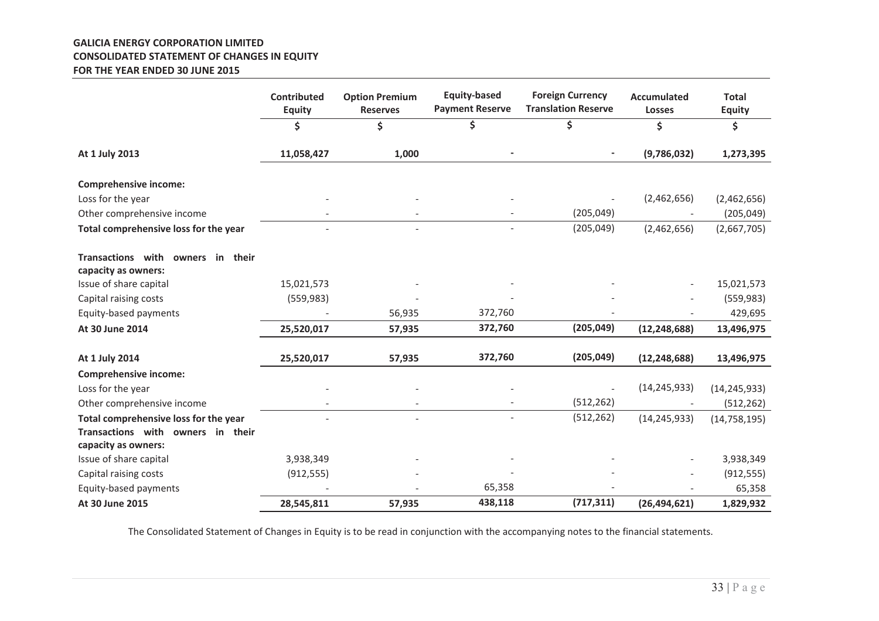**GALICIA ENERGY CORPORATION LIMITED**
**CONSOLIDATED STATEMENT OF CHANGES IN EQUITY**
**FOR THE YEAR ENDED 30 JUNE 2015**

| | Contributed Equity | Option Premium Reserves | Equity-based Payment Reserve | Foreign Currency Translation Reserve | Accumulated Losses | Total Equity |
|---|---|---|---|---|---|---|
| | $ | $ | $ | $ | $ | $ |
| **At 1 July 2013** | **11,058,427** | **1,000** | **-** | **-** | **(9,786,032)** | **1,273,395** |
| **Comprehensive income:** | | | | | | |
| Loss for the year | - | - | - | - | (2,462,656) | (2,462,656) |
| Other comprehensive income | - | - | - | (205,049) | - | (205,049) |
| **Total comprehensive loss for the year** | - | - | - | (205,049) | (2,462,656) | (2,667,705) |
| **Transactions with owners in their capacity as owners:** | | | | | | |
| Issue of share capital | 15,021,573 | - | - | - | - | 15,021,573 |
| Capital raising costs | (559,983) | - | - | - | - | (559,983) |
| Equity-based payments | - | 56,935 | 372,760 | - | - | 429,695 |
| **At 30 June 2014** | **25,520,017** | **57,935** | **372,760** | **(205,049)** | **(12,248,688)** | **13,496,975** |
| **At 1 July 2014** | **25,520,017** | **57,935** | **372,760** | **(205,049)** | **(12,248,688)** | **13,496,975** |
| **Comprehensive income:** | | | | | | |
| Loss for the year | - | - | - | - | (14,245,933) | (14,245,933) |
| Other comprehensive income | - | - | - | (512,262) | - | (512,262) |
| **Total comprehensive loss for the year** | - | - | - | (512,262) | (14,245,933) | (14,758,195) |
| **Transactions with owners in their capacity as owners:** | | | | | | |
| Issue of share capital | 3,938,349 | - | - | - | - | 3,938,349 |
| Capital raising costs | (912,555) | - | - | - | - | (912,555) |
| Equity-based payments | - | - | 65,358 | - | - | 65,358 |
| **At 30 June 2015** | **28,545,811** | **57,935** | **438,118** | **(717,311)** | **(26,494,621)** | **1,829,932** |

The Consolidated Statement of Changes in Equity is to be read in conjunction with the accompanying notes to the financial statements.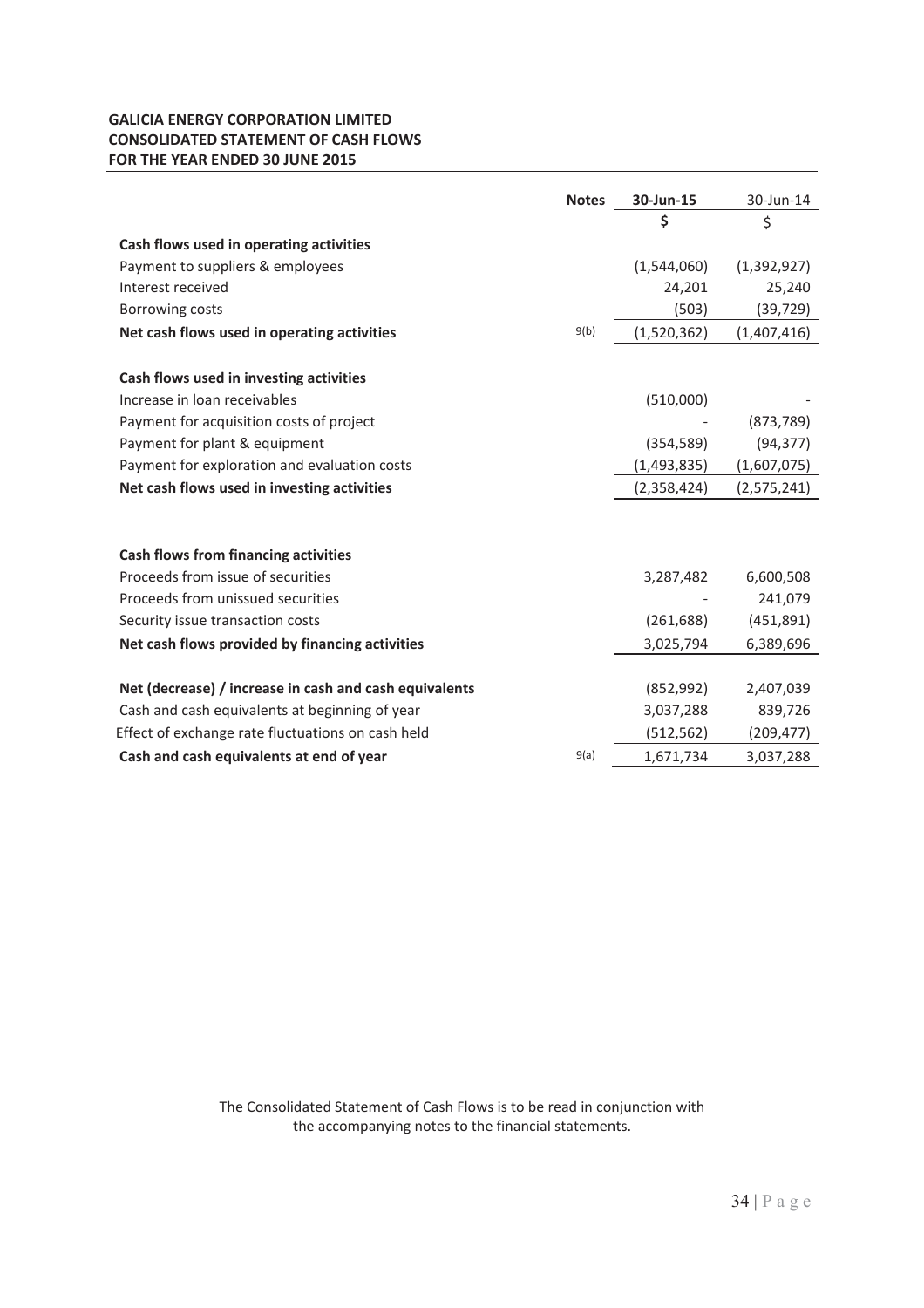**GALICIA ENERGY CORPORATION LIMITED**
**CONSOLIDATED STATEMENT OF CASH FLOWS**
**FOR THE YEAR ENDED 30 JUNE 2015**

| | Notes | 30-Jun-15 | 30-Jun-14 |
|---|---|---|---|
| | | $ | $ |
| **Cash flows used in operating activities** | | | |
| Payment to suppliers & employees | | (1,544,060) | (1,392,927) |
| Interest received | | 24,201 | 25,240 |
| Borrowing costs | | (503) | (39,729) |
| **Net cash flows used in operating activities** | 9(b) | (1,520,362) | (1,407,416) |
| | | | |
| **Cash flows used in investing activities** | | | |
| Increase in loan receivables | | (510,000) | - |
| Payment for acquisition costs of project | | - | (873,789) |
| Payment for plant & equipment | | (354,589) | (94,377) |
| Payment for exploration and evaluation costs | | (1,493,835) | (1,607,075) |
| **Net cash flows used in investing activities** | | (2,358,424) | (2,575,241) |
| | | | |
| **Cash flows from financing activities** | | | |
| Proceeds from issue of securities | | 3,287,482 | 6,600,508 |
| Proceeds from unissued securities | | - | 241,079 |
| Security issue transaction costs | | (261,688) | (451,891) |
| **Net cash flows provided by financing activities** | | 3,025,794 | 6,389,696 |
| | | | |
| **Net (decrease) / increase in cash and cash equivalents** | | (852,992) | 2,407,039 |
| Cash and cash equivalents at beginning of year | | 3,037,288 | 839,726 |
| Effect of exchange rate fluctuations on cash held | | (512,562) | (209,477) |
| **Cash and cash equivalents at end of year** | 9(a) | 1,671,734 | 3,037,288 |

The Consolidated Statement of Cash Flows is to be read in conjunction with the accompanying notes to the financial statements.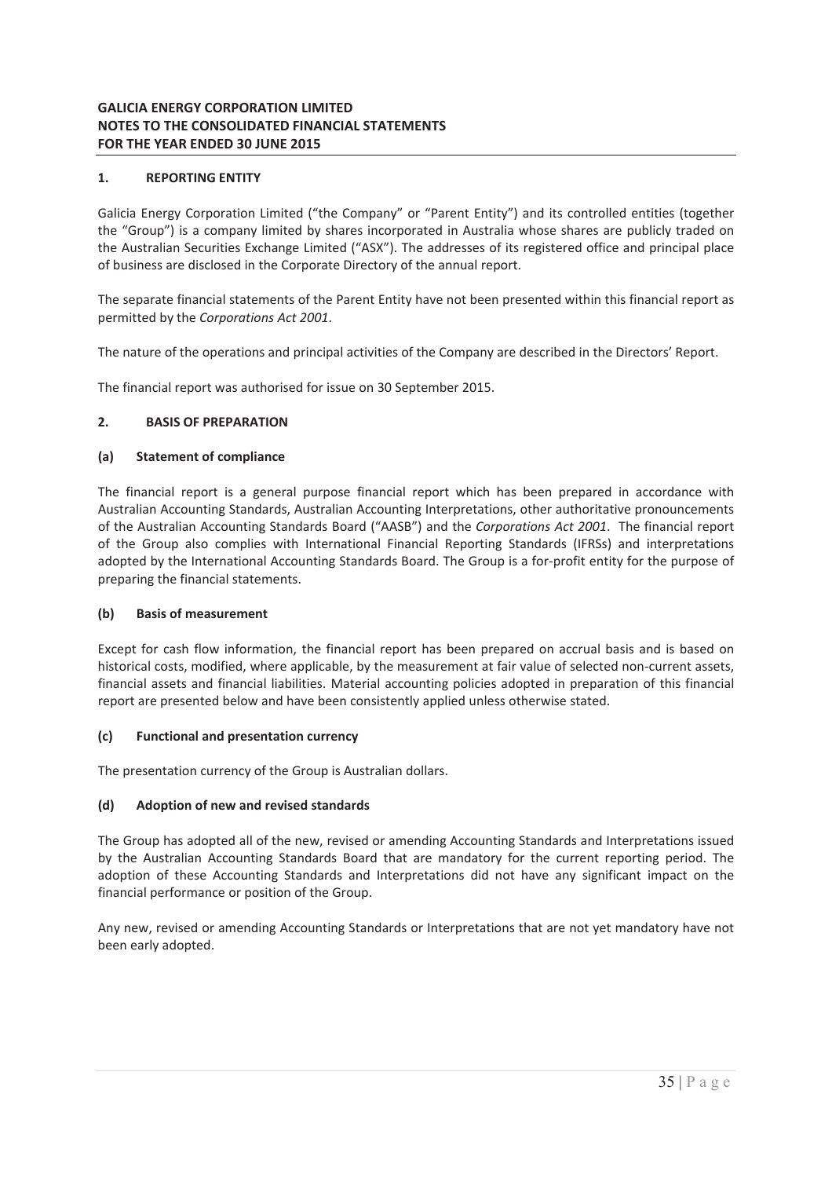**GALICIA ENERGY CORPORATION LIMITED**
**NOTES TO THE CONSOLIDATED FINANCIAL STATEMENTS**
**FOR THE YEAR ENDED 30 JUNE 2015**

## 1. REPORTING ENTITY

Galicia Energy Corporation Limited ("the Company" or "Parent Entity") and its controlled entities (together the "Group") is a company limited by shares incorporated in Australia whose shares are publicly traded on the Australian Securities Exchange Limited ("ASX"). The addresses of its registered office and principal place of business are disclosed in the Corporate Directory of the annual report.

The separate financial statements of the Parent Entity have not been presented within this financial report as permitted by the *Corporations Act 2001*.

The nature of the operations and principal activities of the Company are described in the Directors' Report.

The financial report was authorised for issue on 30 September 2015.

## 2. BASIS OF PREPARATION

### (a) Statement of compliance

The financial report is a general purpose financial report which has been prepared in accordance with Australian Accounting Standards, Australian Accounting Interpretations, other authoritative pronouncements of the Australian Accounting Standards Board ("AASB") and the *Corporations Act 2001*. The financial report of the Group also complies with International Financial Reporting Standards (IFRSs) and interpretations adopted by the International Accounting Standards Board. The Group is a for-profit entity for the purpose of preparing the financial statements.

### (b) Basis of measurement

Except for cash flow information, the financial report has been prepared on accrual basis and is based on historical costs, modified, where applicable, by the measurement at fair value of selected non-current assets, financial assets and financial liabilities. Material accounting policies adopted in preparation of this financial report are presented below and have been consistently applied unless otherwise stated.

### (c) Functional and presentation currency

The presentation currency of the Group is Australian dollars.

### (d) Adoption of new and revised standards

The Group has adopted all of the new, revised or amending Accounting Standards and Interpretations issued by the Australian Accounting Standards Board that are mandatory for the current reporting period. The adoption of these Accounting Standards and Interpretations did not have any significant impact on the financial performance or position of the Group.

Any new, revised or amending Accounting Standards or Interpretations that are not yet mandatory have not been early adopted.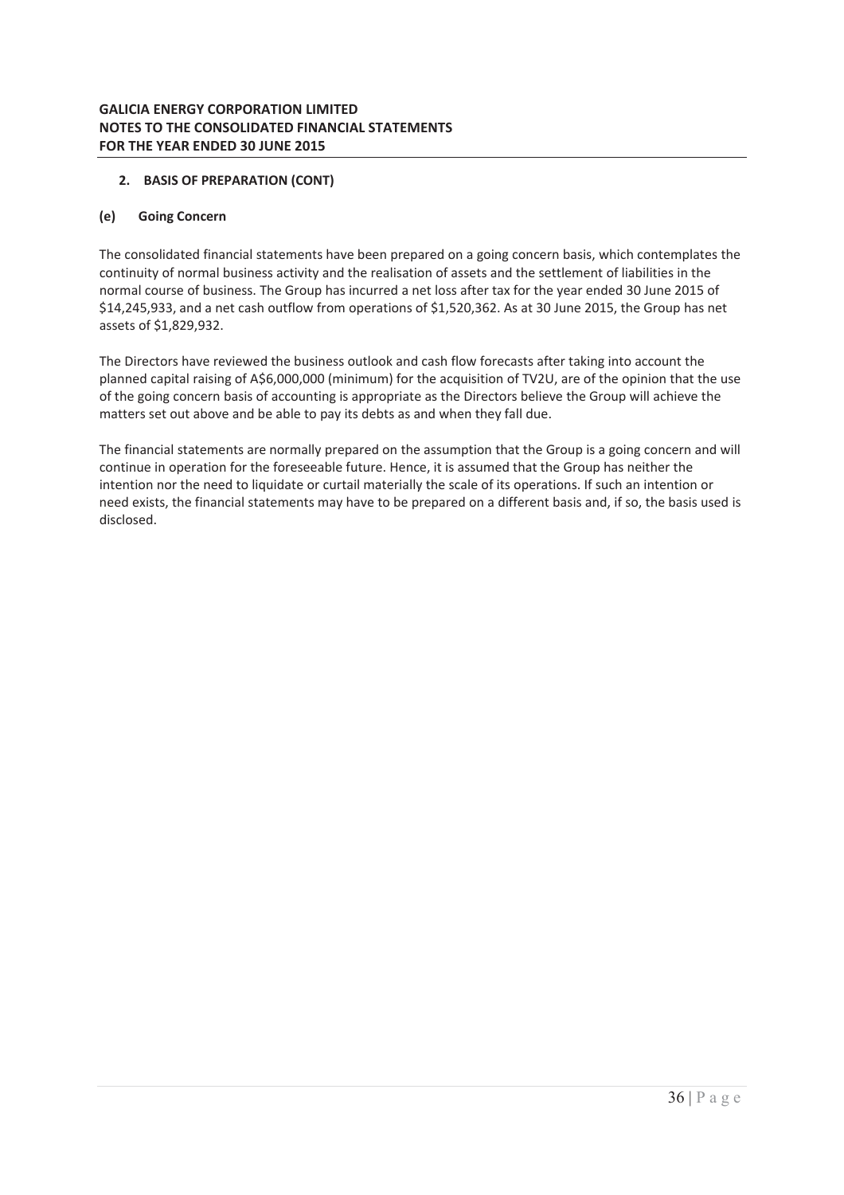### 2. BASIS OF PREPARATION (CONT)

#### (e) Going Concern

The consolidated financial statements have been prepared on a going concern basis, which contemplates the continuity of normal business activity and the realisation of assets and the settlement of liabilities in the normal course of business. The Group has incurred a net loss after tax for the year ended 30 June 2015 of $14,245,933, and a net cash outflow from operations of $1,520,362. As at 30 June 2015, the Group has net assets of $1,829,932.

The Directors have reviewed the business outlook and cash flow forecasts after taking into account the planned capital raising of A$6,000,000 (minimum) for the acquisition of TV2U, are of the opinion that the use of the going concern basis of accounting is appropriate as the Directors believe the Group will achieve the matters set out above and be able to pay its debts as and when they fall due.

The financial statements are normally prepared on the assumption that the Group is a going concern and will continue in operation for the foreseeable future. Hence, it is assumed that the Group has neither the intention nor the need to liquidate or curtail materially the scale of its operations. If such an intention or need exists, the financial statements may have to be prepared on a different basis and, if so, the basis used is disclosed.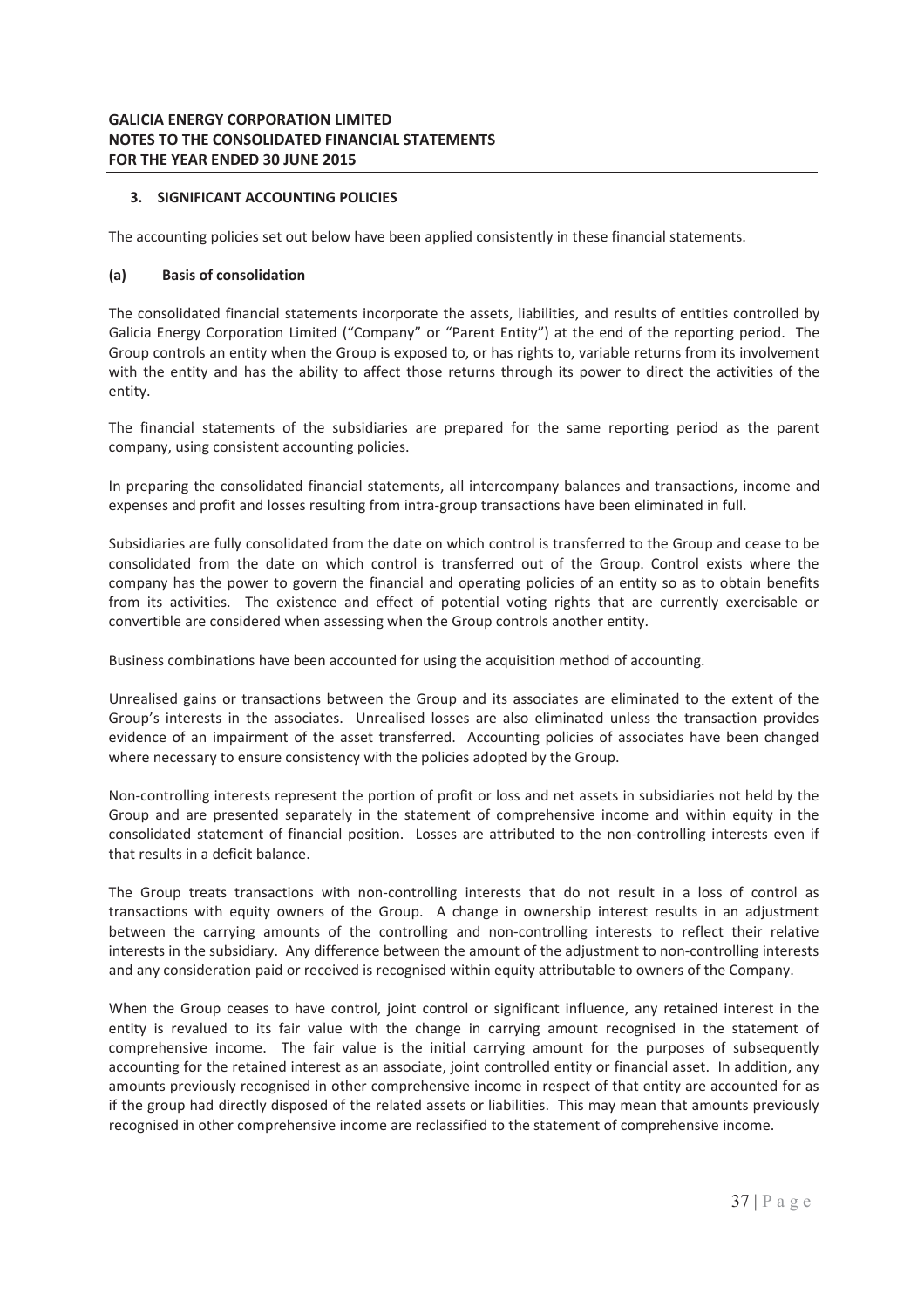## 3. SIGNIFICANT ACCOUNTING POLICIES

The accounting policies set out below have been applied consistently in these financial statements.

### (a) Basis of consolidation

The consolidated financial statements incorporate the assets, liabilities, and results of entities controlled by Galicia Energy Corporation Limited ("Company" or "Parent Entity") at the end of the reporting period. The Group controls an entity when the Group is exposed to, or has rights to, variable returns from its involvement with the entity and has the ability to affect those returns through its power to direct the activities of the entity.

The financial statements of the subsidiaries are prepared for the same reporting period as the parent company, using consistent accounting policies.

In preparing the consolidated financial statements, all intercompany balances and transactions, income and expenses and profit and losses resulting from intra-group transactions have been eliminated in full.

Subsidiaries are fully consolidated from the date on which control is transferred to the Group and cease to be consolidated from the date on which control is transferred out of the Group. Control exists where the company has the power to govern the financial and operating policies of an entity so as to obtain benefits from its activities. The existence and effect of potential voting rights that are currently exercisable or convertible are considered when assessing when the Group controls another entity.

Business combinations have been accounted for using the acquisition method of accounting.

Unrealised gains or transactions between the Group and its associates are eliminated to the extent of the Group's interests in the associates. Unrealised losses are also eliminated unless the transaction provides evidence of an impairment of the asset transferred. Accounting policies of associates have been changed where necessary to ensure consistency with the policies adopted by the Group.

Non-controlling interests represent the portion of profit or loss and net assets in subsidiaries not held by the Group and are presented separately in the statement of comprehensive income and within equity in the consolidated statement of financial position. Losses are attributed to the non-controlling interests even if that results in a deficit balance.

The Group treats transactions with non-controlling interests that do not result in a loss of control as transactions with equity owners of the Group. A change in ownership interest results in an adjustment between the carrying amounts of the controlling and non-controlling interests to reflect their relative interests in the subsidiary. Any difference between the amount of the adjustment to non-controlling interests and any consideration paid or received is recognised within equity attributable to owners of the Company.

When the Group ceases to have control, joint control or significant influence, any retained interest in the entity is revalued to its fair value with the change in carrying amount recognised in the statement of comprehensive income. The fair value is the initial carrying amount for the purposes of subsequently accounting for the retained interest as an associate, joint controlled entity or financial asset. In addition, any amounts previously recognised in other comprehensive income in respect of that entity are accounted for as if the group had directly disposed of the related assets or liabilities. This may mean that amounts previously recognised in other comprehensive income are reclassified to the statement of comprehensive income.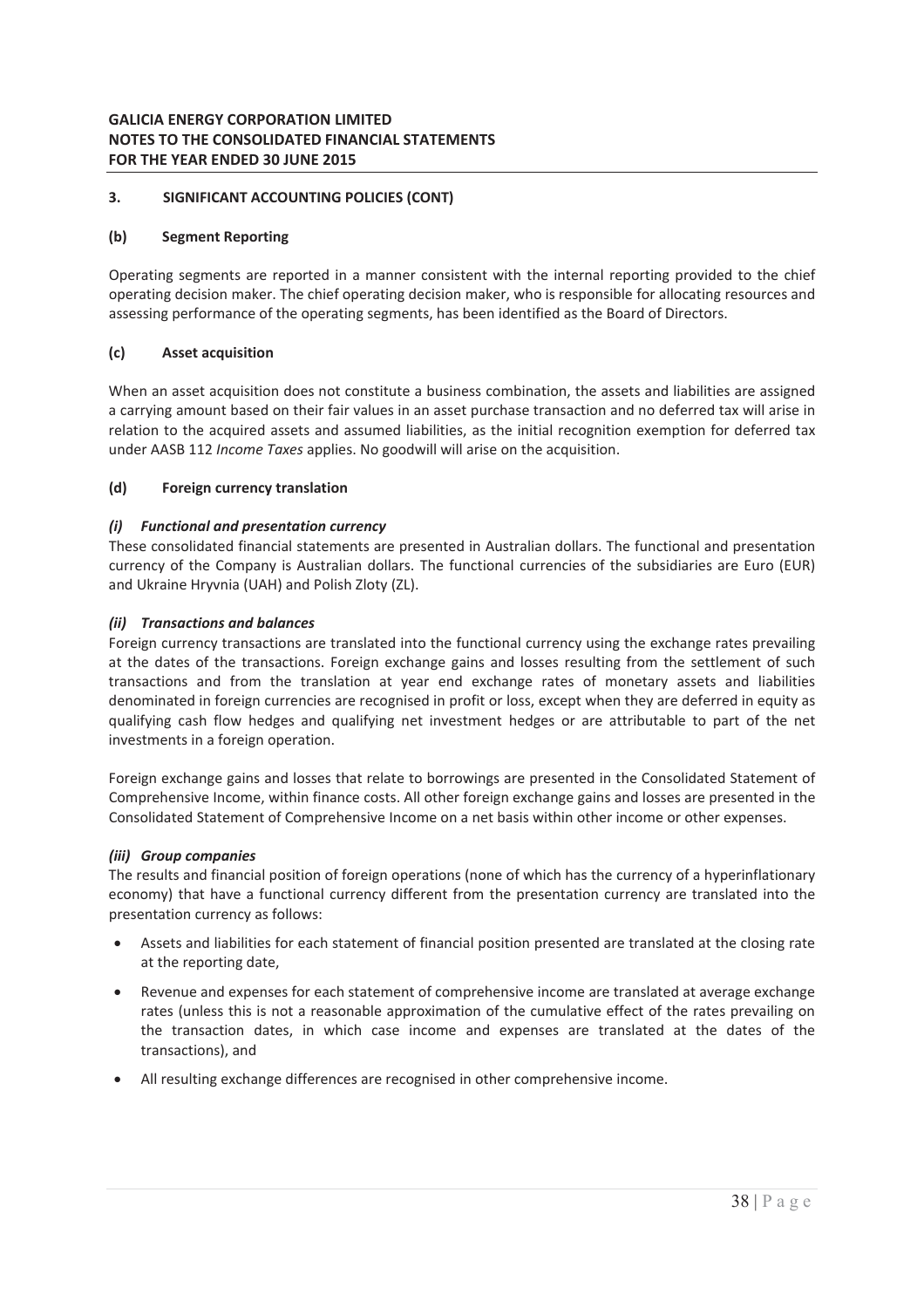**GALICIA ENERGY CORPORATION LIMITED**
**NOTES TO THE CONSOLIDATED FINANCIAL STATEMENTS**
**FOR THE YEAR ENDED 30 JUNE 2015**

## 3. SIGNIFICANT ACCOUNTING POLICIES (CONT)

### (b) Segment Reporting

Operating segments are reported in a manner consistent with the internal reporting provided to the chief operating decision maker. The chief operating decision maker, who is responsible for allocating resources and assessing performance of the operating segments, has been identified as the Board of Directors.

### (c) Asset acquisition

When an asset acquisition does not constitute a business combination, the assets and liabilities are assigned a carrying amount based on their fair values in an asset purchase transaction and no deferred tax will arise in relation to the acquired assets and assumed liabilities, as the initial recognition exemption for deferred tax under AASB 112 *Income Taxes* applies. No goodwill will arise on the acquisition.

### (d) Foreign currency translation

***(i) Functional and presentation currency***

These consolidated financial statements are presented in Australian dollars. The functional and presentation currency of the Company is Australian dollars. The functional currencies of the subsidiaries are Euro (EUR) and Ukraine Hryvnia (UAH) and Polish Zloty (ZL).

***(ii) Transactions and balances***

Foreign currency transactions are translated into the functional currency using the exchange rates prevailing at the dates of the transactions. Foreign exchange gains and losses resulting from the settlement of such transactions and from the translation at year end exchange rates of monetary assets and liabilities denominated in foreign currencies are recognised in profit or loss, except when they are deferred in equity as qualifying cash flow hedges and qualifying net investment hedges or are attributable to part of the net investments in a foreign operation.

Foreign exchange gains and losses that relate to borrowings are presented in the Consolidated Statement of Comprehensive Income, within finance costs. All other foreign exchange gains and losses are presented in the Consolidated Statement of Comprehensive Income on a net basis within other income or other expenses.

***(iii) Group companies***

The results and financial position of foreign operations (none of which has the currency of a hyperinflationary economy) that have a functional currency different from the presentation currency are translated into the presentation currency as follows:

- Assets and liabilities for each statement of financial position presented are translated at the closing rate at the reporting date,
- Revenue and expenses for each statement of comprehensive income are translated at average exchange rates (unless this is not a reasonable approximation of the cumulative effect of the rates prevailing on the transaction dates, in which case income and expenses are translated at the dates of the transactions), and
- All resulting exchange differences are recognised in other comprehensive income.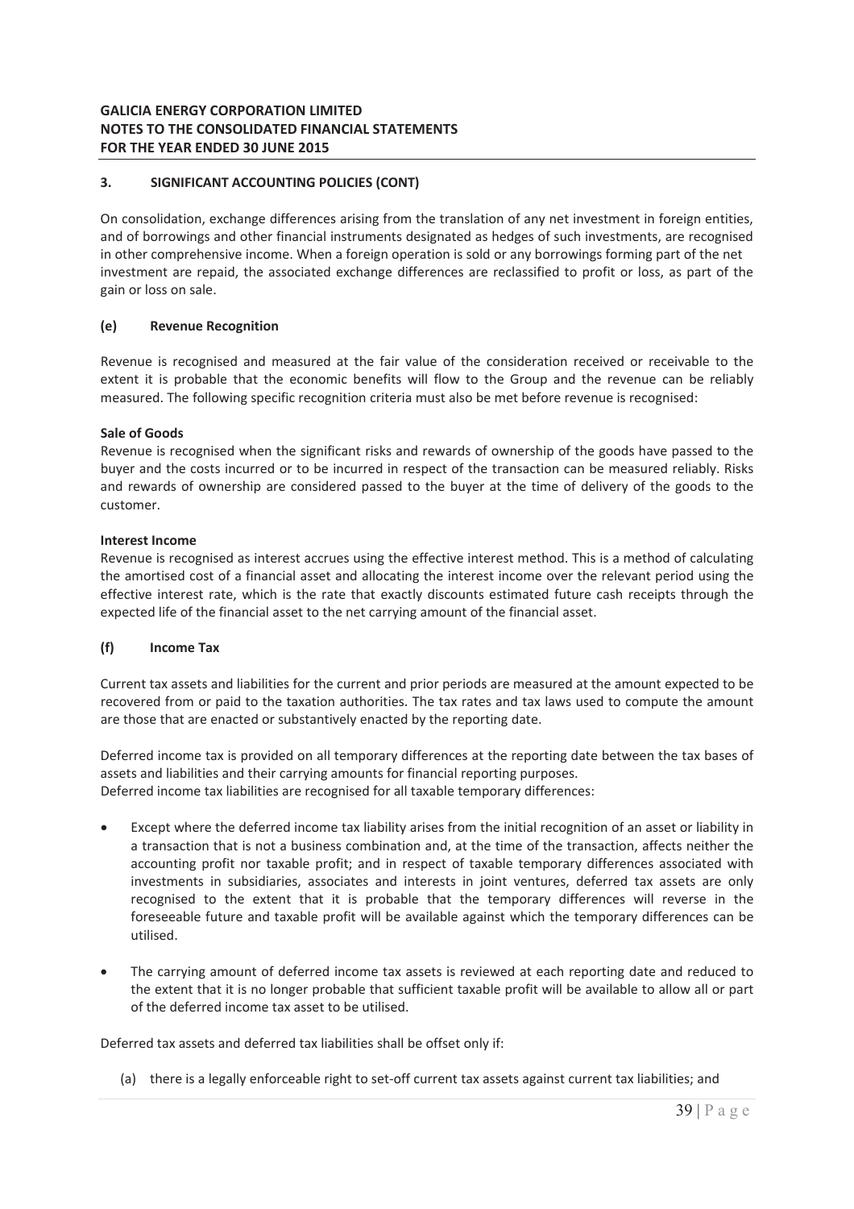### 3. SIGNIFICANT ACCOUNTING POLICIES (CONT)

On consolidation, exchange differences arising from the translation of any net investment in foreign entities, and of borrowings and other financial instruments designated as hedges of such investments, are recognised in other comprehensive income. When a foreign operation is sold or any borrowings forming part of the net investment are repaid, the associated exchange differences are reclassified to profit or loss, as part of the gain or loss on sale.

#### (e) Revenue Recognition

Revenue is recognised and measured at the fair value of the consideration received or receivable to the extent it is probable that the economic benefits will flow to the Group and the revenue can be reliably measured. The following specific recognition criteria must also be met before revenue is recognised:

**Sale of Goods**
Revenue is recognised when the significant risks and rewards of ownership of the goods have passed to the buyer and the costs incurred or to be incurred in respect of the transaction can be measured reliably. Risks and rewards of ownership are considered passed to the buyer at the time of delivery of the goods to the customer.

**Interest Income**
Revenue is recognised as interest accrues using the effective interest method. This is a method of calculating the amortised cost of a financial asset and allocating the interest income over the relevant period using the effective interest rate, which is the rate that exactly discounts estimated future cash receipts through the expected life of the financial asset to the net carrying amount of the financial asset.

#### (f) Income Tax

Current tax assets and liabilities for the current and prior periods are measured at the amount expected to be recovered from or paid to the taxation authorities. The tax rates and tax laws used to compute the amount are those that are enacted or substantively enacted by the reporting date.

Deferred income tax is provided on all temporary differences at the reporting date between the tax bases of assets and liabilities and their carrying amounts for financial reporting purposes.
Deferred income tax liabilities are recognised for all taxable temporary differences:

- Except where the deferred income tax liability arises from the initial recognition of an asset or liability in a transaction that is not a business combination and, at the time of the transaction, affects neither the accounting profit nor taxable profit; and in respect of taxable temporary differences associated with investments in subsidiaries, associates and interests in joint ventures, deferred tax assets are only recognised to the extent that it is probable that the temporary differences will reverse in the foreseeable future and taxable profit will be available against which the temporary differences can be utilised.
- The carrying amount of deferred income tax assets is reviewed at each reporting date and reduced to the extent that it is no longer probable that sufficient taxable profit will be available to allow all or part of the deferred income tax asset to be utilised.

Deferred tax assets and deferred tax liabilities shall be offset only if:

(a) there is a legally enforceable right to set-off current tax assets against current tax liabilities; and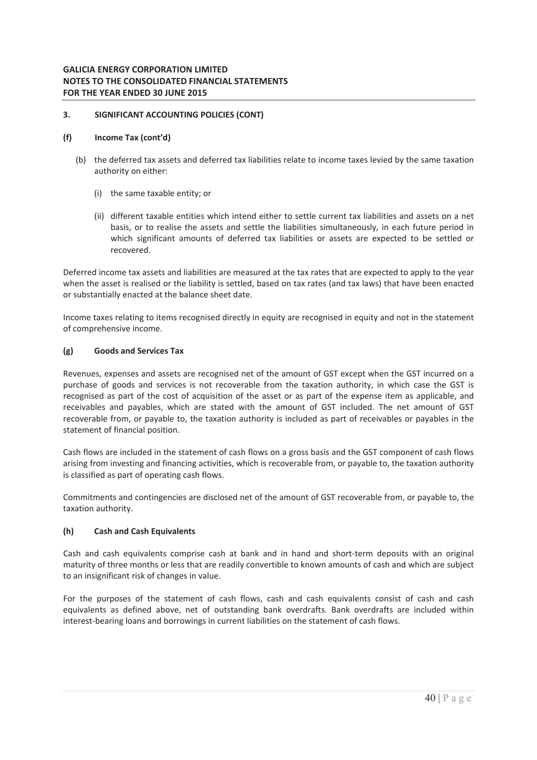## 3. SIGNIFICANT ACCOUNTING POLICIES (CONT)

### (f) Income Tax (cont'd)

(b) the deferred tax assets and deferred tax liabilities relate to income taxes levied by the same taxation authority on either:

(i) the same taxable entity; or

(ii) different taxable entities which intend either to settle current tax liabilities and assets on a net basis, or to realise the assets and settle the liabilities simultaneously, in each future period in which significant amounts of deferred tax liabilities or assets are expected to be settled or recovered.

Deferred income tax assets and liabilities are measured at the tax rates that are expected to apply to the year when the asset is realised or the liability is settled, based on tax rates (and tax laws) that have been enacted or substantially enacted at the balance sheet date.

Income taxes relating to items recognised directly in equity are recognised in equity and not in the statement of comprehensive income.

### (g) Goods and Services Tax

Revenues, expenses and assets are recognised net of the amount of GST except when the GST incurred on a purchase of goods and services is not recoverable from the taxation authority, in which case the GST is recognised as part of the cost of acquisition of the asset or as part of the expense item as applicable, and receivables and payables, which are stated with the amount of GST included. The net amount of GST recoverable from, or payable to, the taxation authority is included as part of receivables or payables in the statement of financial position.

Cash flows are included in the statement of cash flows on a gross basis and the GST component of cash flows arising from investing and financing activities, which is recoverable from, or payable to, the taxation authority is classified as part of operating cash flows.

Commitments and contingencies are disclosed net of the amount of GST recoverable from, or payable to, the taxation authority.

### (h) Cash and Cash Equivalents

Cash and cash equivalents comprise cash at bank and in hand and short-term deposits with an original maturity of three months or less that are readily convertible to known amounts of cash and which are subject to an insignificant risk of changes in value.

For the purposes of the statement of cash flows, cash and cash equivalents consist of cash and cash equivalents as defined above, net of outstanding bank overdrafts. Bank overdrafts are included within interest-bearing loans and borrowings in current liabilities on the statement of cash flows.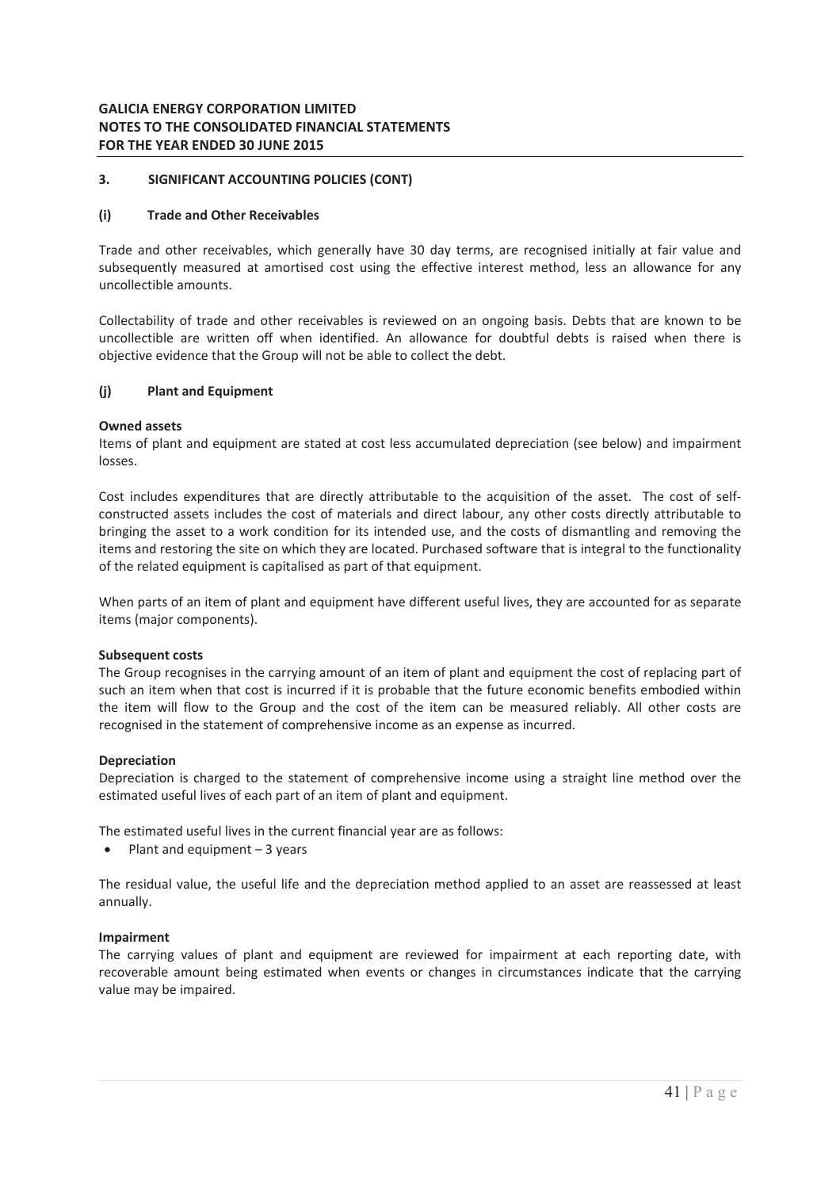**GALICIA ENERGY CORPORATION LIMITED**
**NOTES TO THE CONSOLIDATED FINANCIAL STATEMENTS**
**FOR THE YEAR ENDED 30 JUNE 2015**

## 3. SIGNIFICANT ACCOUNTING POLICIES (CONT)

### (i) Trade and Other Receivables

Trade and other receivables, which generally have 30 day terms, are recognised initially at fair value and subsequently measured at amortised cost using the effective interest method, less an allowance for any uncollectible amounts.

Collectability of trade and other receivables is reviewed on an ongoing basis. Debts that are known to be uncollectible are written off when identified. An allowance for doubtful debts is raised when there is objective evidence that the Group will not be able to collect the debt.

### (j) Plant and Equipment

**Owned assets**
Items of plant and equipment are stated at cost less accumulated depreciation (see below) and impairment losses.

Cost includes expenditures that are directly attributable to the acquisition of the asset. The cost of self-constructed assets includes the cost of materials and direct labour, any other costs directly attributable to bringing the asset to a work condition for its intended use, and the costs of dismantling and removing the items and restoring the site on which they are located. Purchased software that is integral to the functionality of the related equipment is capitalised as part of that equipment.

When parts of an item of plant and equipment have different useful lives, they are accounted for as separate items (major components).

**Subsequent costs**
The Group recognises in the carrying amount of an item of plant and equipment the cost of replacing part of such an item when that cost is incurred if it is probable that the future economic benefits embodied within the item will flow to the Group and the cost of the item can be measured reliably. All other costs are recognised in the statement of comprehensive income as an expense as incurred.

**Depreciation**
Depreciation is charged to the statement of comprehensive income using a straight line method over the estimated useful lives of each part of an item of plant and equipment.

The estimated useful lives in the current financial year are as follows:

- Plant and equipment – 3 years

The residual value, the useful life and the depreciation method applied to an asset are reassessed at least annually.

**Impairment**
The carrying values of plant and equipment are reviewed for impairment at each reporting date, with recoverable amount being estimated when events or changes in circumstances indicate that the carrying value may be impaired.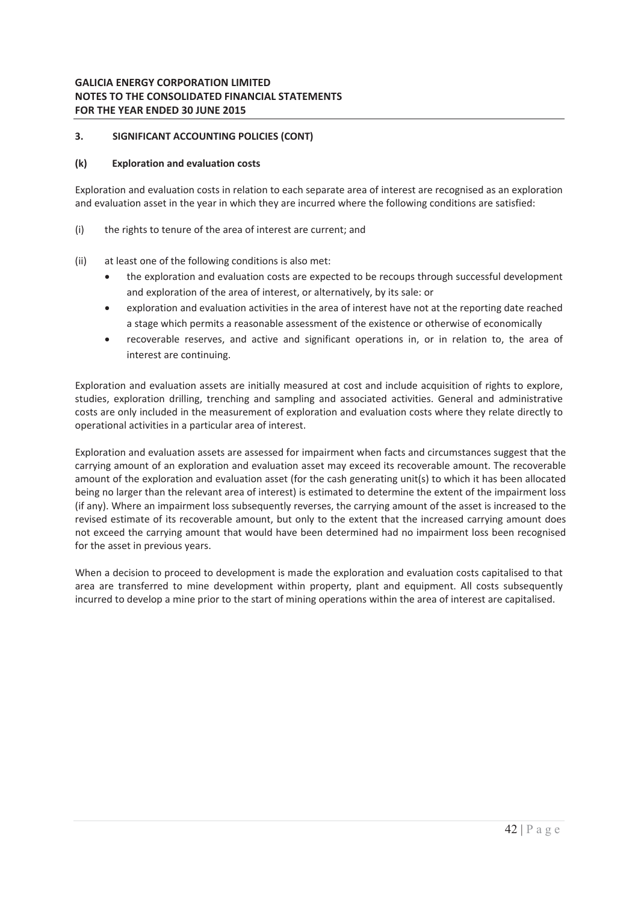## 3. SIGNIFICANT ACCOUNTING POLICIES (CONT)

### (k) Exploration and evaluation costs

Exploration and evaluation costs in relation to each separate area of interest are recognised as an exploration and evaluation asset in the year in which they are incurred where the following conditions are satisfied:

(i) the rights to tenure of the area of interest are current; and

(ii) at least one of the following conditions is also met:

- the exploration and evaluation costs are expected to be recoups through successful development and exploration of the area of interest, or alternatively, by its sale: or
- exploration and evaluation activities in the area of interest have not at the reporting date reached a stage which permits a reasonable assessment of the existence or otherwise of economically
- recoverable reserves, and active and significant operations in, or in relation to, the area of interest are continuing.

Exploration and evaluation assets are initially measured at cost and include acquisition of rights to explore, studies, exploration drilling, trenching and sampling and associated activities. General and administrative costs are only included in the measurement of exploration and evaluation costs where they relate directly to operational activities in a particular area of interest.

Exploration and evaluation assets are assessed for impairment when facts and circumstances suggest that the carrying amount of an exploration and evaluation asset may exceed its recoverable amount. The recoverable amount of the exploration and evaluation asset (for the cash generating unit(s) to which it has been allocated being no larger than the relevant area of interest) is estimated to determine the extent of the impairment loss (if any). Where an impairment loss subsequently reverses, the carrying amount of the asset is increased to the revised estimate of its recoverable amount, but only to the extent that the increased carrying amount does not exceed the carrying amount that would have been determined had no impairment loss been recognised for the asset in previous years.

When a decision to proceed to development is made the exploration and evaluation costs capitalised to that area are transferred to mine development within property, plant and equipment. All costs subsequently incurred to develop a mine prior to the start of mining operations within the area of interest are capitalised.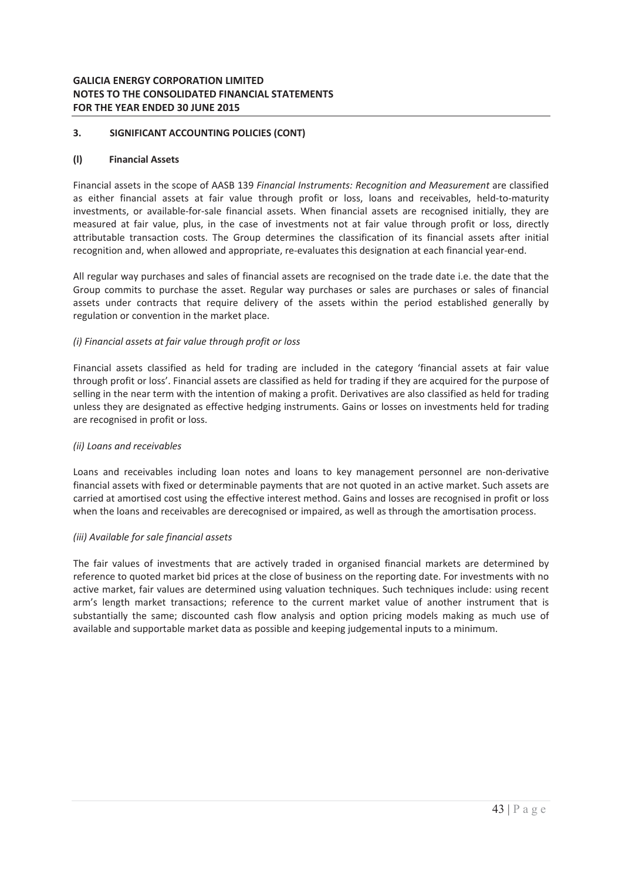## 3. SIGNIFICANT ACCOUNTING POLICIES (CONT)

### (l) Financial Assets

Financial assets in the scope of AASB 139 *Financial Instruments: Recognition and Measurement* are classified as either financial assets at fair value through profit or loss, loans and receivables, held-to-maturity investments, or available-for-sale financial assets. When financial assets are recognised initially, they are measured at fair value, plus, in the case of investments not at fair value through profit or loss, directly attributable transaction costs. The Group determines the classification of its financial assets after initial recognition and, when allowed and appropriate, re-evaluates this designation at each financial year-end.

All regular way purchases and sales of financial assets are recognised on the trade date i.e. the date that the Group commits to purchase the asset. Regular way purchases or sales are purchases or sales of financial assets under contracts that require delivery of the assets within the period established generally by regulation or convention in the market place.

*(i) Financial assets at fair value through profit or loss*

Financial assets classified as held for trading are included in the category 'financial assets at fair value through profit or loss'. Financial assets are classified as held for trading if they are acquired for the purpose of selling in the near term with the intention of making a profit. Derivatives are also classified as held for trading unless they are designated as effective hedging instruments. Gains or losses on investments held for trading are recognised in profit or loss.

*(ii) Loans and receivables*

Loans and receivables including loan notes and loans to key management personnel are non-derivative financial assets with fixed or determinable payments that are not quoted in an active market. Such assets are carried at amortised cost using the effective interest method. Gains and losses are recognised in profit or loss when the loans and receivables are derecognised or impaired, as well as through the amortisation process.

*(iii) Available for sale financial assets*

The fair values of investments that are actively traded in organised financial markets are determined by reference to quoted market bid prices at the close of business on the reporting date. For investments with no active market, fair values are determined using valuation techniques. Such techniques include: using recent arm's length market transactions; reference to the current market value of another instrument that is substantially the same; discounted cash flow analysis and option pricing models making as much use of available and supportable market data as possible and keeping judgemental inputs to a minimum.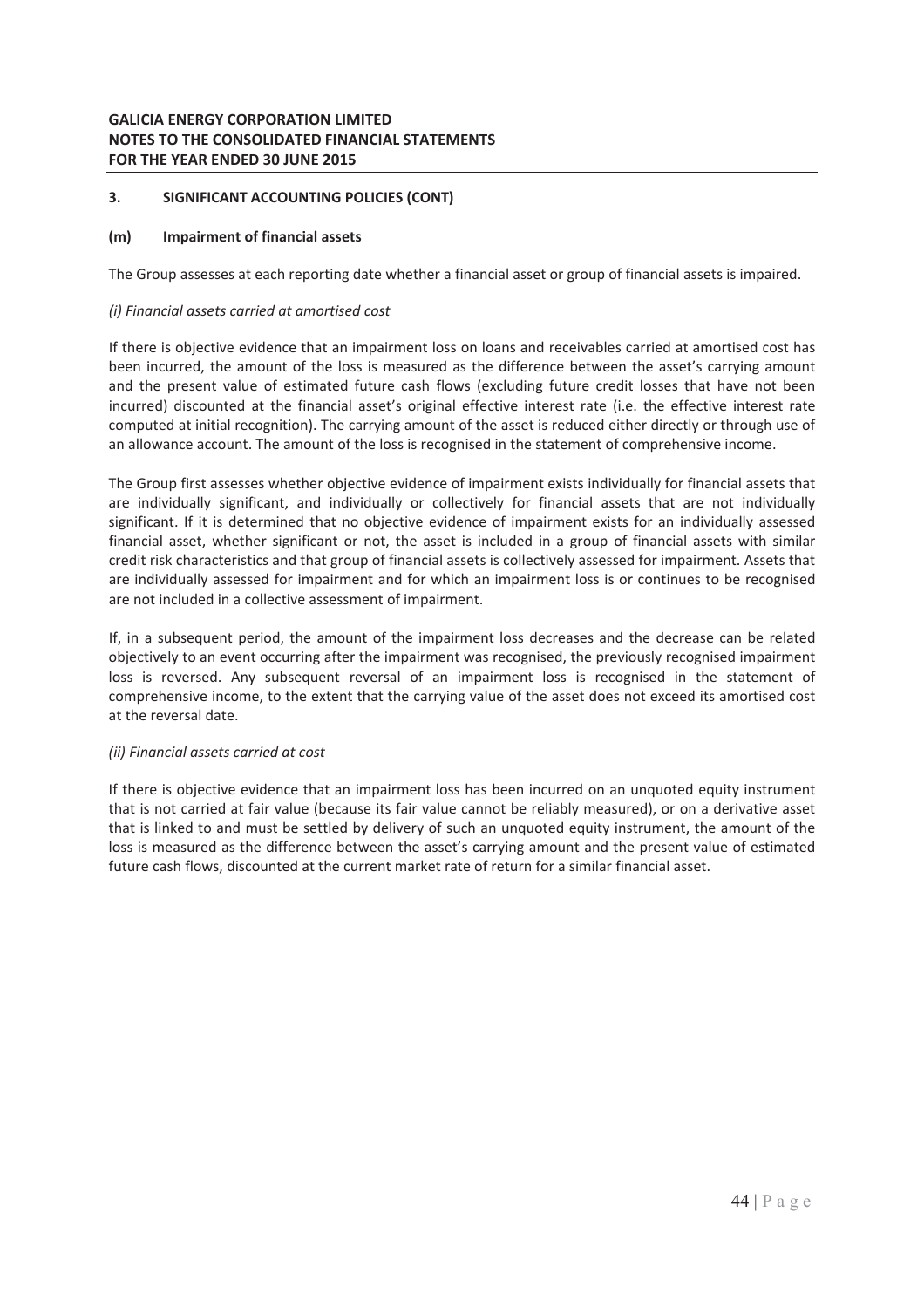## 3. SIGNIFICANT ACCOUNTING POLICIES (CONT)

### (m) Impairment of financial assets

The Group assesses at each reporting date whether a financial asset or group of financial assets is impaired.

*(i) Financial assets carried at amortised cost*

If there is objective evidence that an impairment loss on loans and receivables carried at amortised cost has been incurred, the amount of the loss is measured as the difference between the asset's carrying amount and the present value of estimated future cash flows (excluding future credit losses that have not been incurred) discounted at the financial asset's original effective interest rate (i.e. the effective interest rate computed at initial recognition). The carrying amount of the asset is reduced either directly or through use of an allowance account. The amount of the loss is recognised in the statement of comprehensive income.

The Group first assesses whether objective evidence of impairment exists individually for financial assets that are individually significant, and individually or collectively for financial assets that are not individually significant. If it is determined that no objective evidence of impairment exists for an individually assessed financial asset, whether significant or not, the asset is included in a group of financial assets with similar credit risk characteristics and that group of financial assets is collectively assessed for impairment. Assets that are individually assessed for impairment and for which an impairment loss is or continues to be recognised are not included in a collective assessment of impairment.

If, in a subsequent period, the amount of the impairment loss decreases and the decrease can be related objectively to an event occurring after the impairment was recognised, the previously recognised impairment loss is reversed. Any subsequent reversal of an impairment loss is recognised in the statement of comprehensive income, to the extent that the carrying value of the asset does not exceed its amortised cost at the reversal date.

*(ii) Financial assets carried at cost*

If there is objective evidence that an impairment loss has been incurred on an unquoted equity instrument that is not carried at fair value (because its fair value cannot be reliably measured), or on a derivative asset that is linked to and must be settled by delivery of such an unquoted equity instrument, the amount of the loss is measured as the difference between the asset's carrying amount and the present value of estimated future cash flows, discounted at the current market rate of return for a similar financial asset.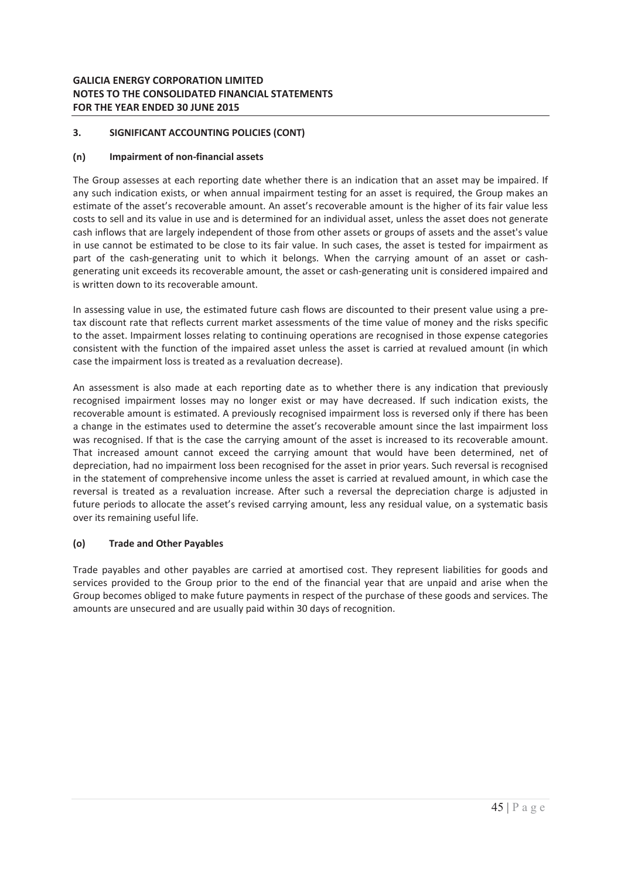## 3. SIGNIFICANT ACCOUNTING POLICIES (CONT)

### (n) Impairment of non-financial assets

The Group assesses at each reporting date whether there is an indication that an asset may be impaired. If any such indication exists, or when annual impairment testing for an asset is required, the Group makes an estimate of the asset's recoverable amount. An asset's recoverable amount is the higher of its fair value less costs to sell and its value in use and is determined for an individual asset, unless the asset does not generate cash inflows that are largely independent of those from other assets or groups of assets and the asset's value in use cannot be estimated to be close to its fair value. In such cases, the asset is tested for impairment as part of the cash-generating unit to which it belongs. When the carrying amount of an asset or cash-generating unit exceeds its recoverable amount, the asset or cash-generating unit is considered impaired and is written down to its recoverable amount.

In assessing value in use, the estimated future cash flows are discounted to their present value using a pre-tax discount rate that reflects current market assessments of the time value of money and the risks specific to the asset. Impairment losses relating to continuing operations are recognised in those expense categories consistent with the function of the impaired asset unless the asset is carried at revalued amount (in which case the impairment loss is treated as a revaluation decrease).

An assessment is also made at each reporting date as to whether there is any indication that previously recognised impairment losses may no longer exist or may have decreased. If such indication exists, the recoverable amount is estimated. A previously recognised impairment loss is reversed only if there has been a change in the estimates used to determine the asset's recoverable amount since the last impairment loss was recognised. If that is the case the carrying amount of the asset is increased to its recoverable amount. That increased amount cannot exceed the carrying amount that would have been determined, net of depreciation, had no impairment loss been recognised for the asset in prior years. Such reversal is recognised in the statement of comprehensive income unless the asset is carried at revalued amount, in which case the reversal is treated as a revaluation increase. After such a reversal the depreciation charge is adjusted in future periods to allocate the asset's revised carrying amount, less any residual value, on a systematic basis over its remaining useful life.

### (o) Trade and Other Payables

Trade payables and other payables are carried at amortised cost. They represent liabilities for goods and services provided to the Group prior to the end of the financial year that are unpaid and arise when the Group becomes obliged to make future payments in respect of the purchase of these goods and services. The amounts are unsecured and are usually paid within 30 days of recognition.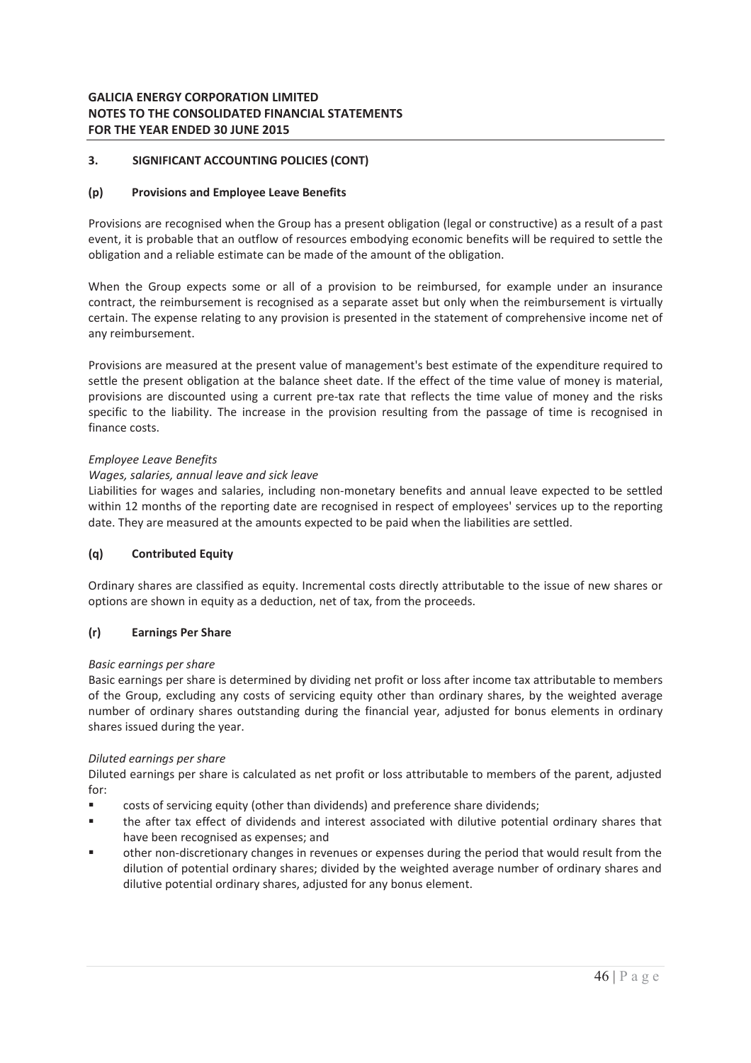## 3. SIGNIFICANT ACCOUNTING POLICIES (CONT)

### (p) Provisions and Employee Leave Benefits

Provisions are recognised when the Group has a present obligation (legal or constructive) as a result of a past event, it is probable that an outflow of resources embodying economic benefits will be required to settle the obligation and a reliable estimate can be made of the amount of the obligation.

When the Group expects some or all of a provision to be reimbursed, for example under an insurance contract, the reimbursement is recognised as a separate asset but only when the reimbursement is virtually certain. The expense relating to any provision is presented in the statement of comprehensive income net of any reimbursement.

Provisions are measured at the present value of management's best estimate of the expenditure required to settle the present obligation at the balance sheet date. If the effect of the time value of money is material, provisions are discounted using a current pre-tax rate that reflects the time value of money and the risks specific to the liability. The increase in the provision resulting from the passage of time is recognised in finance costs.

*Employee Leave Benefits*

*Wages, salaries, annual leave and sick leave*

Liabilities for wages and salaries, including non-monetary benefits and annual leave expected to be settled within 12 months of the reporting date are recognised in respect of employees' services up to the reporting date. They are measured at the amounts expected to be paid when the liabilities are settled.

### (q) Contributed Equity

Ordinary shares are classified as equity. Incremental costs directly attributable to the issue of new shares or options are shown in equity as a deduction, net of tax, from the proceeds.

### (r) Earnings Per Share

*Basic earnings per share*

Basic earnings per share is determined by dividing net profit or loss after income tax attributable to members of the Group, excluding any costs of servicing equity other than ordinary shares, by the weighted average number of ordinary shares outstanding during the financial year, adjusted for bonus elements in ordinary shares issued during the year.

*Diluted earnings per share*

Diluted earnings per share is calculated as net profit or loss attributable to members of the parent, adjusted for:

- costs of servicing equity (other than dividends) and preference share dividends;
- the after tax effect of dividends and interest associated with dilutive potential ordinary shares that have been recognised as expenses; and
- other non-discretionary changes in revenues or expenses during the period that would result from the dilution of potential ordinary shares; divided by the weighted average number of ordinary shares and dilutive potential ordinary shares, adjusted for any bonus element.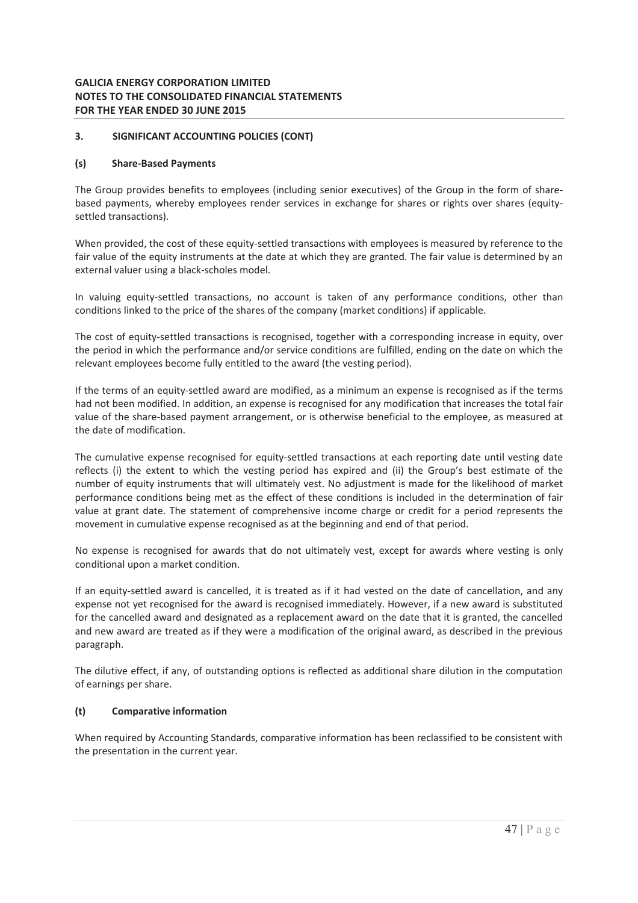## 3. SIGNIFICANT ACCOUNTING POLICIES (CONT)

### (s) Share-Based Payments

The Group provides benefits to employees (including senior executives) of the Group in the form of share-based payments, whereby employees render services in exchange for shares or rights over shares (equity-settled transactions).

When provided, the cost of these equity-settled transactions with employees is measured by reference to the fair value of the equity instruments at the date at which they are granted. The fair value is determined by an external valuer using a black-scholes model.

In valuing equity-settled transactions, no account is taken of any performance conditions, other than conditions linked to the price of the shares of the company (market conditions) if applicable.

The cost of equity-settled transactions is recognised, together with a corresponding increase in equity, over the period in which the performance and/or service conditions are fulfilled, ending on the date on which the relevant employees become fully entitled to the award (the vesting period).

If the terms of an equity-settled award are modified, as a minimum an expense is recognised as if the terms had not been modified. In addition, an expense is recognised for any modification that increases the total fair value of the share-based payment arrangement, or is otherwise beneficial to the employee, as measured at the date of modification.

The cumulative expense recognised for equity-settled transactions at each reporting date until vesting date reflects (i) the extent to which the vesting period has expired and (ii) the Group's best estimate of the number of equity instruments that will ultimately vest. No adjustment is made for the likelihood of market performance conditions being met as the effect of these conditions is included in the determination of fair value at grant date. The statement of comprehensive income charge or credit for a period represents the movement in cumulative expense recognised as at the beginning and end of that period.

No expense is recognised for awards that do not ultimately vest, except for awards where vesting is only conditional upon a market condition.

If an equity-settled award is cancelled, it is treated as if it had vested on the date of cancellation, and any expense not yet recognised for the award is recognised immediately. However, if a new award is substituted for the cancelled award and designated as a replacement award on the date that it is granted, the cancelled and new award are treated as if they were a modification of the original award, as described in the previous paragraph.

The dilutive effect, if any, of outstanding options is reflected as additional share dilution in the computation of earnings per share.

### (t) Comparative information

When required by Accounting Standards, comparative information has been reclassified to be consistent with the presentation in the current year.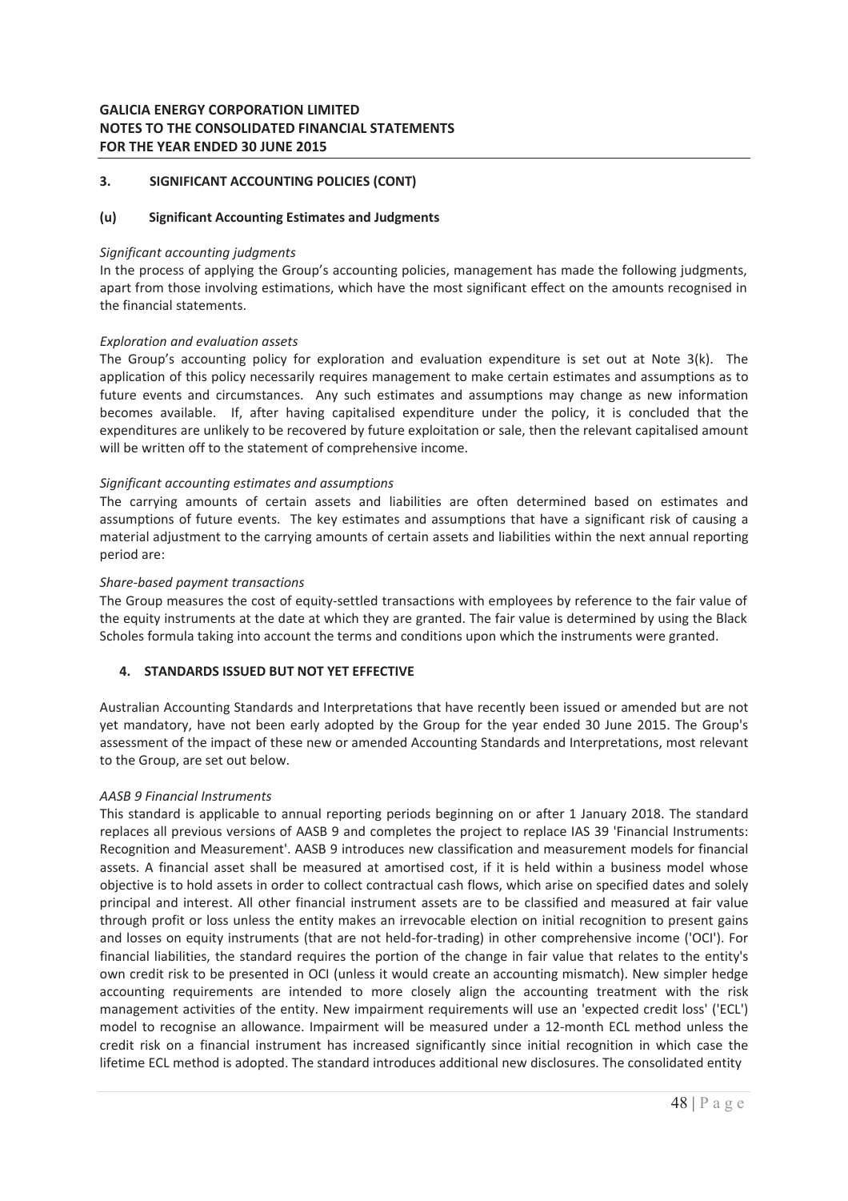## 3. SIGNIFICANT ACCOUNTING POLICIES (CONT)

### (u) Significant Accounting Estimates and Judgments

*Significant accounting judgments*

In the process of applying the Group's accounting policies, management has made the following judgments, apart from those involving estimations, which have the most significant effect on the amounts recognised in the financial statements.

*Exploration and evaluation assets*

The Group's accounting policy for exploration and evaluation expenditure is set out at Note 3(k). The application of this policy necessarily requires management to make certain estimates and assumptions as to future events and circumstances. Any such estimates and assumptions may change as new information becomes available. If, after having capitalised expenditure under the policy, it is concluded that the expenditures are unlikely to be recovered by future exploitation or sale, then the relevant capitalised amount will be written off to the statement of comprehensive income.

*Significant accounting estimates and assumptions*

The carrying amounts of certain assets and liabilities are often determined based on estimates and assumptions of future events. The key estimates and assumptions that have a significant risk of causing a material adjustment to the carrying amounts of certain assets and liabilities within the next annual reporting period are:

*Share-based payment transactions*

The Group measures the cost of equity-settled transactions with employees by reference to the fair value of the equity instruments at the date at which they are granted. The fair value is determined by using the Black Scholes formula taking into account the terms and conditions upon which the instruments were granted.

## 4. STANDARDS ISSUED BUT NOT YET EFFECTIVE

Australian Accounting Standards and Interpretations that have recently been issued or amended but are not yet mandatory, have not been early adopted by the Group for the year ended 30 June 2015. The Group's assessment of the impact of these new or amended Accounting Standards and Interpretations, most relevant to the Group, are set out below.

*AASB 9 Financial Instruments*

This standard is applicable to annual reporting periods beginning on or after 1 January 2018. The standard replaces all previous versions of AASB 9 and completes the project to replace IAS 39 'Financial Instruments: Recognition and Measurement'. AASB 9 introduces new classification and measurement models for financial assets. A financial asset shall be measured at amortised cost, if it is held within a business model whose objective is to hold assets in order to collect contractual cash flows, which arise on specified dates and solely principal and interest. All other financial instrument assets are to be classified and measured at fair value through profit or loss unless the entity makes an irrevocable election on initial recognition to present gains and losses on equity instruments (that are not held-for-trading) in other comprehensive income ('OCI'). For financial liabilities, the standard requires the portion of the change in fair value that relates to the entity's own credit risk to be presented in OCI (unless it would create an accounting mismatch). New simpler hedge accounting requirements are intended to more closely align the accounting treatment with the risk management activities of the entity. New impairment requirements will use an 'expected credit loss' ('ECL') model to recognise an allowance. Impairment will be measured under a 12-month ECL method unless the credit risk on a financial instrument has increased significantly since initial recognition in which case the lifetime ECL method is adopted. The standard introduces additional new disclosures. The consolidated entity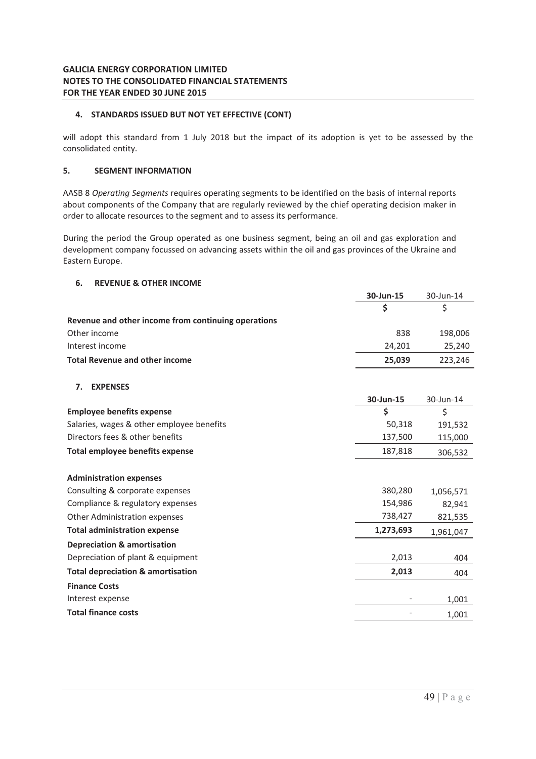## 4. STANDARDS ISSUED BUT NOT YET EFFECTIVE (CONT)

will adopt this standard from 1 July 2018 but the impact of its adoption is yet to be assessed by the consolidated entity.

## 5. SEGMENT INFORMATION

AASB 8 *Operating Segments* requires operating segments to be identified on the basis of internal reports about components of the Company that are regularly reviewed by the chief operating decision maker in order to allocate resources to the segment and to assess its performance.

During the period the Group operated as one business segment, being an oil and gas exploration and development company focussed on advancing assets within the oil and gas provinces of the Ukraine and Eastern Europe.

## 6. REVENUE & OTHER INCOME

| | **30-Jun-15** | 30-Jun-14 |
|---|---|---|
| | **$** | $ |
| **Revenue and other income from continuing operations** | | |
| Other income | 838 | 198,006 |
| Interest income | 24,201 | 25,240 |
| **Total Revenue and other income** | **25,039** | 223,246 |

## 7. EXPENSES

| | **30-Jun-15** | 30-Jun-14 |
|---|---|---|
| **Employee benefits expense** | **$** | $ |
| Salaries, wages & other employee benefits | 50,318 | 191,532 |
| Directors fees & other benefits | 137,500 | 115,000 |
| **Total employee benefits expense** | 187,818 | 306,532 |
| | | |
| **Administration expenses** | | |
| Consulting & corporate expenses | 380,280 | 1,056,571 |
| Compliance & regulatory expenses | 154,986 | 82,941 |
| Other Administration expenses | 738,427 | 821,535 |
| **Total administration expense** | **1,273,693** | 1,961,047 |
| **Depreciation & amortisation** | | |
| Depreciation of plant & equipment | 2,013 | 404 |
| **Total depreciation & amortisation** | **2,013** | 404 |
| **Finance Costs** | | |
| Interest expense | - | 1,001 |
| **Total finance costs** | - | 1,001 |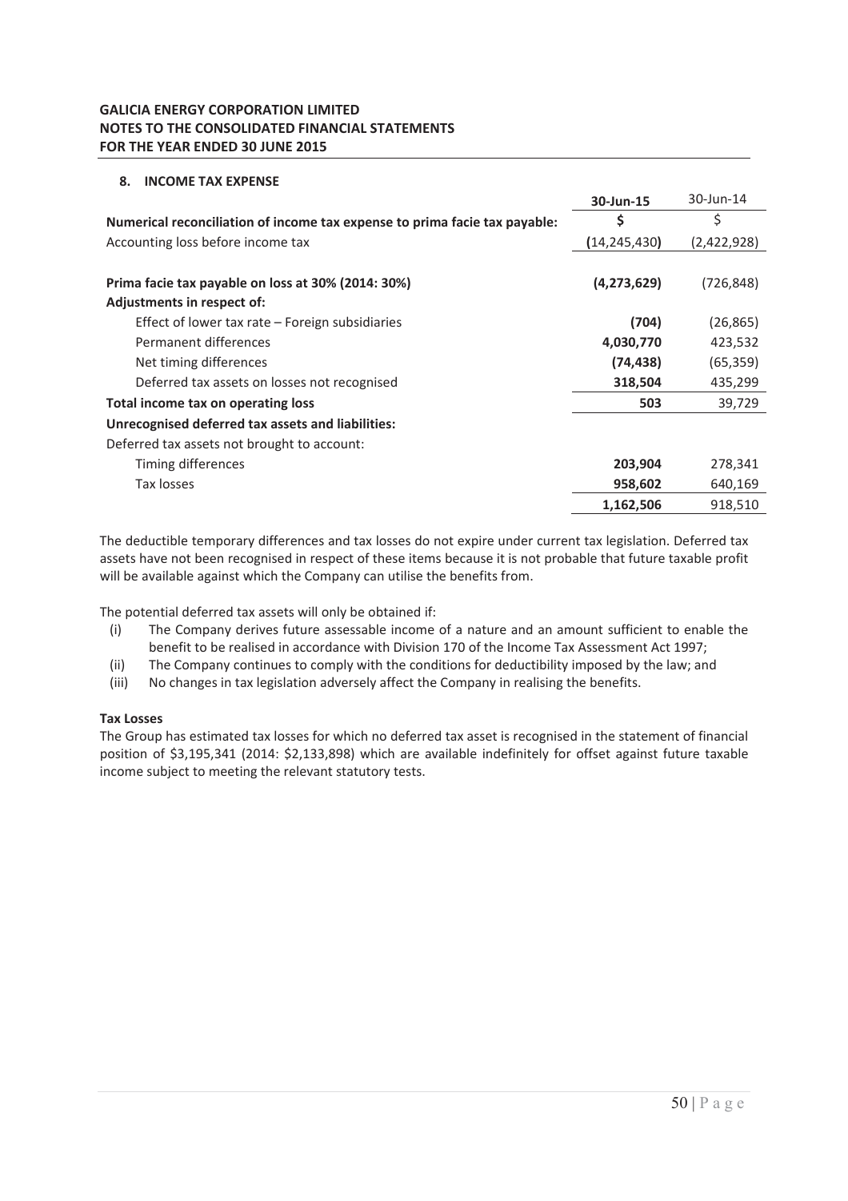**GALICIA ENERGY CORPORATION LIMITED**
**NOTES TO THE CONSOLIDATED FINANCIAL STATEMENTS**
**FOR THE YEAR ENDED 30 JUNE 2015**

## 8. INCOME TAX EXPENSE

| | **30-Jun-15** | 30-Jun-14 |
|---|---|---|
| **Numerical reconciliation of income tax expense to prima facie tax payable:** | **$** | $ |
| Accounting loss before income tax | **(14,245,430)** | (2,422,928) |
| | | |
| **Prima facie tax payable on loss at 30% (2014: 30%)** | **(4,273,629)** | (726,848) |
| **Adjustments in respect of:** | | |
| Effect of lower tax rate – Foreign subsidiaries | **(704)** | (26,865) |
| Permanent differences | **4,030,770** | 423,532 |
| Net timing differences | **(74,438)** | (65,359) |
| Deferred tax assets on losses not recognised | **318,504** | 435,299 |
| **Total income tax on operating loss** | **503** | 39,729 |
| **Unrecognised deferred tax assets and liabilities:** | | |
| Deferred tax assets not brought to account: | | |
| Timing differences | **203,904** | 278,341 |
| Tax losses | **958,602** | 640,169 |
| | **1,162,506** | 918,510 |

The deductible temporary differences and tax losses do not expire under current tax legislation. Deferred tax assets have not been recognised in respect of these items because it is not probable that future taxable profit will be available against which the Company can utilise the benefits from.

The potential deferred tax assets will only be obtained if:

- (i) The Company derives future assessable income of a nature and an amount sufficient to enable the benefit to be realised in accordance with Division 170 of the Income Tax Assessment Act 1997;
- (ii) The Company continues to comply with the conditions for deductibility imposed by the law; and
- (iii) No changes in tax legislation adversely affect the Company in realising the benefits.

**Tax Losses**

The Group has estimated tax losses for which no deferred tax asset is recognised in the statement of financial position of $3,195,341 (2014: $2,133,898) which are available indefinitely for offset against future taxable income subject to meeting the relevant statutory tests.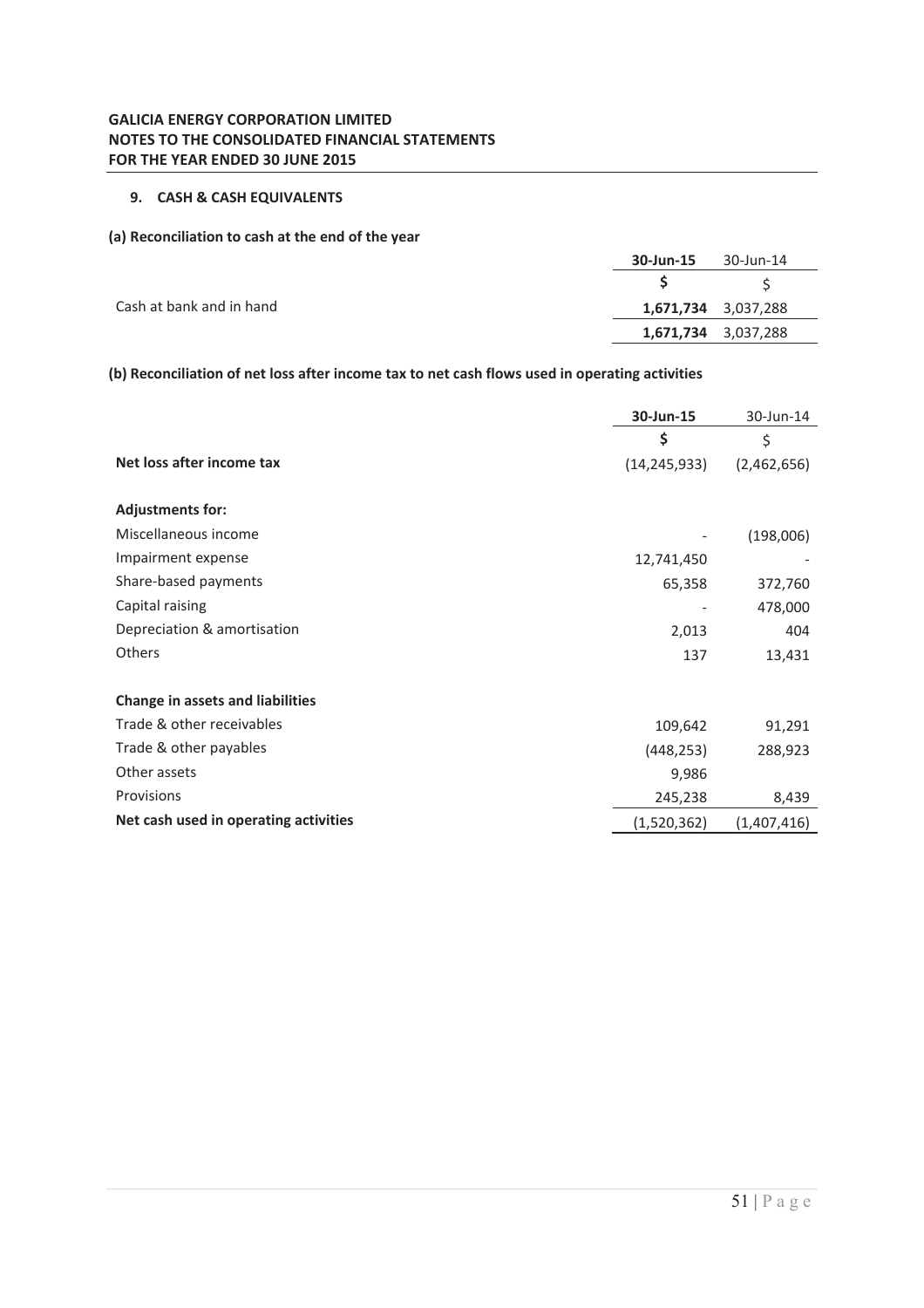**GALICIA ENERGY CORPORATION LIMITED**
**NOTES TO THE CONSOLIDATED FINANCIAL STATEMENTS**
**FOR THE YEAR ENDED 30 JUNE 2015**

### 9. CASH & CASH EQUIVALENTS

**(a) Reconciliation to cash at the end of the year**

| | **30-Jun-15** | 30-Jun-14 |
|---|---|---|
| | **$** | $ |
| Cash at bank and in hand | **1,671,734** | 3,037,288 |
| | **1,671,734** | 3,037,288 |

**(b) Reconciliation of net loss after income tax to net cash flows used in operating activities**

| | **30-Jun-15** | 30-Jun-14 |
|---|---|---|
| | **$** | $ |
| **Net loss after income tax** | (14,245,933) | (2,462,656) |
| | | |
| **Adjustments for:** | | |
| Miscellaneous income | - | (198,006) |
| Impairment expense | 12,741,450 | - |
| Share-based payments | 65,358 | 372,760 |
| Capital raising | - | 478,000 |
| Depreciation & amortisation | 2,013 | 404 |
| Others | 137 | 13,431 |
| | | |
| **Change in assets and liabilities** | | |
| Trade & other receivables | 109,642 | 91,291 |
| Trade & other payables | (448,253) | 288,923 |
| Other assets | 9,986 | |
| Provisions | 245,238 | 8,439 |
| **Net cash used in operating activities** | (1,520,362) | (1,407,416) |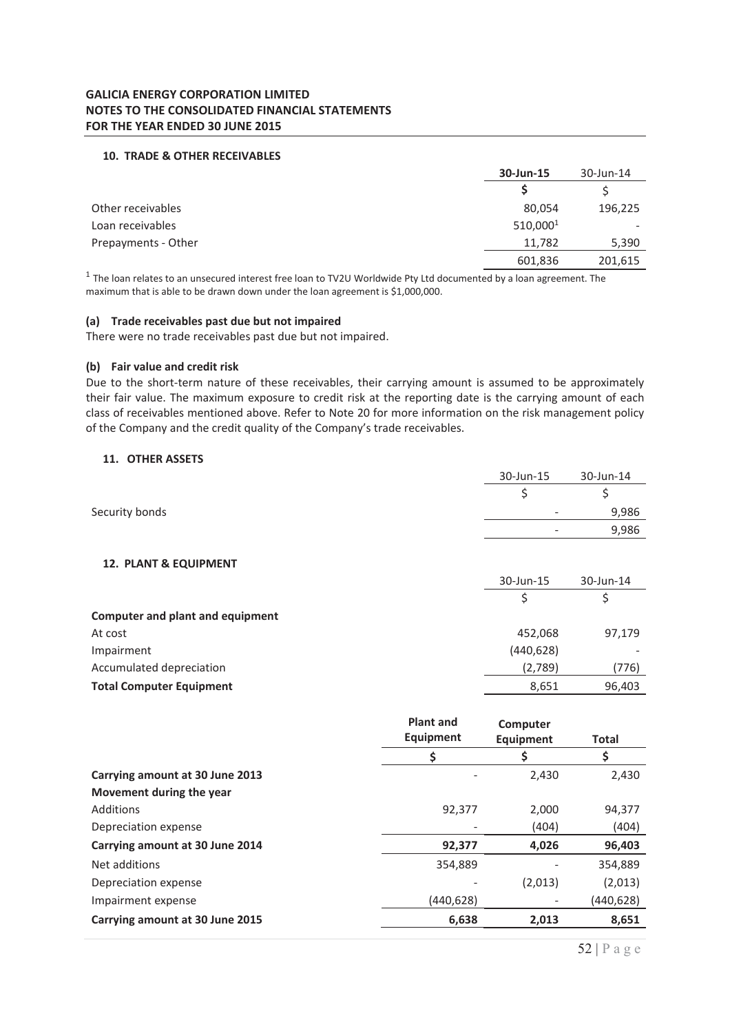**GALICIA ENERGY CORPORATION LIMITED**
**NOTES TO THE CONSOLIDATED FINANCIAL STATEMENTS**
**FOR THE YEAR ENDED 30 JUNE 2015**

## 10. TRADE & OTHER RECEIVABLES

| | **30-Jun-15** | 30-Jun-14 |
|---|---|---|
| | **$** | $ |
| Other receivables | 80,054 | 196,225 |
| Loan receivables | 510,000[1] | - |
| Prepayments - Other | 11,782 | 5,390 |
| | 601,836 | 201,615 |

[1] The loan relates to an unsecured interest free loan to TV2U Worldwide Pty Ltd documented by a loan agreement. The maximum that is able to be drawn down under the loan agreement is $1,000,000.

### (a) Trade receivables past due but not impaired

There were no trade receivables past due but not impaired.

### (b) Fair value and credit risk

Due to the short-term nature of these receivables, their carrying amount is assumed to be approximately their fair value. The maximum exposure to credit risk at the reporting date is the carrying amount of each class of receivables mentioned above. Refer to Note 20 for more information on the risk management policy of the Company and the credit quality of the Company's trade receivables.

## 11. OTHER ASSETS

| | 30-Jun-15 | 30-Jun-14 |
|---|---|---|
| | $ | $ |
| Security bonds | - | 9,986 |
| | - | 9,986 |

## 12. PLANT & EQUIPMENT

| | 30-Jun-15 | 30-Jun-14 |
|---|---|---|
| | $ | $ |
| **Computer and plant and equipment** | | |
| At cost | 452,068 | 97,179 |
| Impairment | (440,628) | - |
| Accumulated depreciation | (2,789) | (776) |
| **Total Computer Equipment** | 8,651 | 96,403 |

| | **Plant and Equipment** | **Computer Equipment** | **Total** |
|---|---|---|---|
| | **$** | **$** | **$** |
| **Carrying amount at 30 June 2013** | - | 2,430 | 2,430 |
| **Movement during the year** | | | |
| Additions | 92,377 | 2,000 | 94,377 |
| Depreciation expense | - | (404) | (404) |
| **Carrying amount at 30 June 2014** | **92,377** | **4,026** | **96,403** |
| Net additions | 354,889 | - | 354,889 |
| Depreciation expense | - | (2,013) | (2,013) |
| Impairment expense | (440,628) | - | (440,628) |
| **Carrying amount at 30 June 2015** | **6,638** | **2,013** | **8,651** |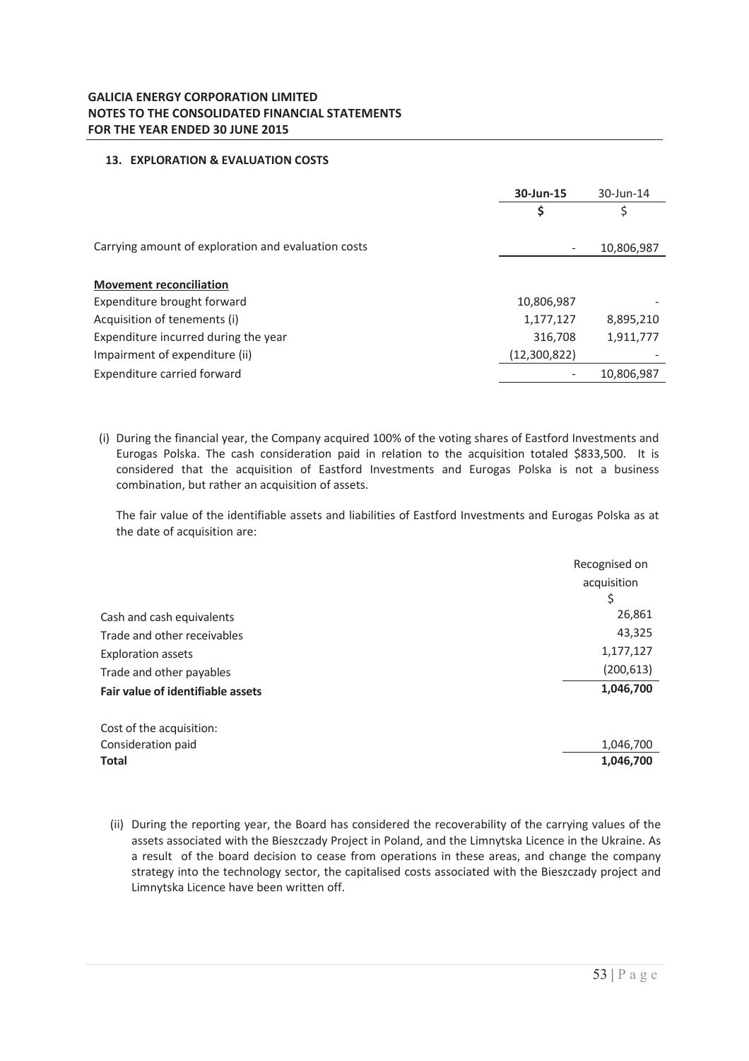**GALICIA ENERGY CORPORATION LIMITED**
**NOTES TO THE CONSOLIDATED FINANCIAL STATEMENTS**
**FOR THE YEAR ENDED 30 JUNE 2015**

## 13. EXPLORATION & EVALUATION COSTS

| | **30-Jun-15** | 30-Jun-14 |
|---|---|---|
| | **$** | $ |
| Carrying amount of exploration and evaluation costs | - | 10,806,987 |
| | | |
| **Movement reconciliation** | | |
| Expenditure brought forward | 10,806,987 | - |
| Acquisition of tenements (i) | 1,177,127 | 8,895,210 |
| Expenditure incurred during the year | 316,708 | 1,911,777 |
| Impairment of expenditure (ii) | (12,300,822) | - |
| Expenditure carried forward | - | 10,806,987 |

(i) During the financial year, the Company acquired 100% of the voting shares of Eastford Investments and Eurogas Polska. The cash consideration paid in relation to the acquisition totaled $833,500. It is considered that the acquisition of Eastford Investments and Eurogas Polska is not a business combination, but rather an acquisition of assets.

The fair value of the identifiable assets and liabilities of Eastford Investments and Eurogas Polska as at the date of acquisition are:

| | Recognised on acquisition |
|---|---|
| | $ |
| Cash and cash equivalents | 26,861 |
| Trade and other receivables | 43,325 |
| Exploration assets | 1,177,127 |
| Trade and other payables | (200,613) |
| **Fair value of identifiable assets** | **1,046,700** |
| | |
| Cost of the acquisition: | |
| Consideration paid | 1,046,700 |
| **Total** | **1,046,700** |

(ii) During the reporting year, the Board has considered the recoverability of the carrying values of the assets associated with the Bieszczady Project in Poland, and the Limnytska Licence in the Ukraine. As a result of the board decision to cease from operations in these areas, and change the company strategy into the technology sector, the capitalised costs associated with the Bieszczady project and Limnytska Licence have been written off.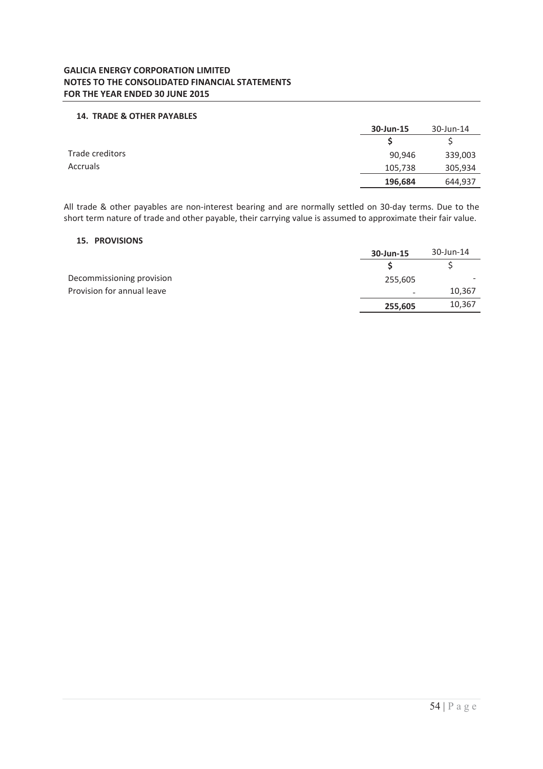## 14. TRADE & OTHER PAYABLES

| | 30-Jun-15 | 30-Jun-14 |
|---|---|---|
| | $ | $ |
| Trade creditors | 90,946 | 339,003 |
| Accruals | 105,738 | 305,934 |
| | **196,684** | 644,937 |

All trade & other payables are non-interest bearing and are normally settled on 30-day terms. Due to the short term nature of trade and other payable, their carrying value is assumed to approximate their fair value.

## 15. PROVISIONS

| | 30-Jun-15 | 30-Jun-14 |
|---|---|---|
| | $ | $ |
| Decommissioning provision | 255,605 | - |
| Provision for annual leave | - | 10,367 |
| | **255,605** | 10,367 |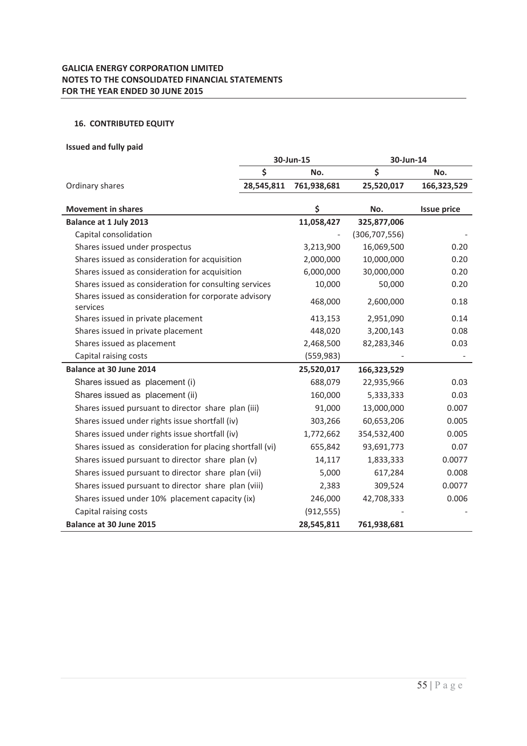**GALICIA ENERGY CORPORATION LIMITED**
**NOTES TO THE CONSOLIDATED FINANCIAL STATEMENTS**
**FOR THE YEAR ENDED 30 JUNE 2015**

## 16. CONTRIBUTED EQUITY

**Issued and fully paid**

| | 30-Jun-15 | | 30-Jun-14 | |
|---|---|---|---|---|
| | $ | No. | $ | No. |
| Ordinary shares | 28,545,811 | 761,938,681 | 25,520,017 | 166,323,529 |

| Movement in shares | $ | No. | Issue price |
|---|---|---|---|
| **Balance at 1 July 2013** | **11,058,427** | **325,877,006** | |
| Capital consolidation | - | (306,707,556) | - |
| Shares issued under prospectus | 3,213,900 | 16,069,500 | 0.20 |
| Shares issued as consideration for acquisition | 2,000,000 | 10,000,000 | 0.20 |
| Shares issued as consideration for acquisition | 6,000,000 | 30,000,000 | 0.20 |
| Shares issued as consideration for consulting services | 10,000 | 50,000 | 0.20 |
| Shares issued as consideration for corporate advisory services | 468,000 | 2,600,000 | 0.18 |
| Shares issued in private placement | 413,153 | 2,951,090 | 0.14 |
| Shares issued in private placement | 448,020 | 3,200,143 | 0.08 |
| Shares issued as placement | 2,468,500 | 82,283,346 | 0.03 |
| Capital raising costs | (559,983) | - | - |
| **Balance at 30 June 2014** | **25,520,017** | **166,323,529** | |
| Shares issued as placement (i) | 688,079 | 22,935,966 | 0.03 |
| Shares issued as placement (ii) | 160,000 | 5,333,333 | 0.03 |
| Shares issued pursuant to director share plan (iii) | 91,000 | 13,000,000 | 0.007 |
| Shares issued under rights issue shortfall (iv) | 303,266 | 60,653,206 | 0.005 |
| Shares issued under rights issue shortfall (iv) | 1,772,662 | 354,532,400 | 0.005 |
| Shares issued as consideration for placing shortfall (vi) | 655,842 | 93,691,773 | 0.07 |
| Shares issued pursuant to director share plan (v) | 14,117 | 1,833,333 | 0.0077 |
| Shares issued pursuant to director share plan (vii) | 5,000 | 617,284 | 0.008 |
| Shares issued pursuant to director share plan (viii) | 2,383 | 309,524 | 0.0077 |
| Shares issued under 10% placement capacity (ix) | 246,000 | 42,708,333 | 0.006 |
| Capital raising costs | (912,555) | - | - |
| **Balance at 30 June 2015** | **28,545,811** | **761,938,681** | |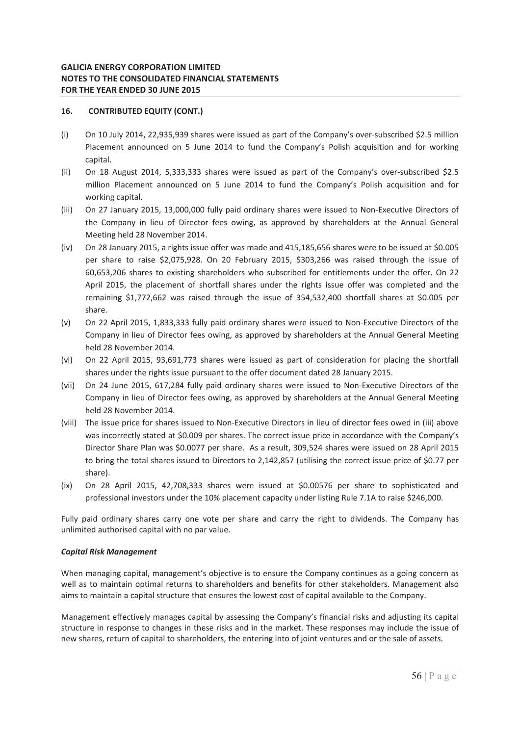## 16. CONTRIBUTED EQUITY (CONT.)

(i) On 10 July 2014, 22,935,939 shares were issued as part of the Company's over-subscribed $2.5 million Placement announced on 5 June 2014 to fund the Company's Polish acquisition and for working capital.

(ii) On 18 August 2014, 5,333,333 shares were issued as part of the Company's over-subscribed $2.5 million Placement announced on 5 June 2014 to fund the Company's Polish acquisition and for working capital.

(iii) On 27 January 2015, 13,000,000 fully paid ordinary shares were issued to Non-Executive Directors of the Company in lieu of Director fees owing, as approved by shareholders at the Annual General Meeting held 28 November 2014.

(iv) On 28 January 2015, a rights issue offer was made and 415,185,656 shares were to be issued at $0.005 per share to raise $2,075,928. On 20 February 2015, $303,266 was raised through the issue of 60,653,206 shares to existing shareholders who subscribed for entitlements under the offer. On 22 April 2015, the placement of shortfall shares under the rights issue offer was completed and the remaining $1,772,662 was raised through the issue of 354,532,400 shortfall shares at $0.005 per share.

(v) On 22 April 2015, 1,833,333 fully paid ordinary shares were issued to Non-Executive Directors of the Company in lieu of Director fees owing, as approved by shareholders at the Annual General Meeting held 28 November 2014.

(vi) On 22 April 2015, 93,691,773 shares were issued as part of consideration for placing the shortfall shares under the rights issue pursuant to the offer document dated 28 January 2015.

(vii) On 24 June 2015, 617,284 fully paid ordinary shares were issued to Non-Executive Directors of the Company in lieu of Director fees owing, as approved by shareholders at the Annual General Meeting held 28 November 2014.

(viii) The issue price for shares issued to Non-Executive Directors in lieu of director fees owed in (iii) above was incorrectly stated at $0.009 per shares. The correct issue price in accordance with the Company's Director Share Plan was $0.0077 per share. As a result, 309,524 shares were issued on 28 April 2015 to bring the total shares issued to Directors to 2,142,857 (utilising the correct issue price of $0.77 per share).

(ix) On 28 April 2015, 42,708,333 shares were issued at $0.00576 per share to sophisticated and professional investors under the 10% placement capacity under listing Rule 7.1A to raise $246,000.

Fully paid ordinary shares carry one vote per share and carry the right to dividends. The Company has unlimited authorised capital with no par value.

***Capital Risk Management***

When managing capital, management's objective is to ensure the Company continues as a going concern as well as to maintain optimal returns to shareholders and benefits for other stakeholders. Management also aims to maintain a capital structure that ensures the lowest cost of capital available to the Company.

Management effectively manages capital by assessing the Company's financial risks and adjusting its capital structure in response to changes in these risks and in the market. These responses may include the issue of new shares, return of capital to shareholders, the entering into of joint ventures and or the sale of assets.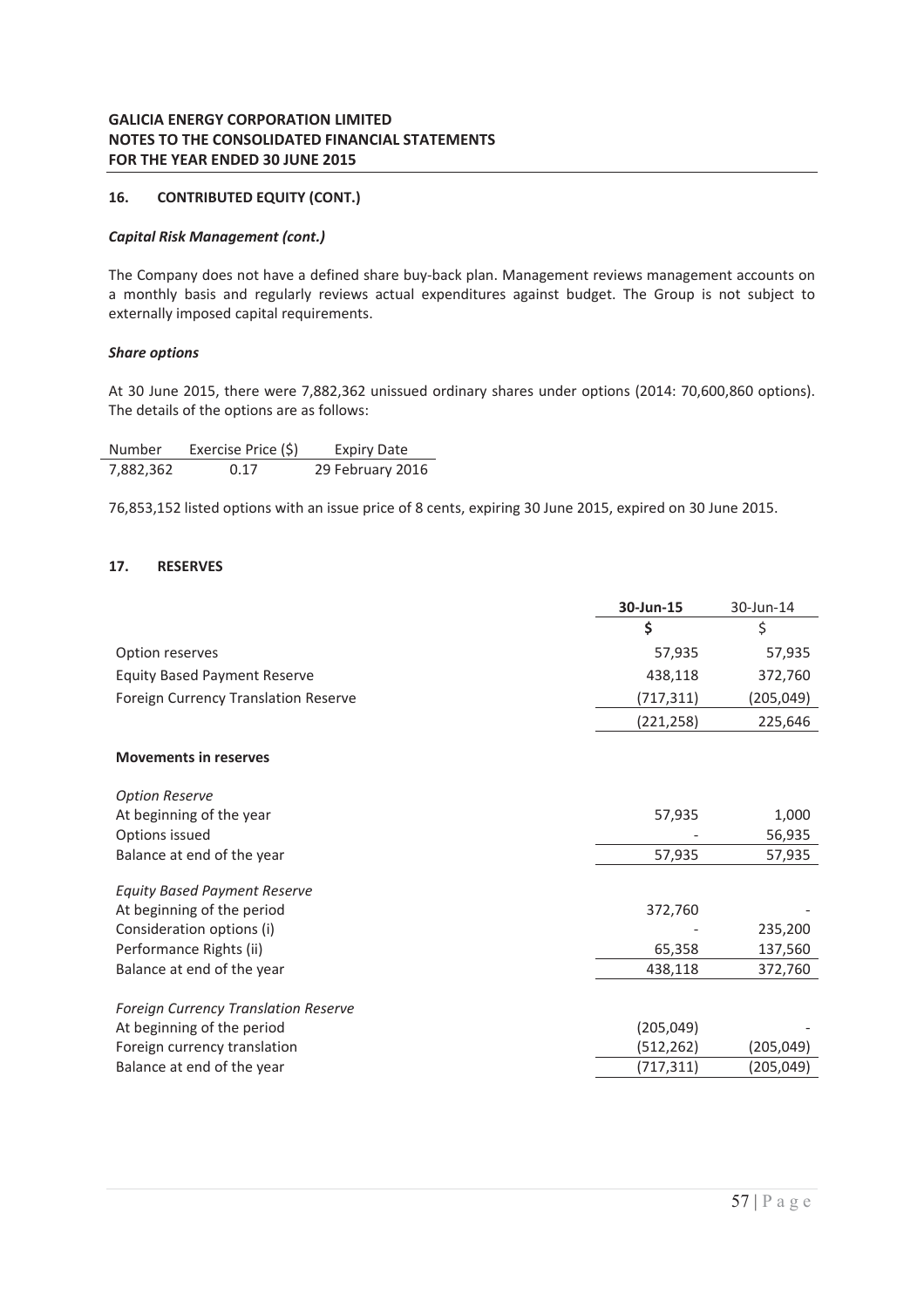## 16. CONTRIBUTED EQUITY (CONT.)

### *Capital Risk Management (cont.)*

The Company does not have a defined share buy-back plan. Management reviews management accounts on a monthly basis and regularly reviews actual expenditures against budget. The Group is not subject to externally imposed capital requirements.

### *Share options*

At 30 June 2015, there were 7,882,362 unissued ordinary shares under options (2014: 70,600,860 options). The details of the options are as follows:

| Number | Exercise Price ($) | Expiry Date |
|---|---|---|
| 7,882,362 | 0.17 | 29 February 2016 |

76,853,152 listed options with an issue price of 8 cents, expiring 30 June 2015, expired on 30 June 2015.

## 17. RESERVES

| | **30-Jun-15** | 30-Jun-14 |
|---|---|---|
| | **$** | $ |
| Option reserves | 57,935 | 57,935 |
| Equity Based Payment Reserve | 438,118 | 372,760 |
| Foreign Currency Translation Reserve | (717,311) | (205,049) |
| | (221,258) | 225,646 |
| **Movements in reserves** | | |
| *Option Reserve* | | |
| At beginning of the year | 57,935 | 1,000 |
| Options issued | - | 56,935 |
| Balance at end of the year | 57,935 | 57,935 |
| *Equity Based Payment Reserve* | | |
| At beginning of the period | 372,760 | - |
| Consideration options (i) | - | 235,200 |
| Performance Rights (ii) | 65,358 | 137,560 |
| Balance at end of the year | 438,118 | 372,760 |
| *Foreign Currency Translation Reserve* | | |
| At beginning of the period | (205,049) | - |
| Foreign currency translation | (512,262) | (205,049) |
| Balance at end of the year | (717,311) | (205,049) |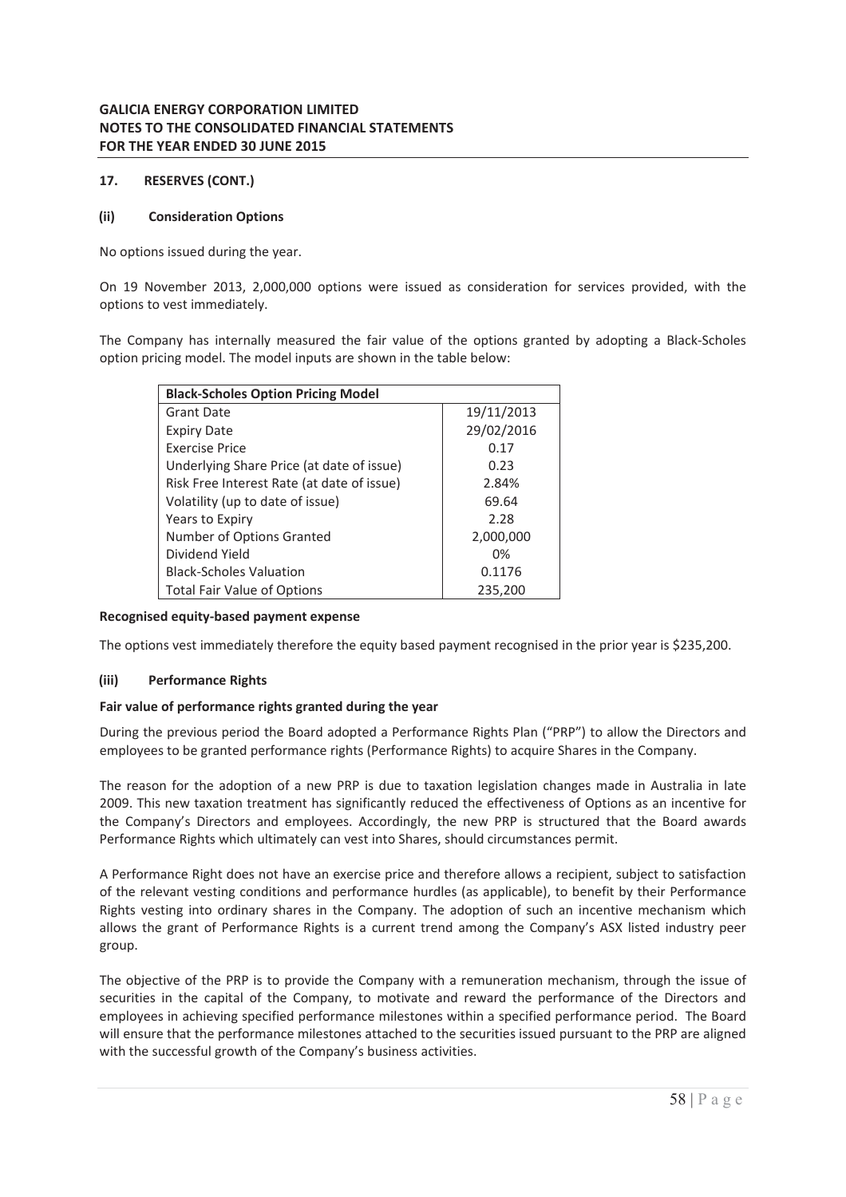**17. RESERVES (CONT.)**

**(ii) Consideration Options**

No options issued during the year.

On 19 November 2013, 2,000,000 options were issued as consideration for services provided, with the options to vest immediately.

The Company has internally measured the fair value of the options granted by adopting a Black-Scholes option pricing model. The model inputs are shown in the table below:

| **Black-Scholes Option Pricing Model** | |
|---|---|
| Grant Date | 19/11/2013 |
| Expiry Date | 29/02/2016 |
| Exercise Price | 0.17 |
| Underlying Share Price (at date of issue) | 0.23 |
| Risk Free Interest Rate (at date of issue) | 2.84% |
| Volatility (up to date of issue) | 69.64 |
| Years to Expiry | 2.28 |
| Number of Options Granted | 2,000,000 |
| Dividend Yield | 0% |
| Black-Scholes Valuation | 0.1176 |
| Total Fair Value of Options | 235,200 |

**Recognised equity-based payment expense**

The options vest immediately therefore the equity based payment recognised in the prior year is $235,200.

**(iii) Performance Rights**

**Fair value of performance rights granted during the year**

During the previous period the Board adopted a Performance Rights Plan ("PRP") to allow the Directors and employees to be granted performance rights (Performance Rights) to acquire Shares in the Company.

The reason for the adoption of a new PRP is due to taxation legislation changes made in Australia in late 2009. This new taxation treatment has significantly reduced the effectiveness of Options as an incentive for the Company's Directors and employees. Accordingly, the new PRP is structured that the Board awards Performance Rights which ultimately can vest into Shares, should circumstances permit.

A Performance Right does not have an exercise price and therefore allows a recipient, subject to satisfaction of the relevant vesting conditions and performance hurdles (as applicable), to benefit by their Performance Rights vesting into ordinary shares in the Company. The adoption of such an incentive mechanism which allows the grant of Performance Rights is a current trend among the Company's ASX listed industry peer group.

The objective of the PRP is to provide the Company with a remuneration mechanism, through the issue of securities in the capital of the Company, to motivate and reward the performance of the Directors and employees in achieving specified performance milestones within a specified performance period. The Board will ensure that the performance milestones attached to the securities issued pursuant to the PRP are aligned with the successful growth of the Company's business activities.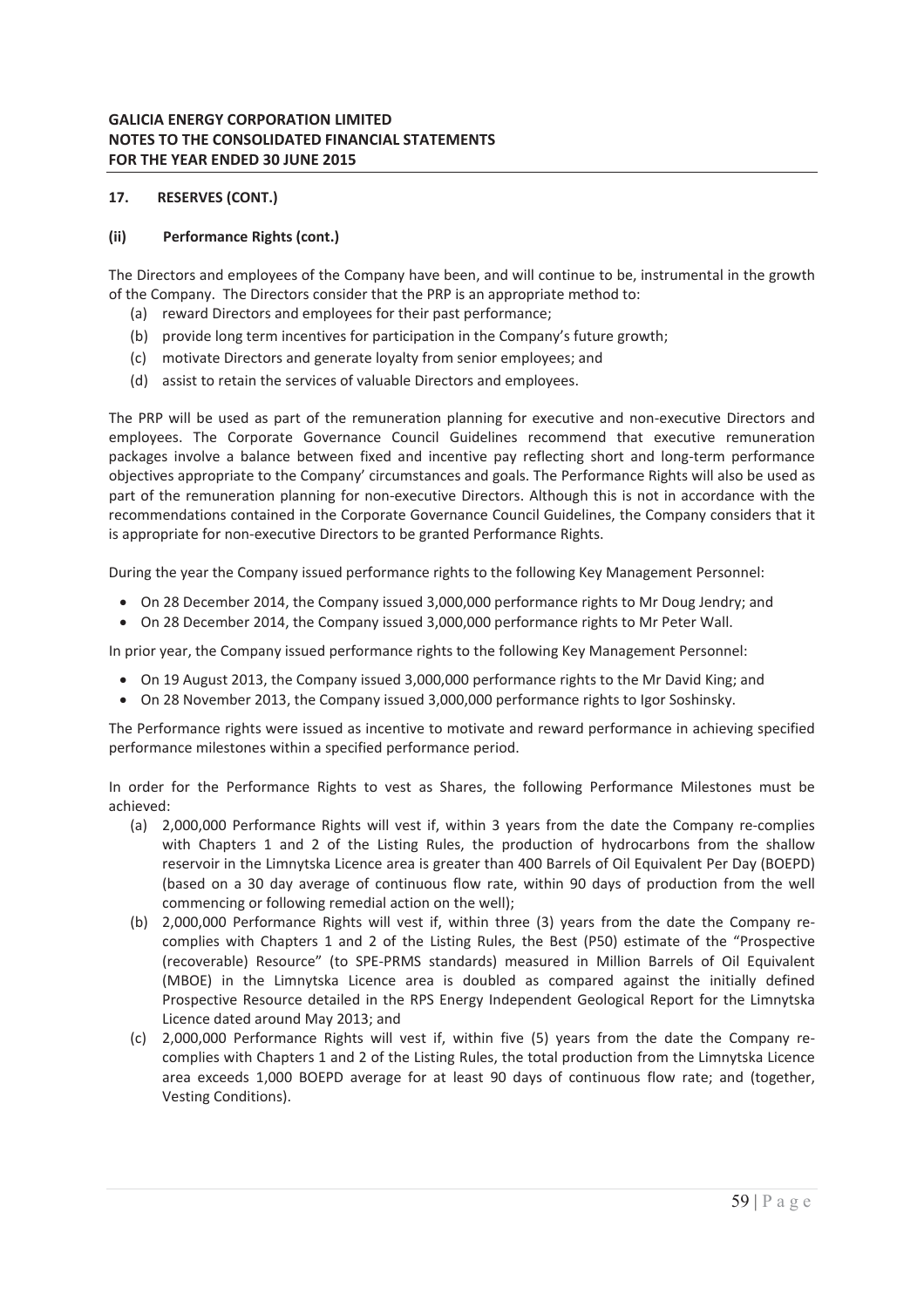## 17. RESERVES (CONT.)

### (ii) Performance Rights (cont.)

The Directors and employees of the Company have been, and will continue to be, instrumental in the growth of the Company. The Directors consider that the PRP is an appropriate method to:

(a) reward Directors and employees for their past performance;
(b) provide long term incentives for participation in the Company's future growth;
(c) motivate Directors and generate loyalty from senior employees; and
(d) assist to retain the services of valuable Directors and employees.

The PRP will be used as part of the remuneration planning for executive and non-executive Directors and employees. The Corporate Governance Council Guidelines recommend that executive remuneration packages involve a balance between fixed and incentive pay reflecting short and long-term performance objectives appropriate to the Company' circumstances and goals. The Performance Rights will also be used as part of the remuneration planning for non-executive Directors. Although this is not in accordance with the recommendations contained in the Corporate Governance Council Guidelines, the Company considers that it is appropriate for non-executive Directors to be granted Performance Rights.

During the year the Company issued performance rights to the following Key Management Personnel:

- On 28 December 2014, the Company issued 3,000,000 performance rights to Mr Doug Jendry; and
- On 28 December 2014, the Company issued 3,000,000 performance rights to Mr Peter Wall.

In prior year, the Company issued performance rights to the following Key Management Personnel:

- On 19 August 2013, the Company issued 3,000,000 performance rights to the Mr David King; and
- On 28 November 2013, the Company issued 3,000,000 performance rights to Igor Soshinsky.

The Performance rights were issued as incentive to motivate and reward performance in achieving specified performance milestones within a specified performance period.

In order for the Performance Rights to vest as Shares, the following Performance Milestones must be achieved:

(a) 2,000,000 Performance Rights will vest if, within 3 years from the date the Company re-complies with Chapters 1 and 2 of the Listing Rules, the production of hydrocarbons from the shallow reservoir in the Limnytska Licence area is greater than 400 Barrels of Oil Equivalent Per Day (BOEPD) (based on a 30 day average of continuous flow rate, within 90 days of production from the well commencing or following remedial action on the well);
(b) 2,000,000 Performance Rights will vest if, within three (3) years from the date the Company re-complies with Chapters 1 and 2 of the Listing Rules, the Best (P50) estimate of the "Prospective (recoverable) Resource" (to SPE-PRMS standards) measured in Million Barrels of Oil Equivalent (MBOE) in the Limnytska Licence area is doubled as compared against the initially defined Prospective Resource detailed in the RPS Energy Independent Geological Report for the Limnytska Licence dated around May 2013; and
(c) 2,000,000 Performance Rights will vest if, within five (5) years from the date the Company re-complies with Chapters 1 and 2 of the Listing Rules, the total production from the Limnytska Licence area exceeds 1,000 BOEPD average for at least 90 days of continuous flow rate; and (together, Vesting Conditions).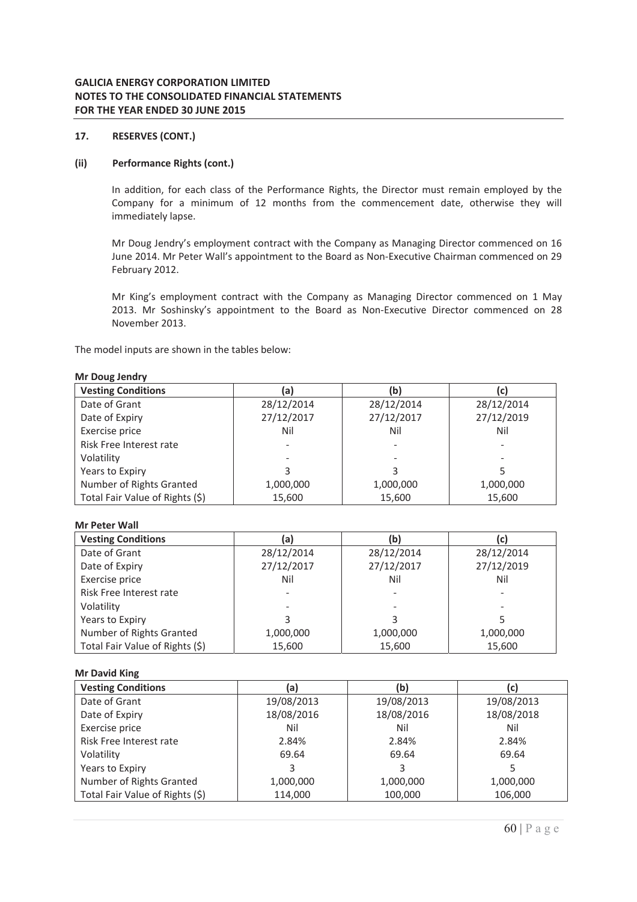## 17. RESERVES (CONT.)

### (ii) Performance Rights (cont.)

In addition, for each class of the Performance Rights, the Director must remain employed by the Company for a minimum of 12 months from the commencement date, otherwise they will immediately lapse.

Mr Doug Jendry's employment contract with the Company as Managing Director commenced on 16 June 2014. Mr Peter Wall's appointment to the Board as Non-Executive Chairman commenced on 29 February 2012.

Mr King's employment contract with the Company as Managing Director commenced on 1 May 2013. Mr Soshinsky's appointment to the Board as Non-Executive Director commenced on 28 November 2013.

The model inputs are shown in the tables below:

**Mr Doug Jendry**

| Vesting Conditions | (a) | (b) | (c) |
|---|---|---|---|
| Date of Grant | 28/12/2014 | 28/12/2014 | 28/12/2014 |
| Date of Expiry | 27/12/2017 | 27/12/2017 | 27/12/2019 |
| Exercise price | Nil | Nil | Nil |
| Risk Free Interest rate | - | - | - |
| Volatility | - | - | - |
| Years to Expiry | 3 | 3 | 5 |
| Number of Rights Granted | 1,000,000 | 1,000,000 | 1,000,000 |
| Total Fair Value of Rights ($) | 15,600 | 15,600 | 15,600 |

**Mr Peter Wall**

| Vesting Conditions | (a) | (b) | (c) |
|---|---|---|---|
| Date of Grant | 28/12/2014 | 28/12/2014 | 28/12/2014 |
| Date of Expiry | 27/12/2017 | 27/12/2017 | 27/12/2019 |
| Exercise price | Nil | Nil | Nil |
| Risk Free Interest rate | - | - | - |
| Volatility | - | - | - |
| Years to Expiry | 3 | 3 | 5 |
| Number of Rights Granted | 1,000,000 | 1,000,000 | 1,000,000 |
| Total Fair Value of Rights ($) | 15,600 | 15,600 | 15,600 |

**Mr David King**

| Vesting Conditions | (a) | (b) | (c) |
|---|---|---|---|
| Date of Grant | 19/08/2013 | 19/08/2013 | 19/08/2013 |
| Date of Expiry | 18/08/2016 | 18/08/2016 | 18/08/2018 |
| Exercise price | Nil | Nil | Nil |
| Risk Free Interest rate | 2.84% | 2.84% | 2.84% |
| Volatility | 69.64 | 69.64 | 69.64 |
| Years to Expiry | 3 | 3 | 5 |
| Number of Rights Granted | 1,000,000 | 1,000,000 | 1,000,000 |
| Total Fair Value of Rights ($) | 114,000 | 100,000 | 106,000 |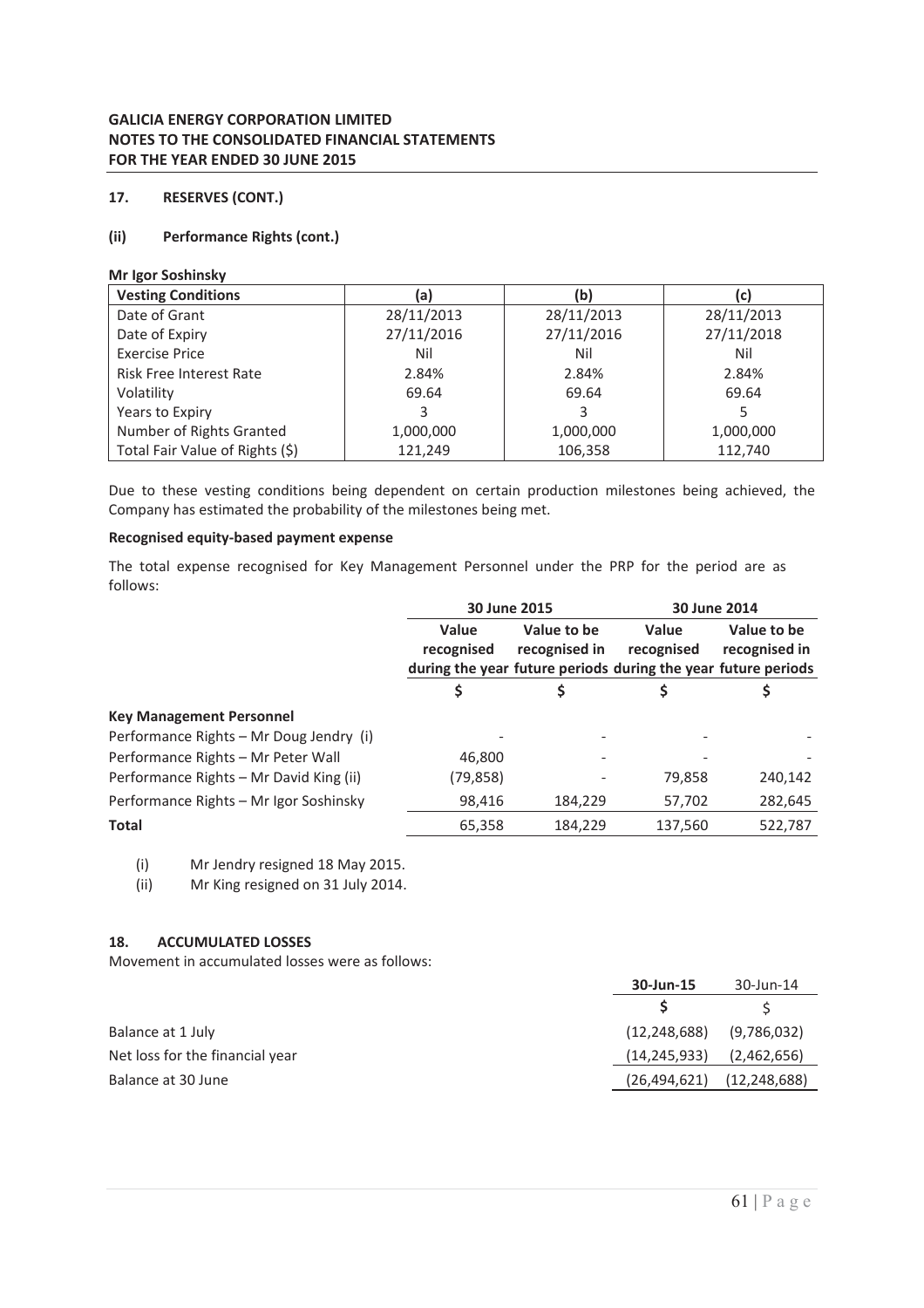**GALICIA ENERGY CORPORATION LIMITED**
**NOTES TO THE CONSOLIDATED FINANCIAL STATEMENTS**
**FOR THE YEAR ENDED 30 JUNE 2015**

## 17. RESERVES (CONT.)

### (ii) Performance Rights (cont.)

**Mr Igor Soshinsky**

| Vesting Conditions | (a) | (b) | (c) |
|---|---|---|---|
| Date of Grant | 28/11/2013 | 28/11/2013 | 28/11/2013 |
| Date of Expiry | 27/11/2016 | 27/11/2016 | 27/11/2018 |
| Exercise Price | Nil | Nil | Nil |
| Risk Free Interest Rate | 2.84% | 2.84% | 2.84% |
| Volatility | 69.64 | 69.64 | 69.64 |
| Years to Expiry | 3 | 3 | 5 |
| Number of Rights Granted | 1,000,000 | 1,000,000 | 1,000,000 |
| Total Fair Value of Rights ($) | 121,249 | 106,358 | 112,740 |

Due to these vesting conditions being dependent on certain production milestones being achieved, the Company has estimated the probability of the milestones being met.

**Recognised equity-based payment expense**

The total expense recognised for Key Management Personnel under the PRP for the period are as follows:

| | 30 June 2015 | | 30 June 2014 | |
|---|---|---|---|---|
| | Value recognised during the year | Value to be recognised in future periods | Value recognised during the year | Value to be recognised in future periods |
| | $ | $ | $ | $ |
| **Key Management Personnel** | | | | |
| Performance Rights – Mr Doug Jendry (i) | - | - | - | - |
| Performance Rights – Mr Peter Wall | 46,800 | - | - | - |
| Performance Rights – Mr David King (ii) | (79,858) | - | 79,858 | 240,142 |
| Performance Rights – Mr Igor Soshinsky | 98,416 | 184,229 | 57,702 | 282,645 |
| **Total** | 65,358 | 184,229 | 137,560 | 522,787 |

(i) Mr Jendry resigned 18 May 2015.

(ii) Mr King resigned on 31 July 2014.

## 18. ACCUMULATED LOSSES

Movement in accumulated losses were as follows:

| | 30-Jun-15 | 30-Jun-14 |
|---|---|---|
| | $ | $ |
| Balance at 1 July | (12,248,688) | (9,786,032) |
| Net loss for the financial year | (14,245,933) | (2,462,656) |
| Balance at 30 June | (26,494,621) | (12,248,688) |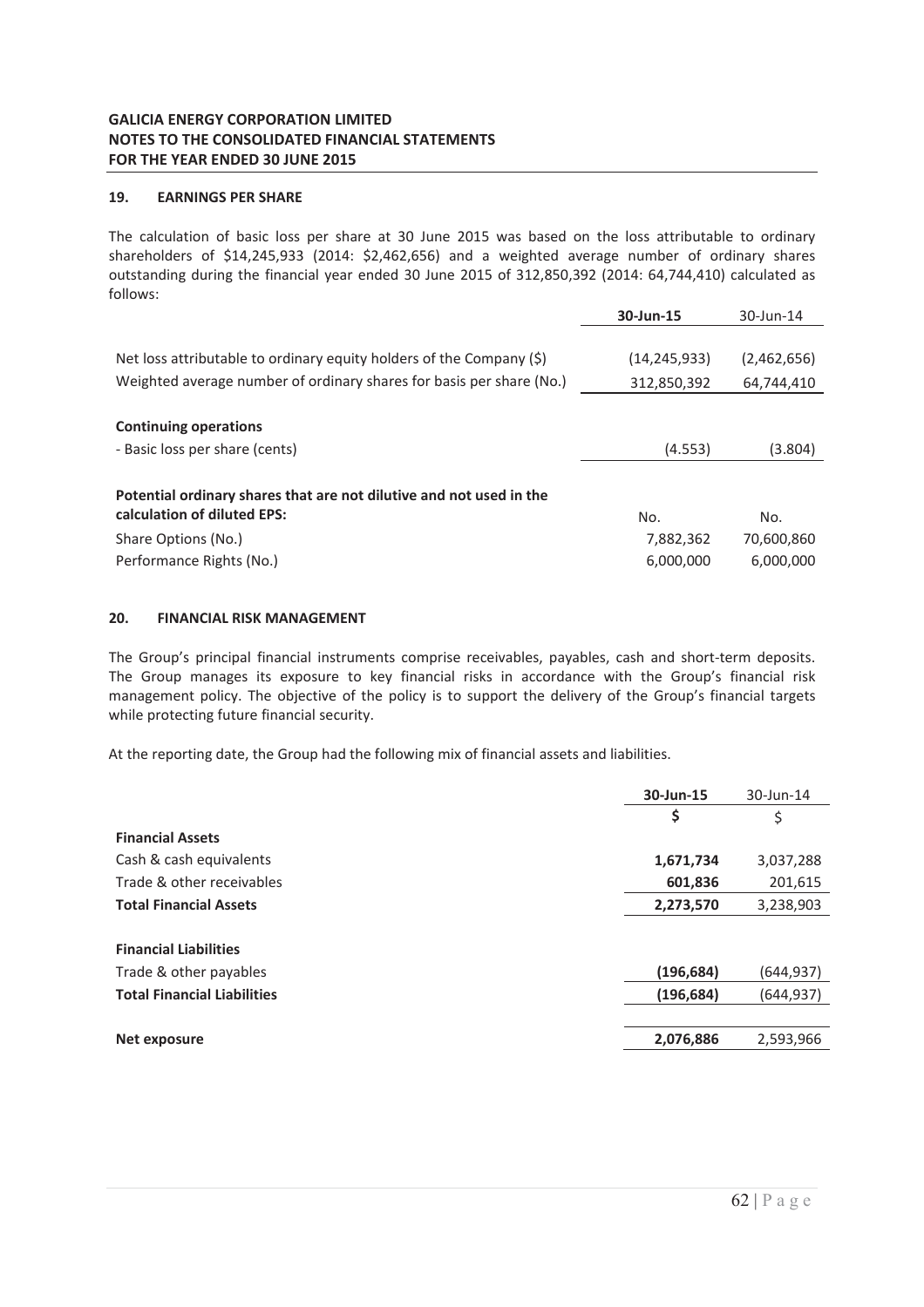**GALICIA ENERGY CORPORATION LIMITED**
**NOTES TO THE CONSOLIDATED FINANCIAL STATEMENTS**
**FOR THE YEAR ENDED 30 JUNE 2015**

## 19. EARNINGS PER SHARE

The calculation of basic loss per share at 30 June 2015 was based on the loss attributable to ordinary shareholders of $14,245,933 (2014: $2,462,656) and a weighted average number of ordinary shares outstanding during the financial year ended 30 June 2015 of 312,850,392 (2014: 64,744,410) calculated as follows:

| | **30-Jun-15** | 30-Jun-14 |
|---|---|---|
| Net loss attributable to ordinary equity holders of the Company ($) | (14,245,933) | (2,462,656) |
| Weighted average number of ordinary shares for basis per share (No.) | 312,850,392 | 64,744,410 |
| **Continuing operations** | | |
| - Basic loss per share (cents) | (4.553) | (3.804) |
| **Potential ordinary shares that are not dilutive and not used in the calculation of diluted EPS:** | No. | No. |
| Share Options (No.) | 7,882,362 | 70,600,860 |
| Performance Rights (No.) | 6,000,000 | 6,000,000 |

## 20. FINANCIAL RISK MANAGEMENT

The Group's principal financial instruments comprise receivables, payables, cash and short-term deposits. The Group manages its exposure to key financial risks in accordance with the Group's financial risk management policy. The objective of the policy is to support the delivery of the Group's financial targets while protecting future financial security.

At the reporting date, the Group had the following mix of financial assets and liabilities.

| | **30-Jun-15** | 30-Jun-14 |
|---|---|---|
| | **$** | $ |
| **Financial Assets** | | |
| Cash & cash equivalents | **1,671,734** | 3,037,288 |
| Trade & other receivables | **601,836** | 201,615 |
| **Total Financial Assets** | **2,273,570** | 3,238,903 |
| **Financial Liabilities** | | |
| Trade & other payables | **(196,684)** | (644,937) |
| **Total Financial Liabilities** | **(196,684)** | (644,937) |
| **Net exposure** | **2,076,886** | 2,593,966 |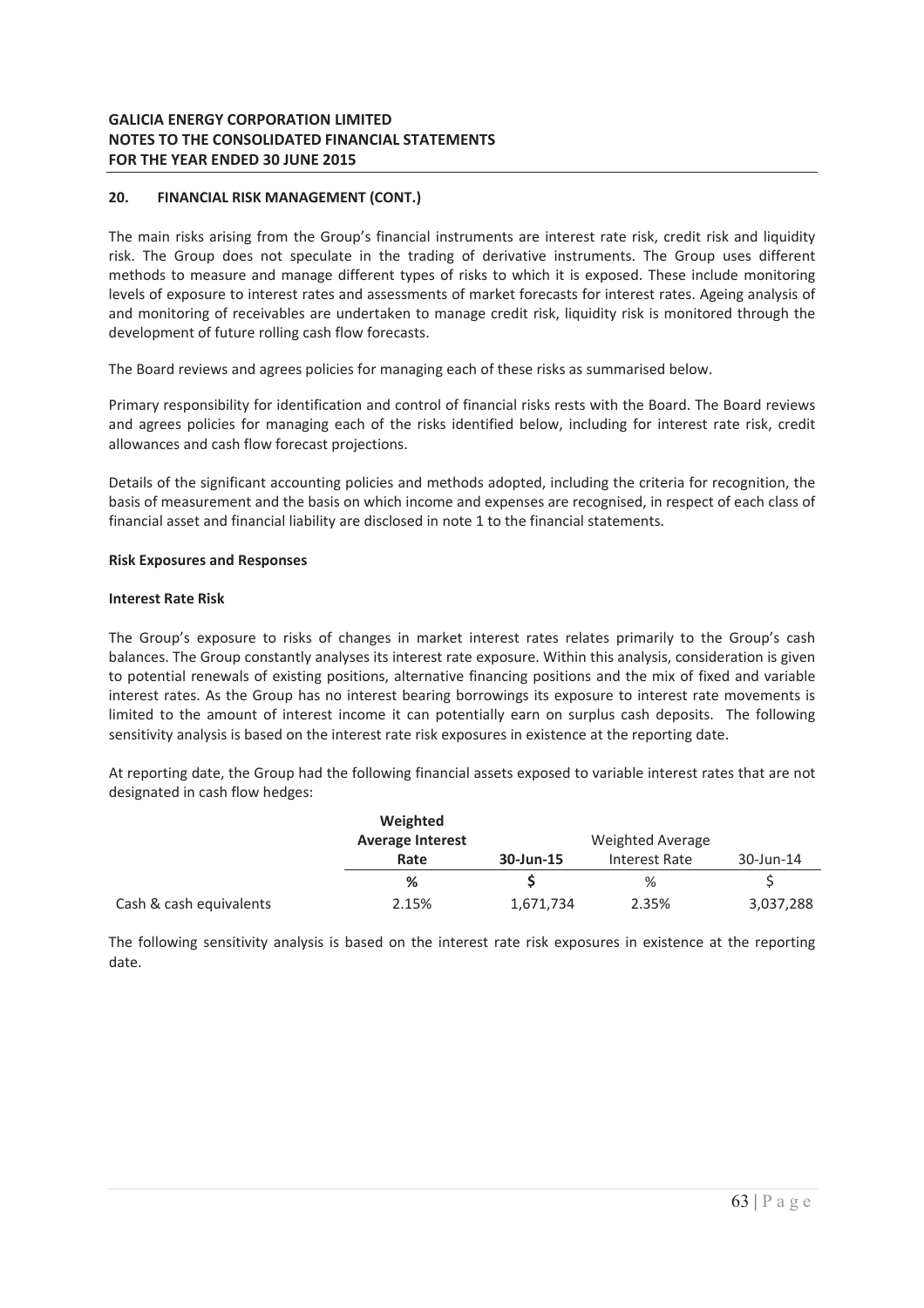**GALICIA ENERGY CORPORATION LIMITED**
**NOTES TO THE CONSOLIDATED FINANCIAL STATEMENTS**
**FOR THE YEAR ENDED 30 JUNE 2015**

## 20. FINANCIAL RISK MANAGEMENT (CONT.)

The main risks arising from the Group's financial instruments are interest rate risk, credit risk and liquidity risk. The Group does not speculate in the trading of derivative instruments. The Group uses different methods to measure and manage different types of risks to which it is exposed. These include monitoring levels of exposure to interest rates and assessments of market forecasts for interest rates. Ageing analysis of and monitoring of receivables are undertaken to manage credit risk, liquidity risk is monitored through the development of future rolling cash flow forecasts.

The Board reviews and agrees policies for managing each of these risks as summarised below.

Primary responsibility for identification and control of financial risks rests with the Board. The Board reviews and agrees policies for managing each of the risks identified below, including for interest rate risk, credit allowances and cash flow forecast projections.

Details of the significant accounting policies and methods adopted, including the criteria for recognition, the basis of measurement and the basis on which income and expenses are recognised, in respect of each class of financial asset and financial liability are disclosed in note 1 to the financial statements.

**Risk Exposures and Responses**

**Interest Rate Risk**

The Group's exposure to risks of changes in market interest rates relates primarily to the Group's cash balances. The Group constantly analyses its interest rate exposure. Within this analysis, consideration is given to potential renewals of existing positions, alternative financing positions and the mix of fixed and variable interest rates. As the Group has no interest bearing borrowings its exposure to interest rate movements is limited to the amount of interest income it can potentially earn on surplus cash deposits. The following sensitivity analysis is based on the interest rate risk exposures in existence at the reporting date.

At reporting date, the Group had the following financial assets exposed to variable interest rates that are not designated in cash flow hedges:

| | **Weighted Average Interest Rate** | **30-Jun-15** | Weighted Average Interest Rate | 30-Jun-14 |
|---|---|---|---|---|
| | **%** | **$** | % | $ |
| Cash & cash equivalents | 2.15% | 1,671,734 | 2.35% | 3,037,288 |

The following sensitivity analysis is based on the interest rate risk exposures in existence at the reporting date.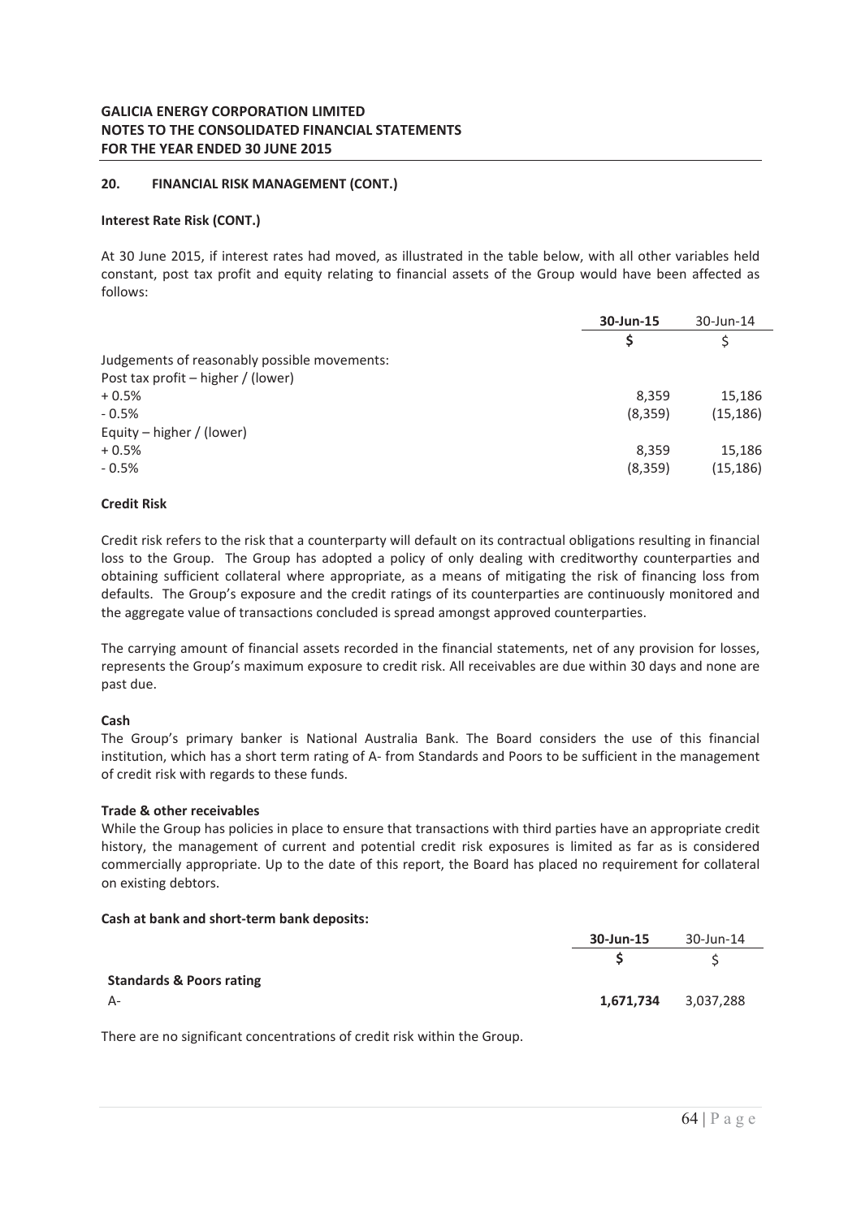## 20. FINANCIAL RISK MANAGEMENT (CONT.)

### Interest Rate Risk (CONT.)

At 30 June 2015, if interest rates had moved, as illustrated in the table below, with all other variables held constant, post tax profit and equity relating to financial assets of the Group would have been affected as follows:

| | 30-Jun-15 | 30-Jun-14 |
|---|---|---|
| | $ | $ |
| Judgements of reasonably possible movements: | | |
| Post tax profit – higher / (lower) | | |
| + 0.5% | 8,359 | 15,186 |
| - 0.5% | (8,359) | (15,186) |
| Equity – higher / (lower) | | |
| + 0.5% | 8,359 | 15,186 |
| - 0.5% | (8,359) | (15,186) |

### Credit Risk

Credit risk refers to the risk that a counterparty will default on its contractual obligations resulting in financial loss to the Group. The Group has adopted a policy of only dealing with creditworthy counterparties and obtaining sufficient collateral where appropriate, as a means of mitigating the risk of financing loss from defaults. The Group's exposure and the credit ratings of its counterparties are continuously monitored and the aggregate value of transactions concluded is spread amongst approved counterparties.

The carrying amount of financial assets recorded in the financial statements, net of any provision for losses, represents the Group's maximum exposure to credit risk. All receivables are due within 30 days and none are past due.

**Cash**

The Group's primary banker is National Australia Bank. The Board considers the use of this financial institution, which has a short term rating of A- from Standards and Poors to be sufficient in the management of credit risk with regards to these funds.

**Trade & other receivables**

While the Group has policies in place to ensure that transactions with third parties have an appropriate credit history, the management of current and potential credit risk exposures is limited as far as is considered commercially appropriate. Up to the date of this report, the Board has placed no requirement for collateral on existing debtors.

**Cash at bank and short-term bank deposits:**

| | 30-Jun-15 | 30-Jun-14 |
|---|---|---|
| | $ | $ |
| **Standards & Poors rating** | | |
| A- | **1,671,734** | 3,037,288 |

There are no significant concentrations of credit risk within the Group.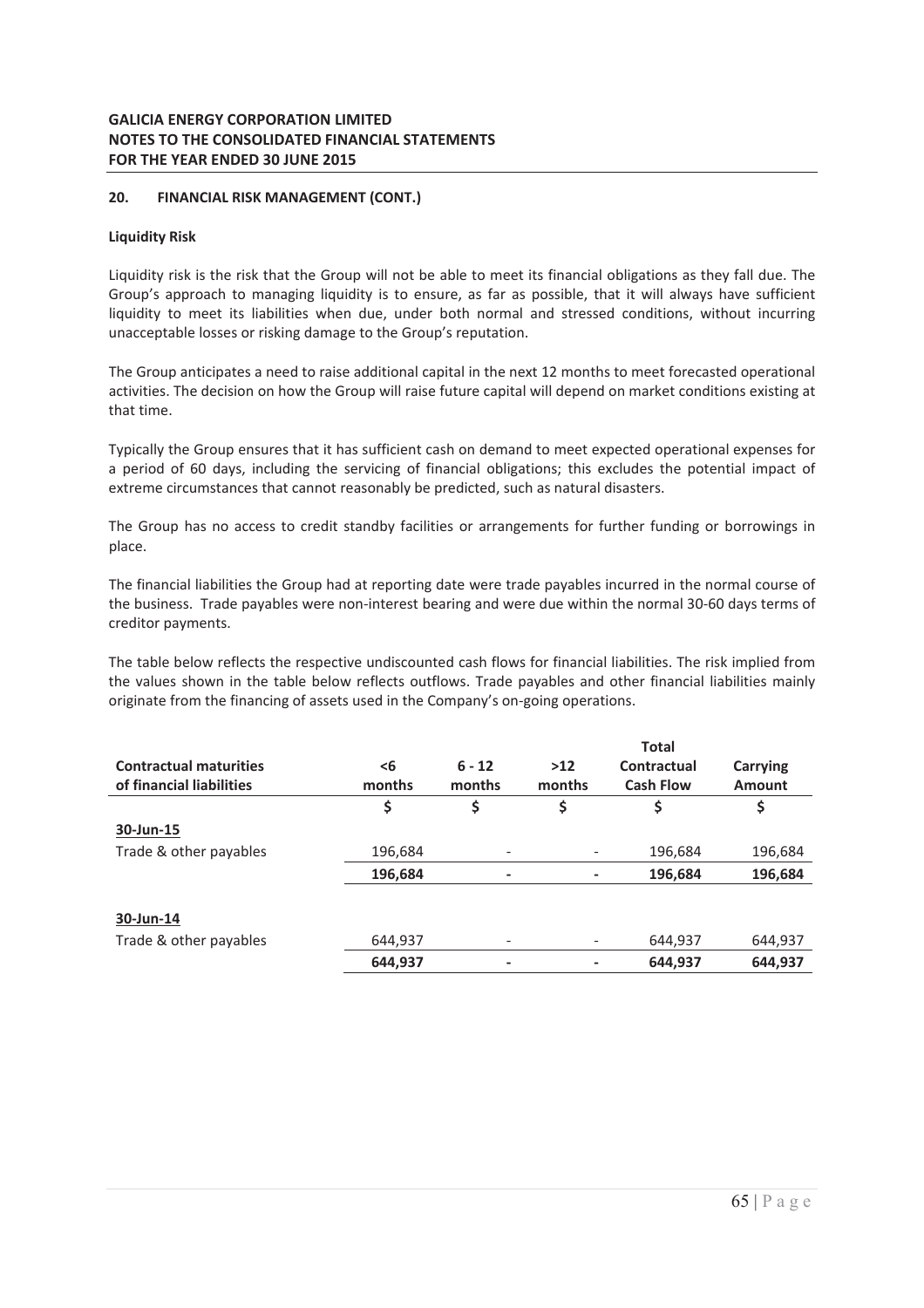## 20. FINANCIAL RISK MANAGEMENT (CONT.)

### Liquidity Risk

Liquidity risk is the risk that the Group will not be able to meet its financial obligations as they fall due. The Group's approach to managing liquidity is to ensure, as far as possible, that it will always have sufficient liquidity to meet its liabilities when due, under both normal and stressed conditions, without incurring unacceptable losses or risking damage to the Group's reputation.

The Group anticipates a need to raise additional capital in the next 12 months to meet forecasted operational activities. The decision on how the Group will raise future capital will depend on market conditions existing at that time.

Typically the Group ensures that it has sufficient cash on demand to meet expected operational expenses for a period of 60 days, including the servicing of financial obligations; this excludes the potential impact of extreme circumstances that cannot reasonably be predicted, such as natural disasters.

The Group has no access to credit standby facilities or arrangements for further funding or borrowings in place.

The financial liabilities the Group had at reporting date were trade payables incurred in the normal course of the business. Trade payables were non-interest bearing and were due within the normal 30-60 days terms of creditor payments.

The table below reflects the respective undiscounted cash flows for financial liabilities. The risk implied from the values shown in the table below reflects outflows. Trade payables and other financial liabilities mainly originate from the financing of assets used in the Company's on-going operations.

| Contractual maturities of financial liabilities | <6 months | 6 - 12 months | >12 months | Total Contractual Cash Flow | Carrying Amount |
|---|---|---|---|---|---|
| | $ | $ | $ | $ | $ |
| **30-Jun-15** | | | | | |
| Trade & other payables | 196,684 | - | - | 196,684 | 196,684 |
| | **196,684** | **-** | **-** | **196,684** | **196,684** |
| **30-Jun-14** | | | | | |
| Trade & other payables | 644,937 | - | - | 644,937 | 644,937 |
| | **644,937** | **-** | **-** | **644,937** | **644,937** |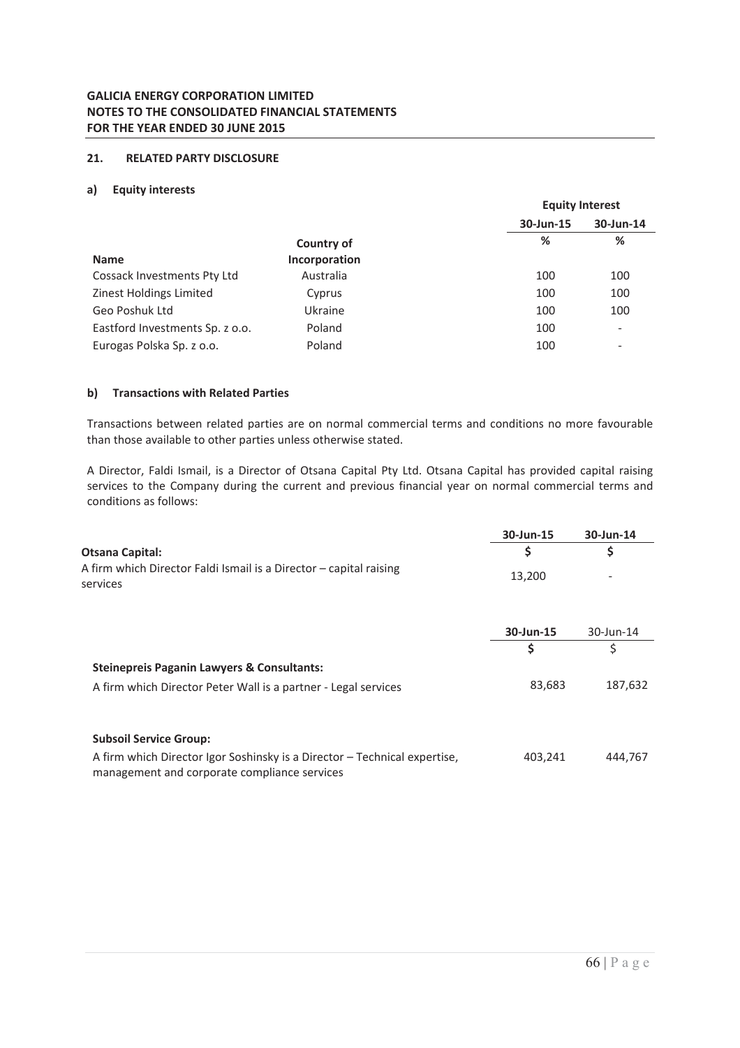**GALICIA ENERGY CORPORATION LIMITED**
**NOTES TO THE CONSOLIDATED FINANCIAL STATEMENTS**
**FOR THE YEAR ENDED 30 JUNE 2015**

## 21. RELATED PARTY DISCLOSURE

### a) Equity interests

| Name | Country of Incorporation | Equity Interest 30-Jun-15 % | Equity Interest 30-Jun-14 % |
|---|---|---|---|
| Cossack Investments Pty Ltd | Australia | 100 | 100 |
| Zinest Holdings Limited | Cyprus | 100 | 100 |
| Geo Poshuk Ltd | Ukraine | 100 | 100 |
| Eastford Investments Sp. z o.o. | Poland | 100 | - |
| Eurogas Polska Sp. z o.o. | Poland | 100 | - |

### b) Transactions with Related Parties

Transactions between related parties are on normal commercial terms and conditions no more favourable than those available to other parties unless otherwise stated.

A Director, Faldi Ismail, is a Director of Otsana Capital Pty Ltd. Otsana Capital has provided capital raising services to the Company during the current and previous financial year on normal commercial terms and conditions as follows:

| | 30-Jun-15 | 30-Jun-14 |
|---|---|---|
| | $ | $ |
| **Otsana Capital:** | | |
| A firm which Director Faldi Ismail is a Director – capital raising services | 13,200 | - |

| | 30-Jun-15 | 30-Jun-14 |
|---|---|---|
| | $ | $ |
| **Steinepreis Paganin Lawyers & Consultants:** | | |
| A firm which Director Peter Wall is a partner - Legal services | 83,683 | 187,632 |
| **Subsoil Service Group:** | | |
| A firm which Director Igor Soshinsky is a Director – Technical expertise, management and corporate compliance services | 403,241 | 444,767 |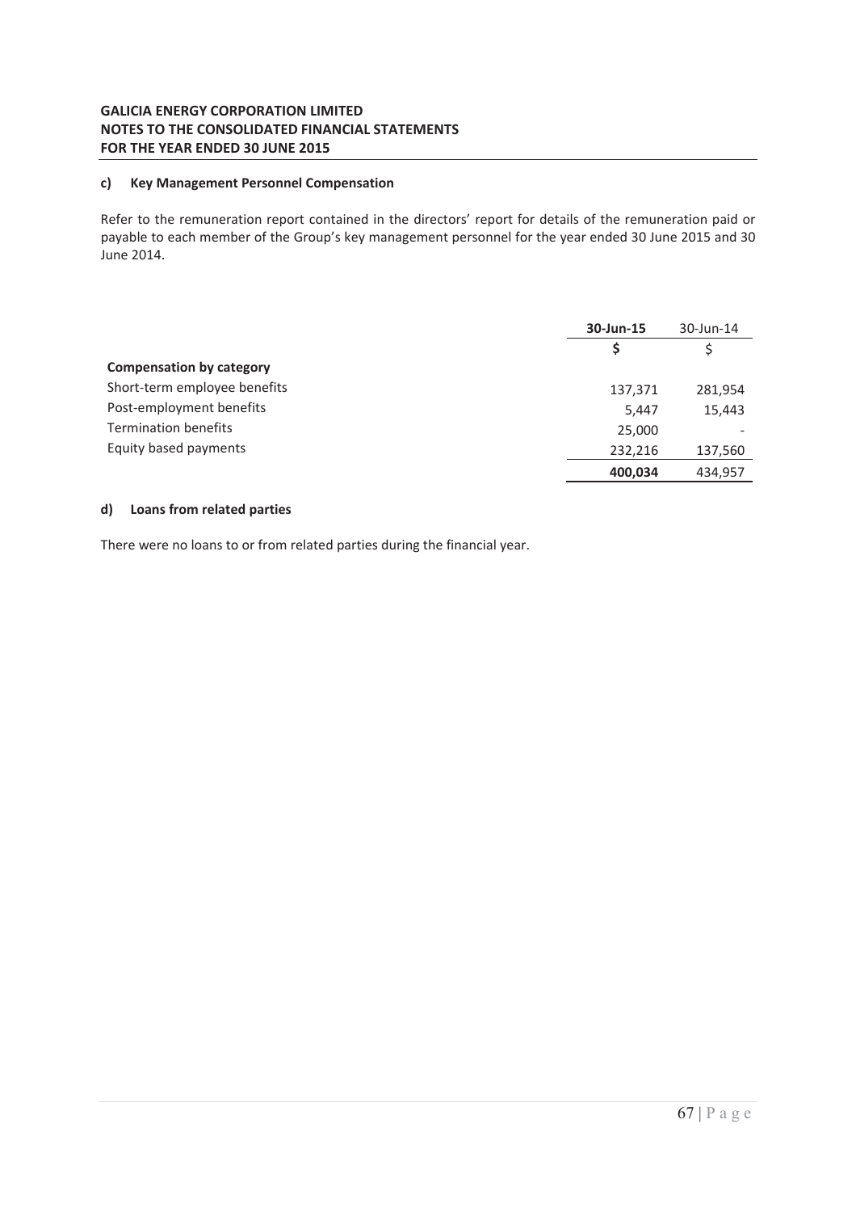#### c) Key Management Personnel Compensation

Refer to the remuneration report contained in the directors' report for details of the remuneration paid or payable to each member of the Group's key management personnel for the year ended 30 June 2015 and 30 June 2014.

| | **30-Jun-15** | 30-Jun-14 |
|---|---|---|
| | **$** | $ |
| **Compensation by category** | | |
| Short-term employee benefits | 137,371 | 281,954 |
| Post-employment benefits | 5,447 | 15,443 |
| Termination benefits | 25,000 | - |
| Equity based payments | 232,216 | 137,560 |
| | **400,034** | 434,957 |

#### d) Loans from related parties

There were no loans to or from related parties during the financial year.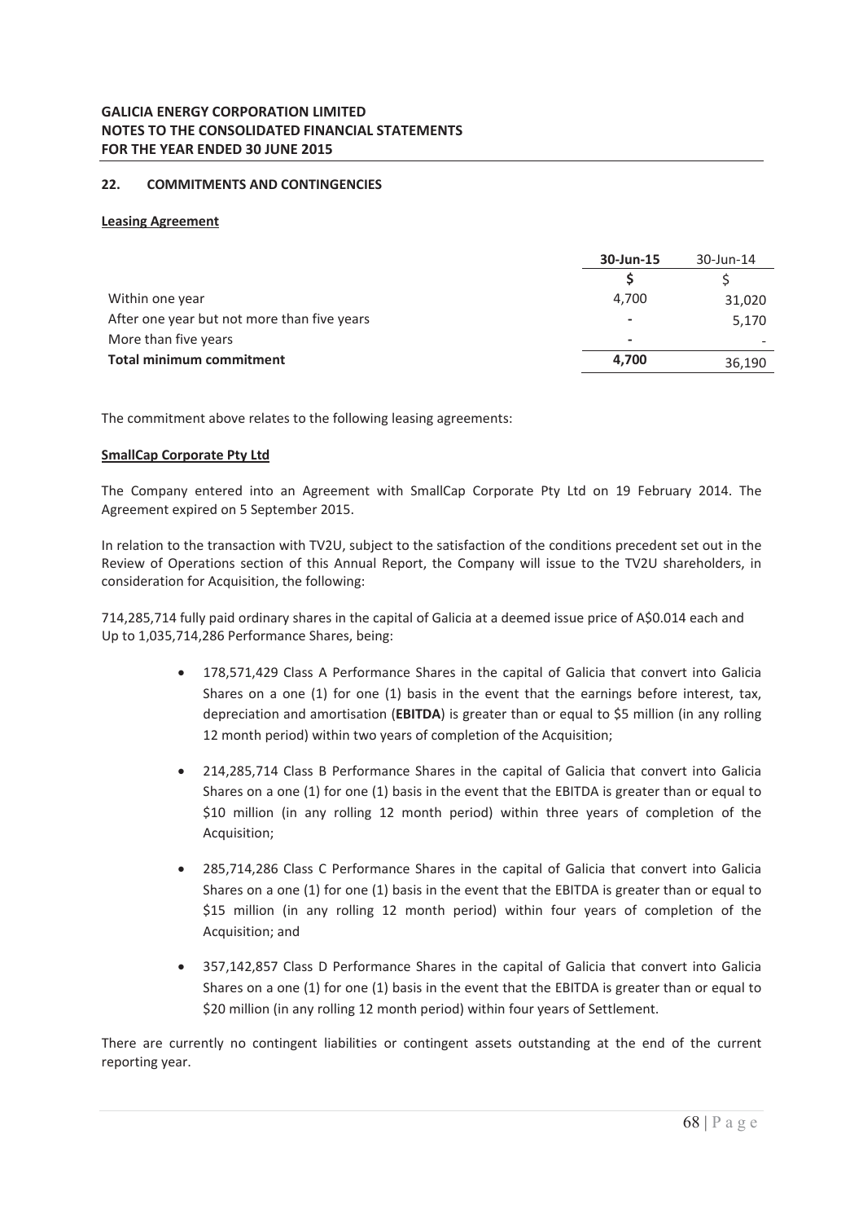## 22. COMMITMENTS AND CONTINGENCIES

**Leasing Agreement**

| | **30-Jun-15** | 30-Jun-14 |
|---|---|---|
| | **$** | $ |
| Within one year | 4,700 | 31,020 |
| After one year but not more than five years | - | 5,170 |
| More than five years | - | - |
| **Total minimum commitment** | **4,700** | 36,190 |

The commitment above relates to the following leasing agreements:

**SmallCap Corporate Pty Ltd**

The Company entered into an Agreement with SmallCap Corporate Pty Ltd on 19 February 2014. The Agreement expired on 5 September 2015.

In relation to the transaction with TV2U, subject to the satisfaction of the conditions precedent set out in the Review of Operations section of this Annual Report, the Company will issue to the TV2U shareholders, in consideration for Acquisition, the following:

714,285,714 fully paid ordinary shares in the capital of Galicia at a deemed issue price of A$0.014 each and Up to 1,035,714,286 Performance Shares, being:

- 178,571,429 Class A Performance Shares in the capital of Galicia that convert into Galicia Shares on a one (1) for one (1) basis in the event that the earnings before interest, tax, depreciation and amortisation (**EBITDA**) is greater than or equal to $5 million (in any rolling 12 month period) within two years of completion of the Acquisition;
- 214,285,714 Class B Performance Shares in the capital of Galicia that convert into Galicia Shares on a one (1) for one (1) basis in the event that the EBITDA is greater than or equal to $10 million (in any rolling 12 month period) within three years of completion of the Acquisition;
- 285,714,286 Class C Performance Shares in the capital of Galicia that convert into Galicia Shares on a one (1) for one (1) basis in the event that the EBITDA is greater than or equal to $15 million (in any rolling 12 month period) within four years of completion of the Acquisition; and
- 357,142,857 Class D Performance Shares in the capital of Galicia that convert into Galicia Shares on a one (1) for one (1) basis in the event that the EBITDA is greater than or equal to $20 million (in any rolling 12 month period) within four years of Settlement.

There are currently no contingent liabilities or contingent assets outstanding at the end of the current reporting year.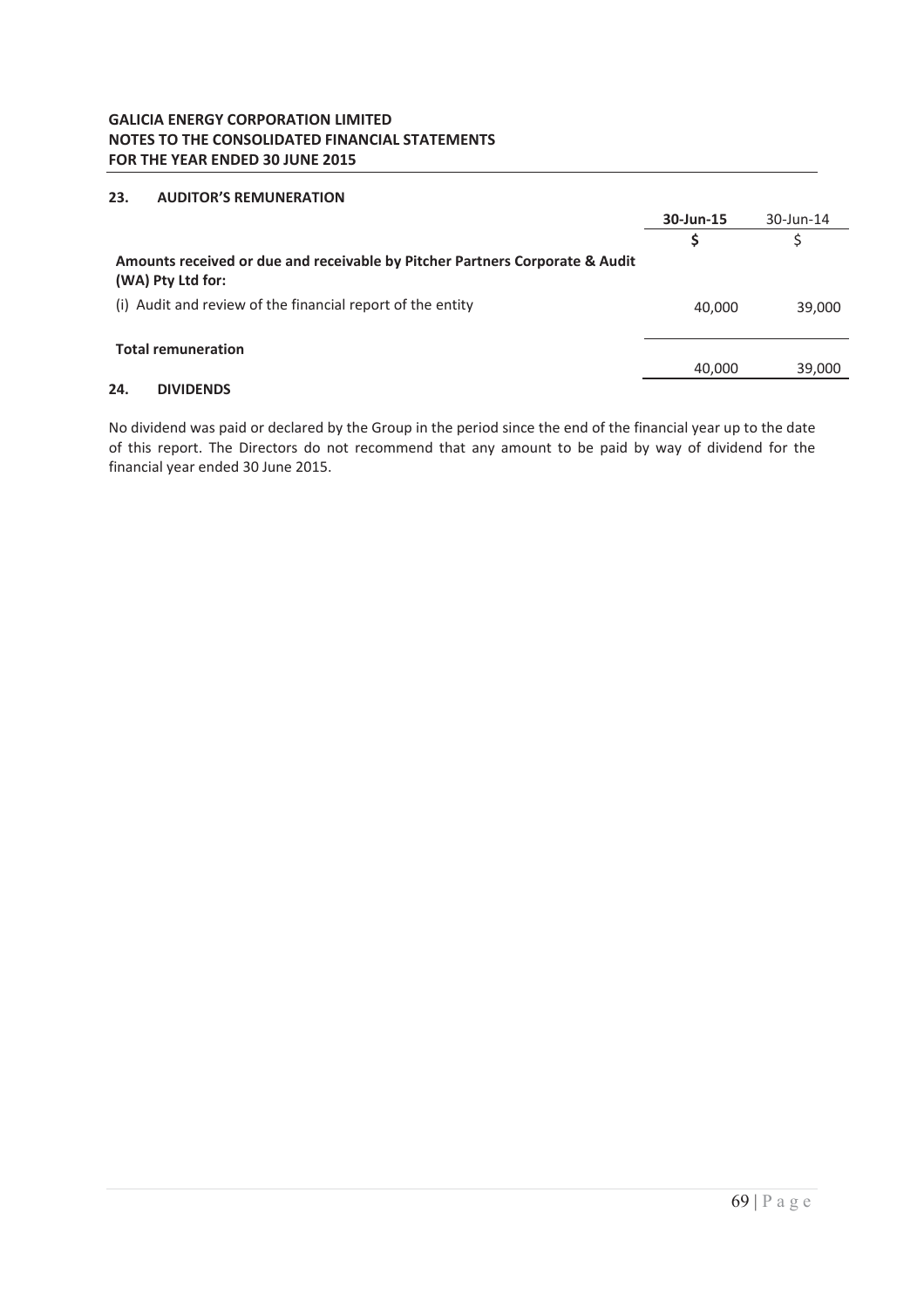## 23. AUDITOR'S REMUNERATION

| | 30-Jun-15 | 30-Jun-14 |
|---|---|---|
| | **$** | $ |
| **Amounts received or due and receivable by Pitcher Partners Corporate & Audit (WA) Pty Ltd for:** | | |
| (i) Audit and review of the financial report of the entity | 40,000 | 39,000 |
| **Total remuneration** | 40,000 | 39,000 |

## 24. DIVIDENDS

No dividend was paid or declared by the Group in the period since the end of the financial year up to the date of this report. The Directors do not recommend that any amount to be paid by way of dividend for the financial year ended 30 June 2015.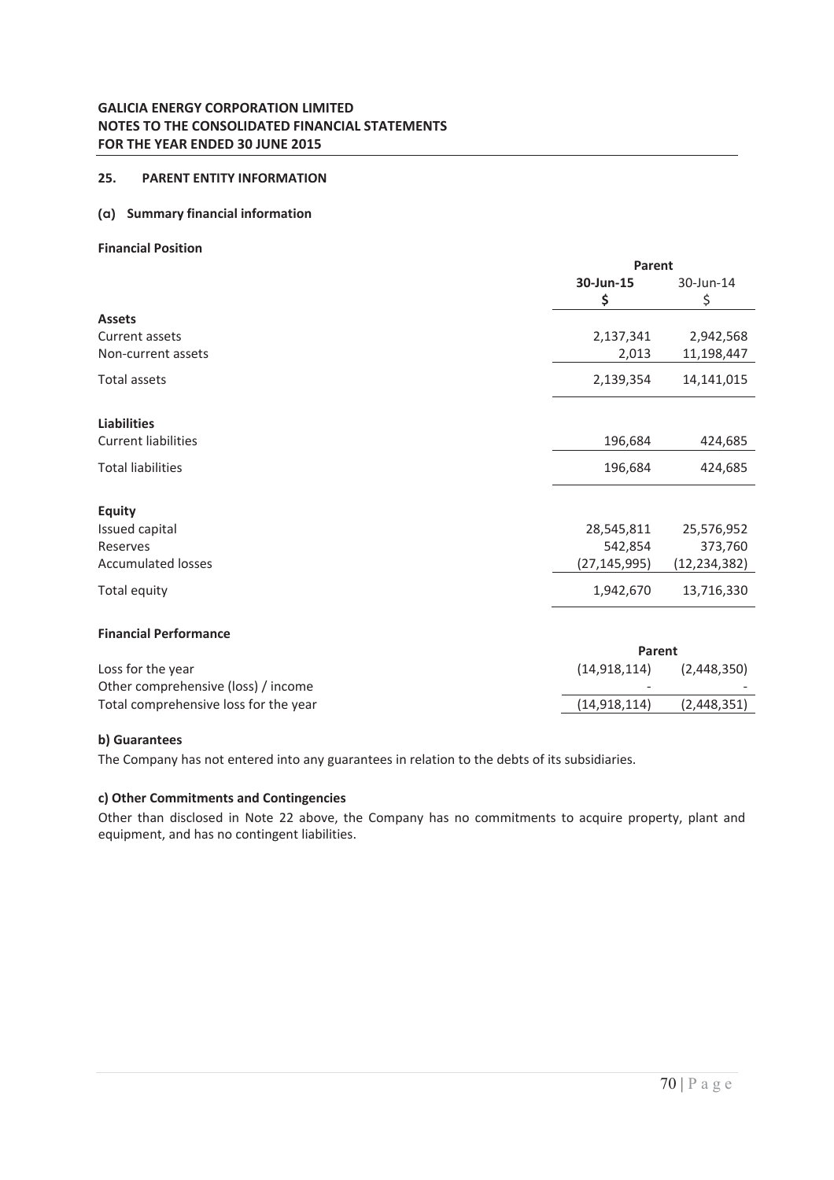**GALICIA ENERGY CORPORATION LIMITED**
**NOTES TO THE CONSOLIDATED FINANCIAL STATEMENTS**
**FOR THE YEAR ENDED 30 JUNE 2015**

## 25. PARENT ENTITY INFORMATION

### (a) Summary financial information

**Financial Position**

| | Parent | |
|---|---|---|
| | **30-Jun-15** | 30-Jun-14 |
| | **$** | $ |
| **Assets** | | |
| Current assets | 2,137,341 | 2,942,568 |
| Non-current assets | 2,013 | 11,198,447 |
| Total assets | 2,139,354 | 14,141,015 |
| **Liabilities** | | |
| Current liabilities | 196,684 | 424,685 |
| Total liabilities | 196,684 | 424,685 |
| **Equity** | | |
| Issued capital | 28,545,811 | 25,576,952 |
| Reserves | 542,854 | 373,760 |
| Accumulated losses | (27,145,995) | (12,234,382) |
| Total equity | 1,942,670 | 13,716,330 |

**Financial Performance**

| | Parent | |
|---|---|---|
| Loss for the year | (14,918,114) | (2,448,350) |
| Other comprehensive (loss) / income | - | - |
| Total comprehensive loss for the year | (14,918,114) | (2,448,351) |

### b) Guarantees

The Company has not entered into any guarantees in relation to the debts of its subsidiaries.

### c) Other Commitments and Contingencies

Other than disclosed in Note 22 above, the Company has no commitments to acquire property, plant and equipment, and has no contingent liabilities.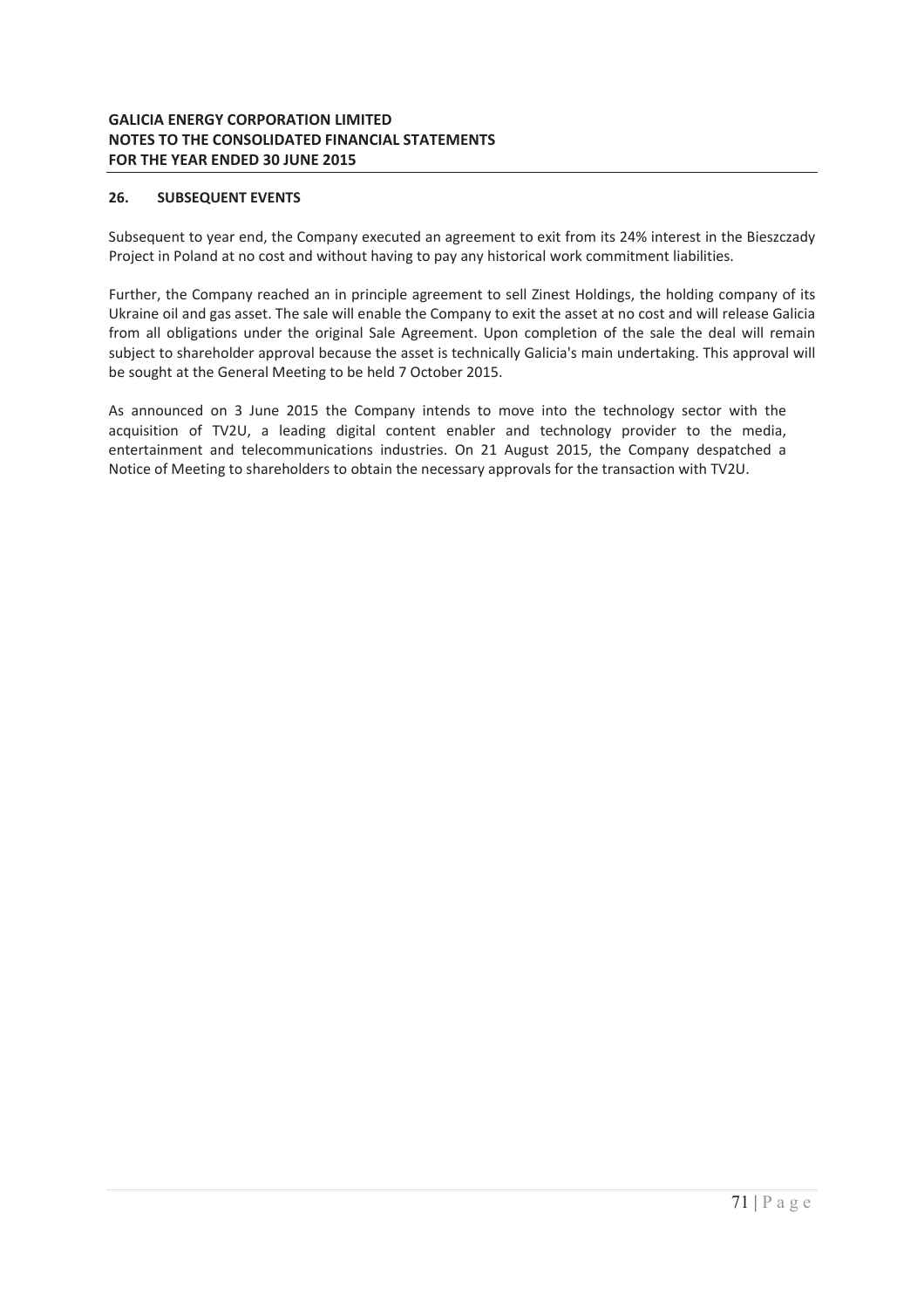## 26. SUBSEQUENT EVENTS

Subsequent to year end, the Company executed an agreement to exit from its 24% interest in the Bieszczady Project in Poland at no cost and without having to pay any historical work commitment liabilities.

Further, the Company reached an in principle agreement to sell Zinest Holdings, the holding company of its Ukraine oil and gas asset. The sale will enable the Company to exit the asset at no cost and will release Galicia from all obligations under the original Sale Agreement. Upon completion of the sale the deal will remain subject to shareholder approval because the asset is technically Galicia's main undertaking. This approval will be sought at the General Meeting to be held 7 October 2015.

As announced on 3 June 2015 the Company intends to move into the technology sector with the acquisition of TV2U, a leading digital content enabler and technology provider to the media, entertainment and telecommunications industries. On 21 August 2015, the Company despatched a Notice of Meeting to shareholders to obtain the necessary approvals for the transaction with TV2U.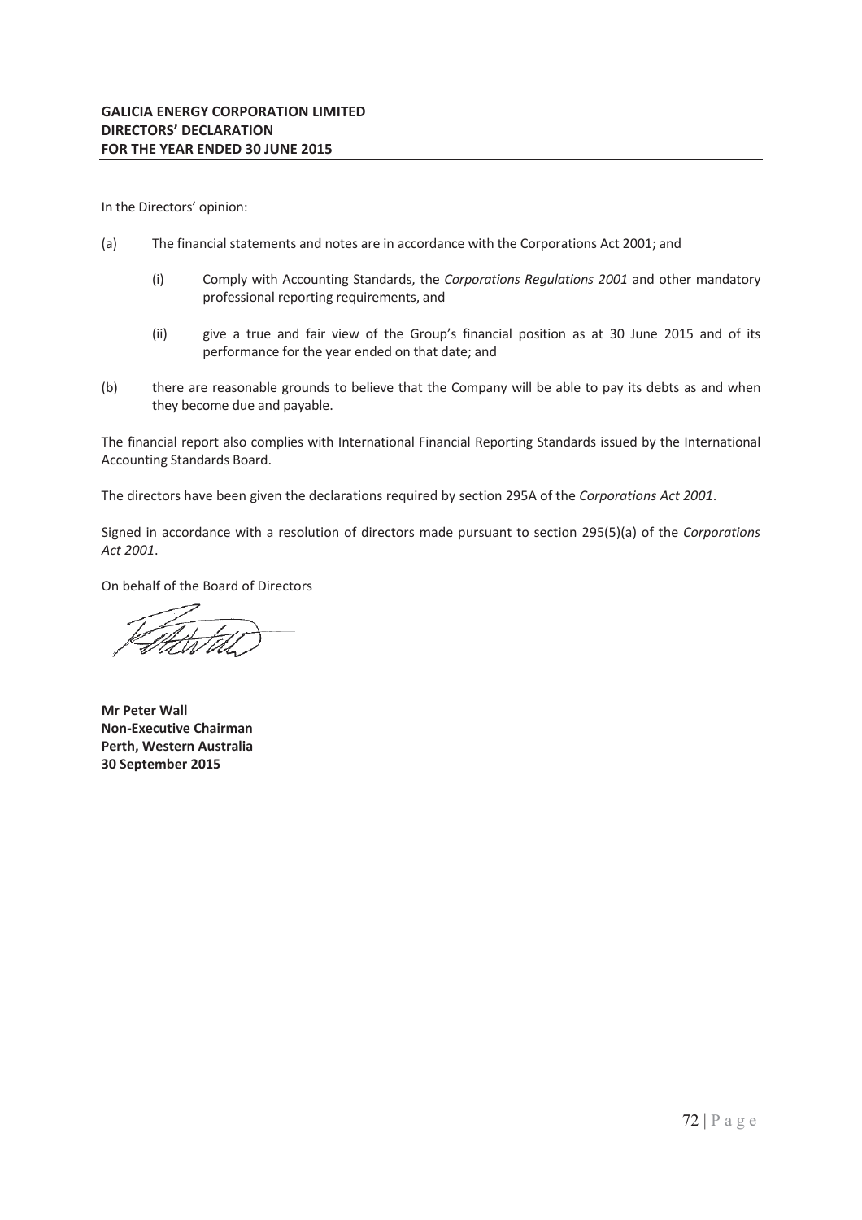**GALICIA ENERGY CORPORATION LIMITED**
**DIRECTORS' DECLARATION**
**FOR THE YEAR ENDED 30 JUNE 2015**

In the Directors' opinion:

(a) The financial statements and notes are in accordance with the Corporations Act 2001; and

  (i) Comply with Accounting Standards, the *Corporations Regulations 2001* and other mandatory professional reporting requirements, and

  (ii) give a true and fair view of the Group's financial position as at 30 June 2015 and of its performance for the year ended on that date; and

(b) there are reasonable grounds to believe that the Company will be able to pay its debts as and when they become due and payable.

The financial report also complies with International Financial Reporting Standards issued by the International Accounting Standards Board.

The directors have been given the declarations required by section 295A of the *Corporations Act 2001*.

Signed in accordance with a resolution of directors made pursuant to section 295(5)(a) of the *Corporations Act 2001*.

On behalf of the Board of Directors

**Mr Peter Wall**
**Non-Executive Chairman**
**Perth, Western Australia**
**30 September 2015**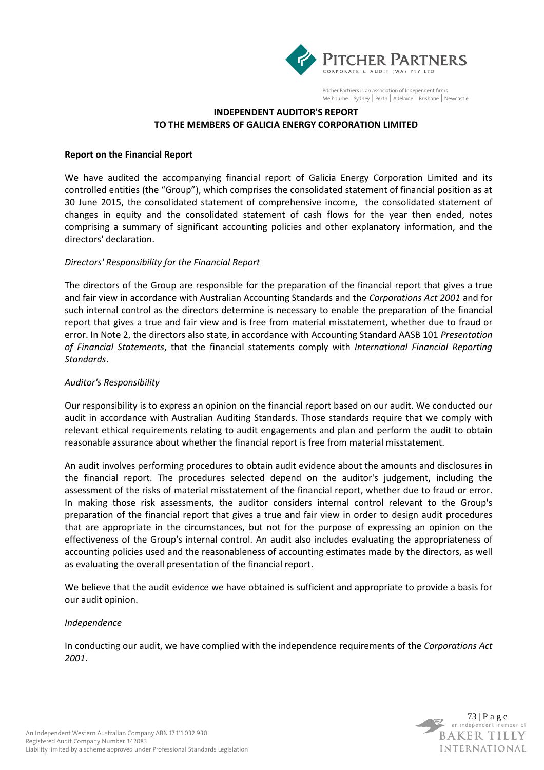## INDEPENDENT AUDITOR'S REPORT
## TO THE MEMBERS OF GALICIA ENERGY CORPORATION LIMITED

**Report on the Financial Report**

We have audited the accompanying financial report of Galicia Energy Corporation Limited and its controlled entities (the "Group"), which comprises the consolidated statement of financial position as at 30 June 2015, the consolidated statement of comprehensive income, the consolidated statement of changes in equity and the consolidated statement of cash flows for the year then ended, notes comprising a summary of significant accounting policies and other explanatory information, and the directors' declaration.

*Directors' Responsibility for the Financial Report*

The directors of the Group are responsible for the preparation of the financial report that gives a true and fair view in accordance with Australian Accounting Standards and the *Corporations Act 2001* and for such internal control as the directors determine is necessary to enable the preparation of the financial report that gives a true and fair view and is free from material misstatement, whether due to fraud or error. In Note 2, the directors also state, in accordance with Accounting Standard AASB 101 *Presentation of Financial Statements*, that the financial statements comply with *International Financial Reporting Standards*.

*Auditor's Responsibility*

Our responsibility is to express an opinion on the financial report based on our audit. We conducted our audit in accordance with Australian Auditing Standards. Those standards require that we comply with relevant ethical requirements relating to audit engagements and plan and perform the audit to obtain reasonable assurance about whether the financial report is free from material misstatement.

An audit involves performing procedures to obtain audit evidence about the amounts and disclosures in the financial report. The procedures selected depend on the auditor's judgement, including the assessment of the risks of material misstatement of the financial report, whether due to fraud or error. In making those risk assessments, the auditor considers internal control relevant to the Group's preparation of the financial report that gives a true and fair view in order to design audit procedures that are appropriate in the circumstances, but not for the purpose of expressing an opinion on the effectiveness of the Group's internal control. An audit also includes evaluating the appropriateness of accounting policies used and the reasonableness of accounting estimates made by the directors, as well as evaluating the overall presentation of the financial report.

We believe that the audit evidence we have obtained is sufficient and appropriate to provide a basis for our audit opinion.

*Independence*

In conducting our audit, we have complied with the independence requirements of the *Corporations Act 2001*.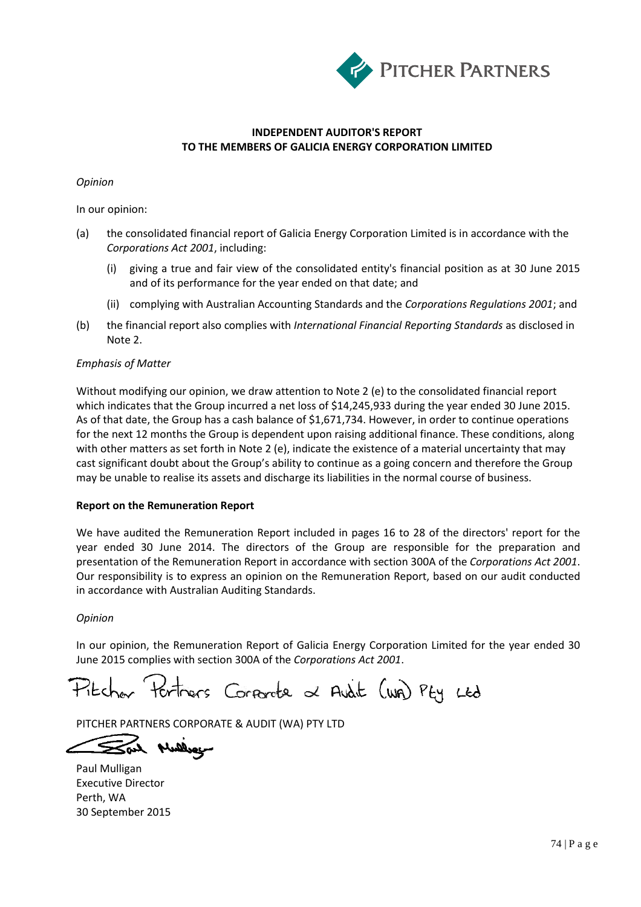PITCHER PARTNERS

**INDEPENDENT AUDITOR'S REPORT**
**TO THE MEMBERS OF GALICIA ENERGY CORPORATION LIMITED**

*Opinion*

In our opinion:

(a) the consolidated financial report of Galicia Energy Corporation Limited is in accordance with the *Corporations Act 2001*, including:

  (i) giving a true and fair view of the consolidated entity's financial position as at 30 June 2015 and of its performance for the year ended on that date; and

  (ii) complying with Australian Accounting Standards and the *Corporations Regulations 2001*; and

(b) the financial report also complies with *International Financial Reporting Standards* as disclosed in Note 2.

*Emphasis of Matter*

Without modifying our opinion, we draw attention to Note 2 (e) to the consolidated financial report which indicates that the Group incurred a net loss of $14,245,933 during the year ended 30 June 2015. As of that date, the Group has a cash balance of $1,671,734. However, in order to continue operations for the next 12 months the Group is dependent upon raising additional finance. These conditions, along with other matters as set forth in Note 2 (e), indicate the existence of a material uncertainty that may cast significant doubt about the Group's ability to continue as a going concern and therefore the Group may be unable to realise its assets and discharge its liabilities in the normal course of business.

**Report on the Remuneration Report**

We have audited the Remuneration Report included in pages 16 to 28 of the directors' report for the year ended 30 June 2014. The directors of the Group are responsible for the preparation and presentation of the Remuneration Report in accordance with section 300A of the *Corporations Act 2001*. Our responsibility is to express an opinion on the Remuneration Report, based on our audit conducted in accordance with Australian Auditing Standards.

*Opinion*

In our opinion, the Remuneration Report of Galicia Energy Corporation Limited for the year ended 30 June 2015 complies with section 300A of the *Corporations Act 2001*.

Pitcher Partners Corporate & Audit (WA) Pty Ltd

PITCHER PARTNERS CORPORATE & AUDIT (WA) PTY LTD

Paul Mulligan
Executive Director
Perth, WA
30 September 2015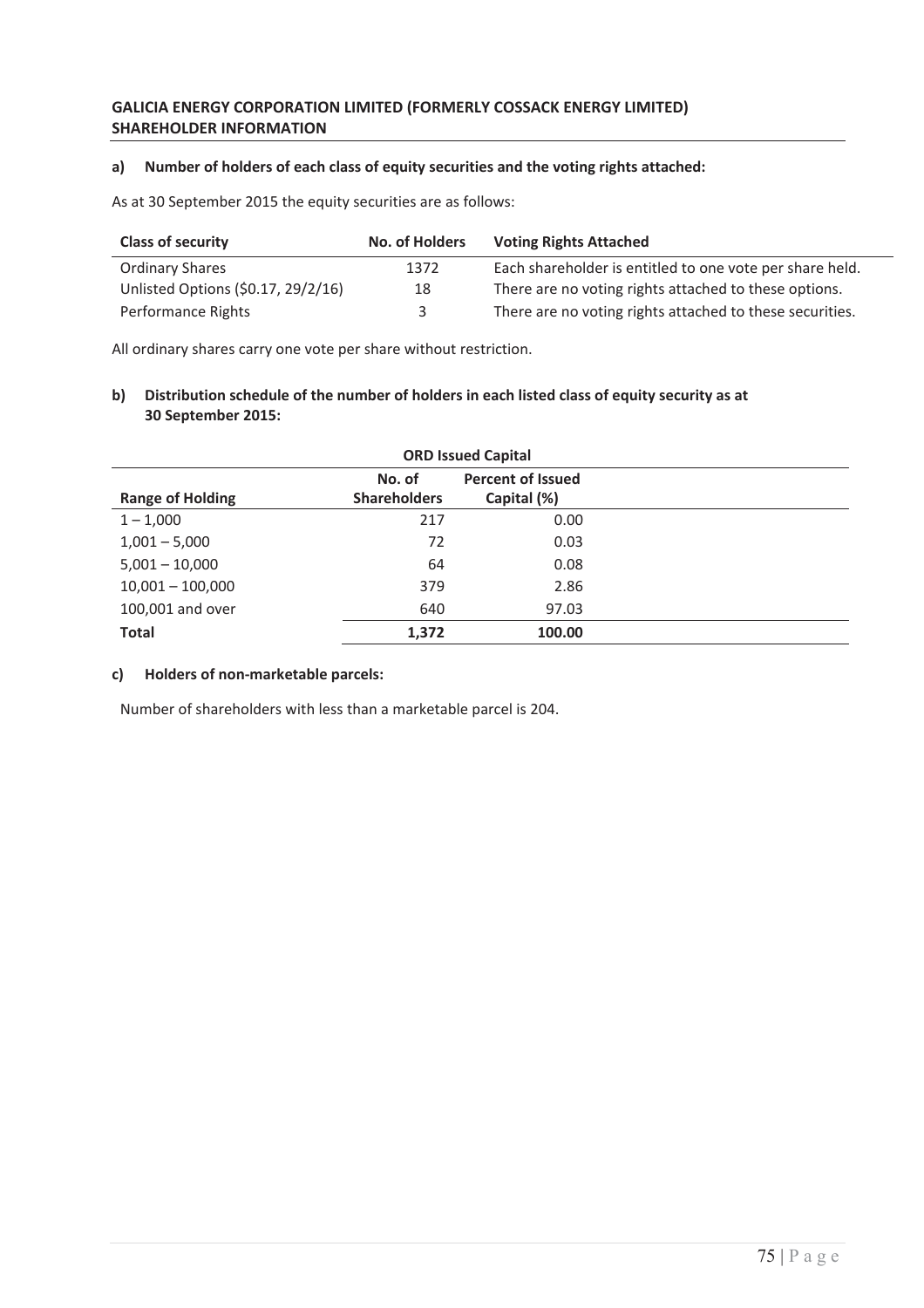**GALICIA ENERGY CORPORATION LIMITED (FORMERLY COSSACK ENERGY LIMITED)**
**SHAREHOLDER INFORMATION**

**a) Number of holders of each class of equity securities and the voting rights attached:**

As at 30 September 2015 the equity securities are as follows:

| Class of security | No. of Holders | Voting Rights Attached |
|---|---|---|
| Ordinary Shares | 1372 | Each shareholder is entitled to one vote per share held. |
| Unlisted Options ($0.17, 29/2/16) | 18 | There are no voting rights attached to these options. |
| Performance Rights | 3 | There are no voting rights attached to these securities. |

All ordinary shares carry one vote per share without restriction.

**b) Distribution schedule of the number of holders in each listed class of equity security as at 30 September 2015:**

| | ORD Issued Capital | |
|---|---|---|
| **Range of Holding** | **No. of Shareholders** | **Percent of Issued Capital (%)** |
| 1 – 1,000 | 217 | 0.00 |
| 1,001 – 5,000 | 72 | 0.03 |
| 5,001 – 10,000 | 64 | 0.08 |
| 10,001 – 100,000 | 379 | 2.86 |
| 100,001 and over | 640 | 97.03 |
| **Total** | **1,372** | **100.00** |

**c) Holders of non-marketable parcels:**

Number of shareholders with less than a marketable parcel is 204.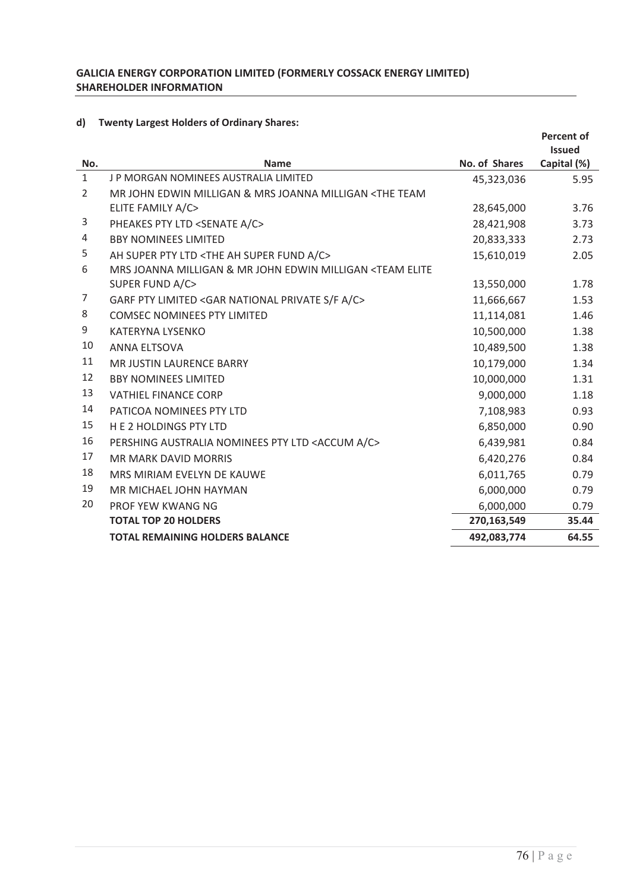**GALICIA ENERGY CORPORATION LIMITED (FORMERLY COSSACK ENERGY LIMITED)**
**SHAREHOLDER INFORMATION**

**d) Twenty Largest Holders of Ordinary Shares:**

| No. | Name | No. of Shares | Percent of Issued Capital (%) |
|---|---|---|---|
| 1 | J P MORGAN NOMINEES AUSTRALIA LIMITED | 45,323,036 | 5.95 |
| 2 | MR JOHN EDWIN MILLIGAN & MRS JOANNA MILLIGAN <THE TEAM ELITE FAMILY A/C> | 28,645,000 | 3.76 |
| 3 | PHEAKES PTY LTD <SENATE A/C> | 28,421,908 | 3.73 |
| 4 | BBY NOMINEES LIMITED | 20,833,333 | 2.73 |
| 5 | AH SUPER PTY LTD <THE AH SUPER FUND A/C> | 15,610,019 | 2.05 |
| 6 | MRS JOANNA MILLIGAN & MR JOHN EDWIN MILLIGAN <TEAM ELITE SUPER FUND A/C> | 13,550,000 | 1.78 |
| 7 | GARF PTY LIMITED <GAR NATIONAL PRIVATE S/F A/C> | 11,666,667 | 1.53 |
| 8 | COMSEC NOMINEES PTY LIMITED | 11,114,081 | 1.46 |
| 9 | KATERYNA LYSENKO | 10,500,000 | 1.38 |
| 10 | ANNA ELTSOVA | 10,489,500 | 1.38 |
| 11 | MR JUSTIN LAURENCE BARRY | 10,179,000 | 1.34 |
| 12 | BBY NOMINEES LIMITED | 10,000,000 | 1.31 |
| 13 | VATHIEL FINANCE CORP | 9,000,000 | 1.18 |
| 14 | PATICOA NOMINEES PTY LTD | 7,108,983 | 0.93 |
| 15 | H E 2 HOLDINGS PTY LTD | 6,850,000 | 0.90 |
| 16 | PERSHING AUSTRALIA NOMINEES PTY LTD <ACCUM A/C> | 6,439,981 | 0.84 |
| 17 | MR MARK DAVID MORRIS | 6,420,276 | 0.84 |
| 18 | MRS MIRIAM EVELYN DE KAUWE | 6,011,765 | 0.79 |
| 19 | MR MICHAEL JOHN HAYMAN | 6,000,000 | 0.79 |
| 20 | PROF YEW KWANG NG | 6,000,000 | 0.79 |
| | **TOTAL TOP 20 HOLDERS** | **270,163,549** | **35.44** |
| | **TOTAL REMAINING HOLDERS BALANCE** | **492,083,774** | **64.55** |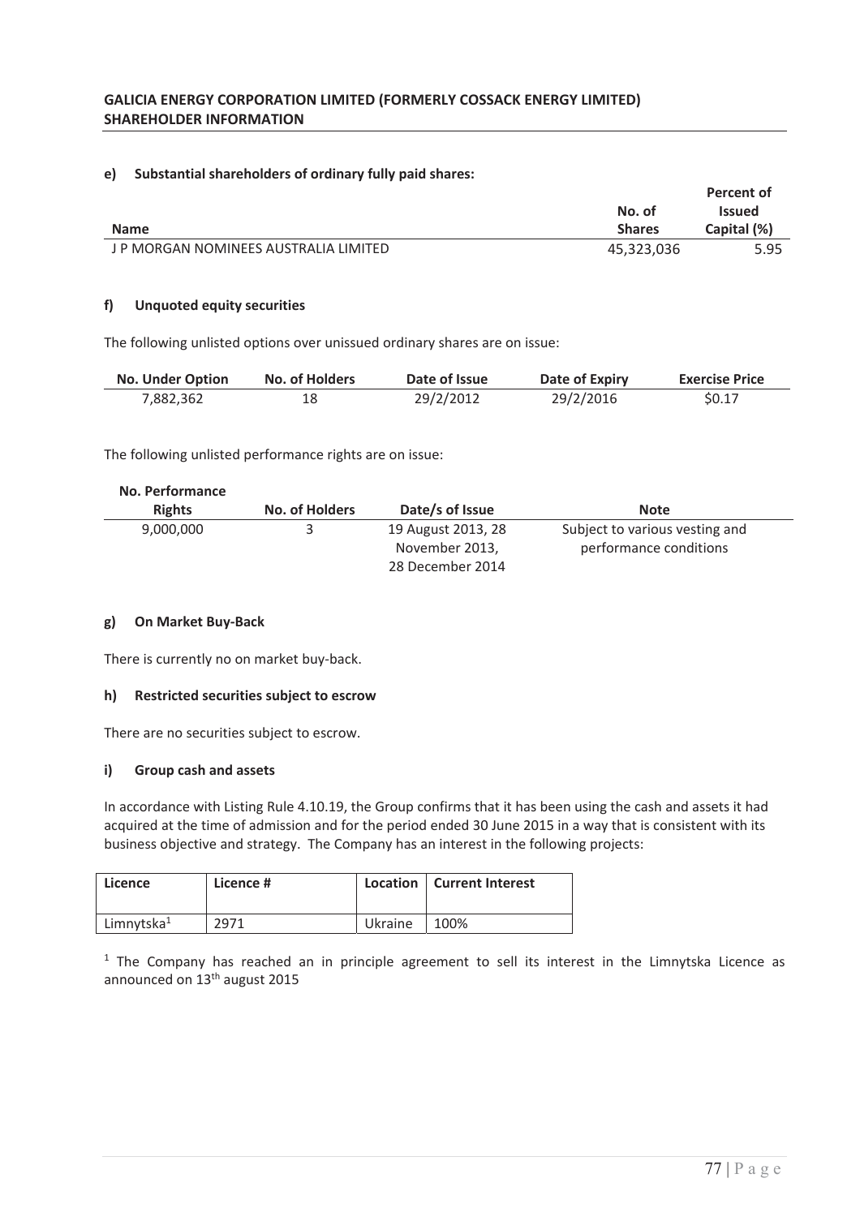## e) Substantial shareholders of ordinary fully paid shares:

| Name | No. of Shares | Percent of Issued Capital (%) |
|---|---|---|
| J P MORGAN NOMINEES AUSTRALIA LIMITED | 45,323,036 | 5.95 |

## f) Unquoted equity securities

The following unlisted options over unissued ordinary shares are on issue:

| No. Under Option | No. of Holders | Date of Issue | Date of Expiry | Exercise Price |
|---|---|---|---|---|
| 7,882,362 | 18 | 29/2/2012 | 29/2/2016 | $0.17 |

The following unlisted performance rights are on issue:

| No. Performance Rights | No. of Holders | Date/s of Issue | Note |
|---|---|---|---|
| 9,000,000 | 3 | 19 August 2013, 28 November 2013, 28 December 2014 | Subject to various vesting and performance conditions |

## g) On Market Buy-Back

There is currently no on market buy-back.

## h) Restricted securities subject to escrow

There are no securities subject to escrow.

## i) Group cash and assets

In accordance with Listing Rule 4.10.19, the Group confirms that it has been using the cash and assets it had acquired at the time of admission and for the period ended 30 June 2015 in a way that is consistent with its business objective and strategy. The Company has an interest in the following projects:

| Licence | Licence # | Location | Current Interest |
|---|---|---|---|
| Limnytska[1] | 2971 | Ukraine | 100% |

[1] The Company has reached an in principle agreement to sell its interest in the Limnytska Licence as announced on 13th august 2015